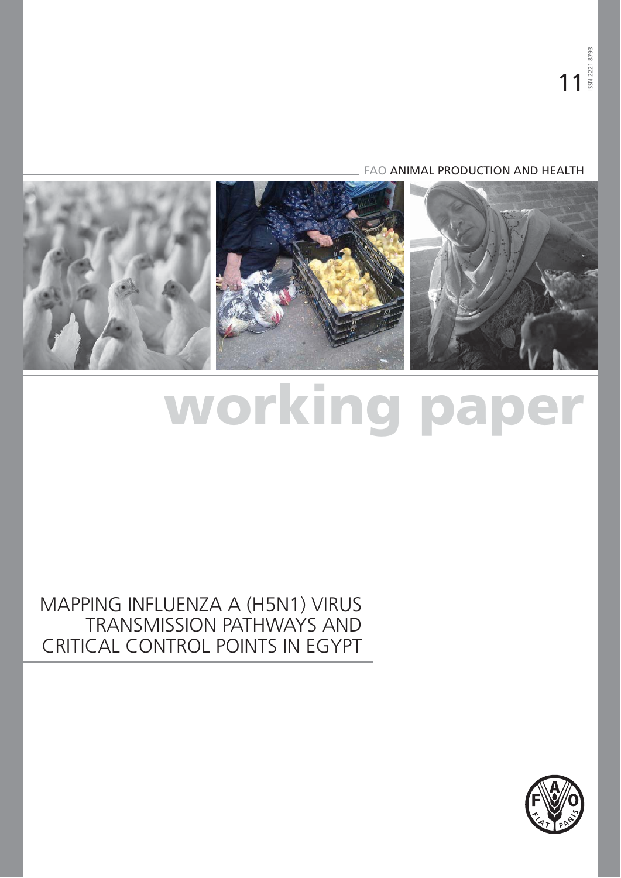11

ISSN 2221-8793

FAO ANIMAL PRODUCTION AND HEALTH

# working paper

## MAPPING INFLUENZA A (H5N1) VIRUS TRANSMISSION PATHWAYS AND CRITICAL CONTROL POINTS IN EGYPT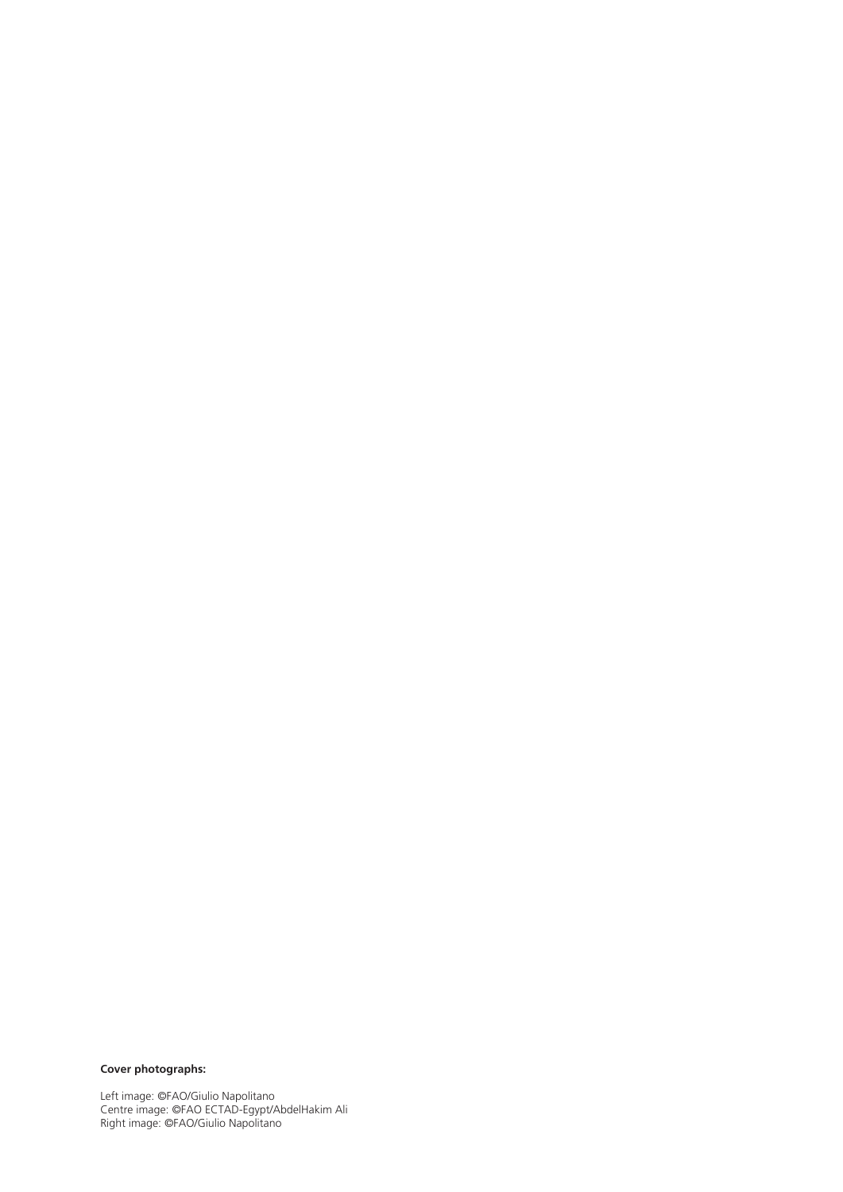**Cover photographs:**

Left image: ©FAO/Giulio Napolitano
Centre image: ©FAO ECTAD-Egypt/AbdelHakim Ali
Right image: ©FAO/Giulio Napolitano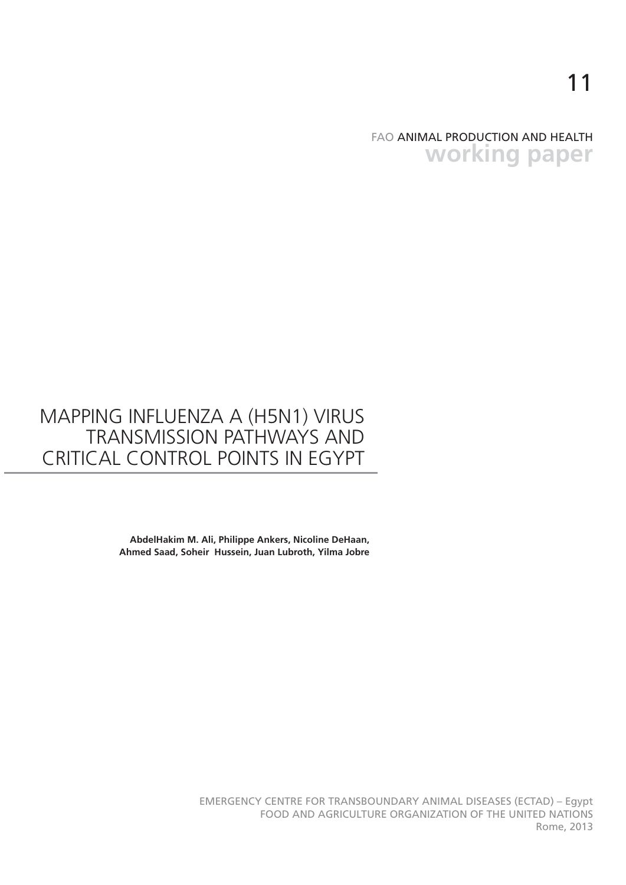11

FAO ANIMAL PRODUCTION AND HEALTH
**working paper**

# MAPPING INFLUENZA A (H5N1) VIRUS TRANSMISSION PATHWAYS AND CRITICAL CONTROL POINTS IN EGYPT

**AbdelHakim M. Ali, Philippe Ankers, Nicoline DeHaan, Ahmed Saad, Soheir Hussein, Juan Lubroth, Yilma Jobre**

EMERGENCY CENTRE FOR TRANSBOUNDARY ANIMAL DISEASES (ECTAD) – Egypt
FOOD AND AGRICULTURE ORGANIZATION OF THE UNITED NATIONS
Rome, 2013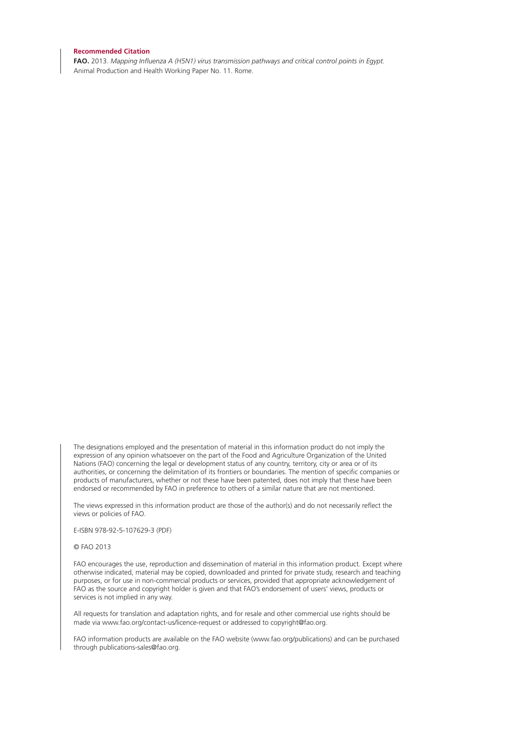**Recommended Citation**

**FAO.** 2013. *Mapping Influenza A (H5N1) virus transmission pathways and critical control points in Egypt.* Animal Production and Health Working Paper No. 11. Rome.

The designations employed and the presentation of material in this information product do not imply the expression of any opinion whatsoever on the part of the Food and Agriculture Organization of the United Nations (FAO) concerning the legal or development status of any country, territory, city or area or of its authorities, or concerning the delimitation of its frontiers or boundaries. The mention of specific companies or products of manufacturers, whether or not these have been patented, does not imply that these have been endorsed or recommended by FAO in preference to others of a similar nature that are not mentioned.

The views expressed in this information product are those of the author(s) and do not necessarily reflect the views or policies of FAO.

E-ISBN 978-92-5-107629-3 (PDF)

© FAO 2013

FAO encourages the use, reproduction and dissemination of material in this information product. Except where otherwise indicated, material may be copied, downloaded and printed for private study, research and teaching purposes, or for use in non-commercial products or services, provided that appropriate acknowledgement of FAO as the source and copyright holder is given and that FAO's endorsement of users' views, products or services is not implied in any way.

All requests for translation and adaptation rights, and for resale and other commercial use rights should be made via www.fao.org/contact-us/licence-request or addressed to copyright@fao.org.

FAO information products are available on the FAO website (www.fao.org/publications) and can be purchased through publications-sales@fao.org.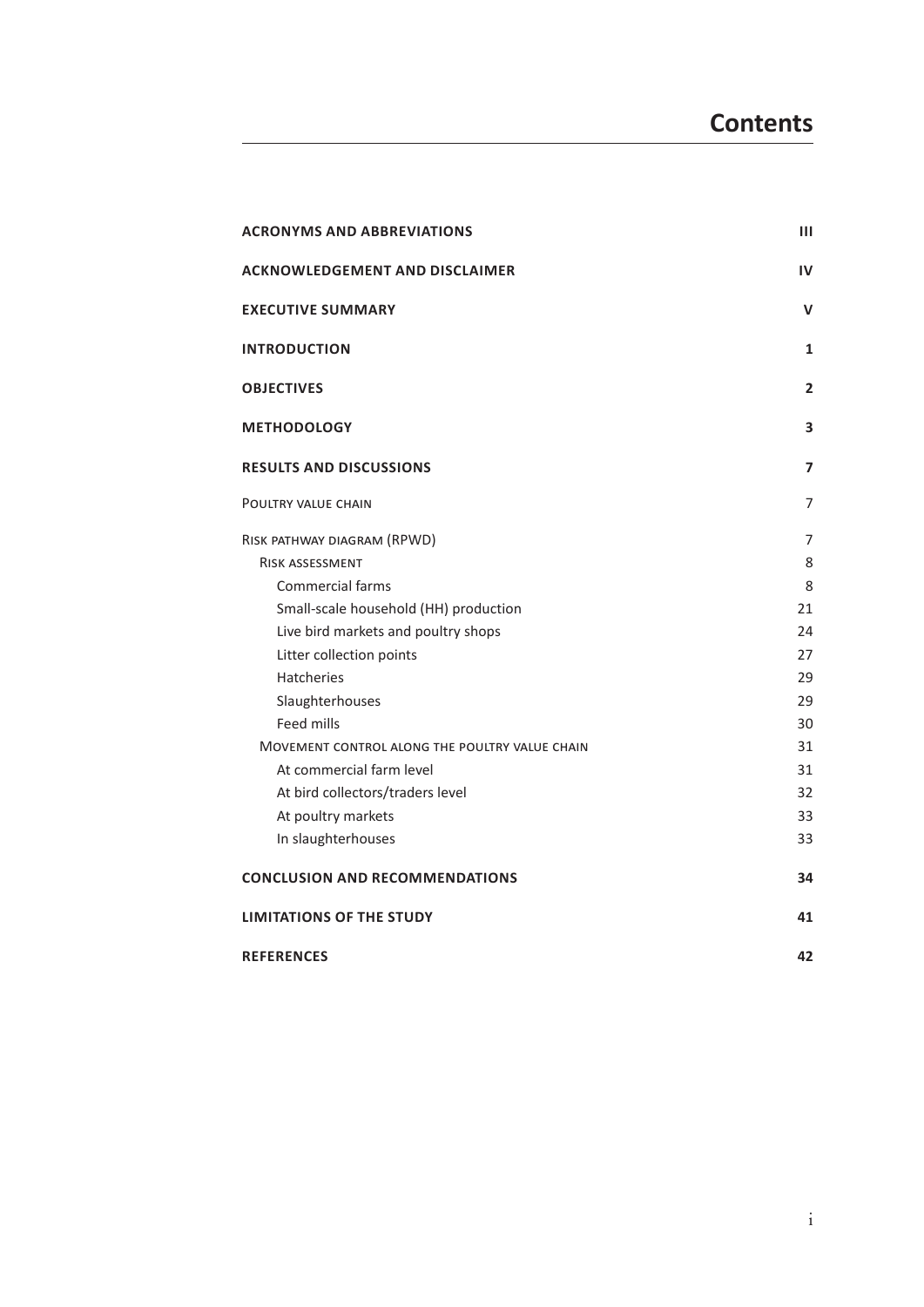# Contents

| | |
|---|---|
| **ACRONYMS AND ABBREVIATIONS** | **III** |
| **ACKNOWLEDGEMENT AND DISCLAIMER** | **IV** |
| **EXECUTIVE SUMMARY** | **V** |
| **INTRODUCTION** | **1** |
| **OBJECTIVES** | **2** |
| **METHODOLOGY** | **3** |
| **RESULTS AND DISCUSSIONS** | **7** |
| POULTRY VALUE CHAIN | 7 |
| RISK PATHWAY DIAGRAM (RPWD) | 7 |
| RISK ASSESSMENT | 8 |
| Commercial farms | 8 |
| Small-scale household (HH) production | 21 |
| Live bird markets and poultry shops | 24 |
| Litter collection points | 27 |
| Hatcheries | 29 |
| Slaughterhouses | 29 |
| Feed mills | 30 |
| MOVEMENT CONTROL ALONG THE POULTRY VALUE CHAIN | 31 |
| At commercial farm level | 31 |
| At bird collectors/traders level | 32 |
| At poultry markets | 33 |
| In slaughterhouses | 33 |
| **CONCLUSION AND RECOMMENDATIONS** | **34** |
| **LIMITATIONS OF THE STUDY** | **41** |
| **REFERENCES** | **42** |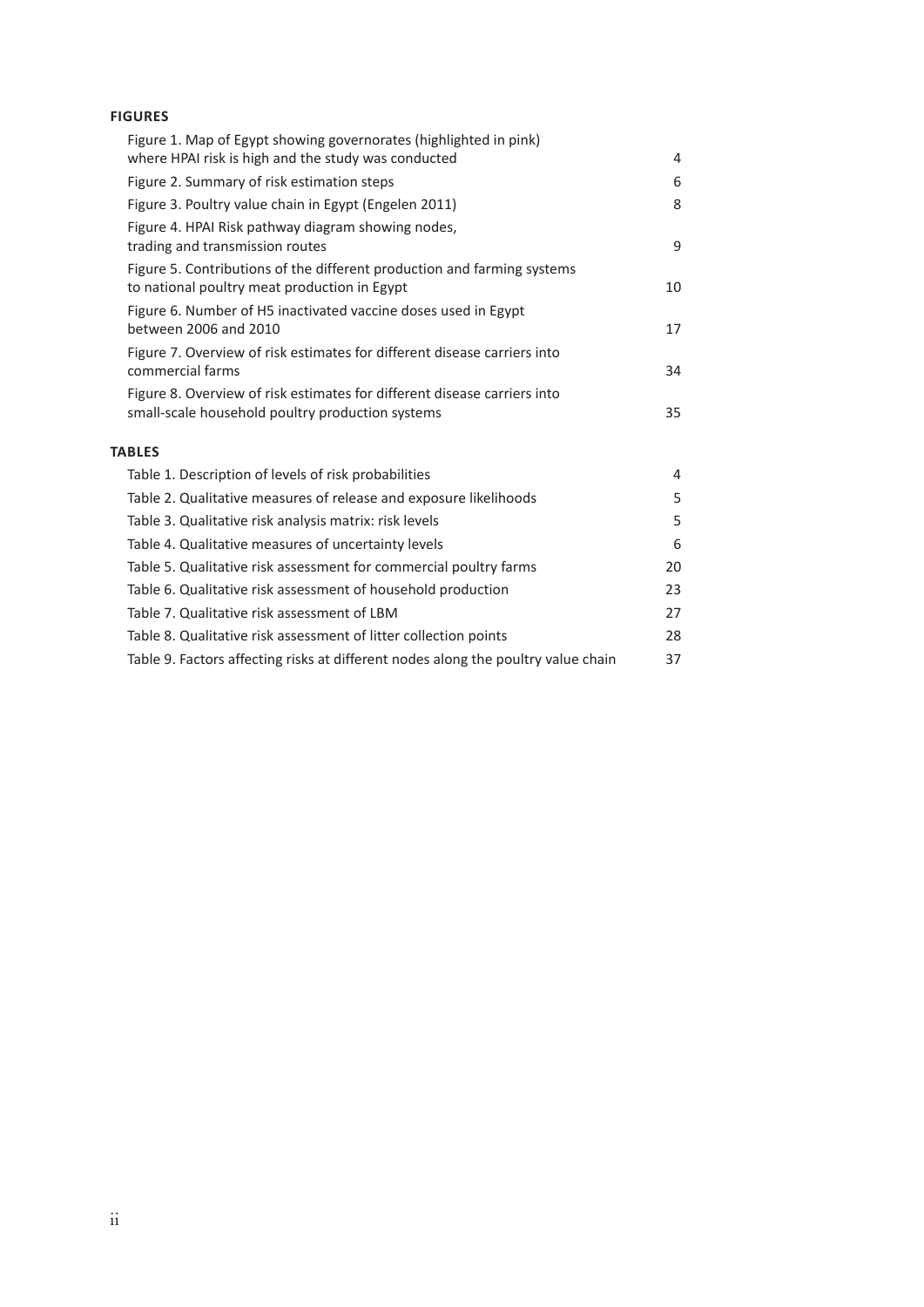**FIGURES**

| | |
|---|---|
| Figure 1. Map of Egypt showing governorates (highlighted in pink) where HPAI risk is high and the study was conducted | 4 |
| Figure 2. Summary of risk estimation steps | 6 |
| Figure 3. Poultry value chain in Egypt (Engelen 2011) | 8 |
| Figure 4. HPAI Risk pathway diagram showing nodes, trading and transmission routes | 9 |
| Figure 5. Contributions of the different production and farming systems to national poultry meat production in Egypt | 10 |
| Figure 6. Number of H5 inactivated vaccine doses used in Egypt between 2006 and 2010 | 17 |
| Figure 7. Overview of risk estimates for different disease carriers into commercial farms | 34 |
| Figure 8. Overview of risk estimates for different disease carriers into small-scale household poultry production systems | 35 |

**TABLES**

| | |
|---|---|
| Table 1. Description of levels of risk probabilities | 4 |
| Table 2. Qualitative measures of release and exposure likelihoods | 5 |
| Table 3. Qualitative risk analysis matrix: risk levels | 5 |
| Table 4. Qualitative measures of uncertainty levels | 6 |
| Table 5. Qualitative risk assessment for commercial poultry farms | 20 |
| Table 6. Qualitative risk assessment of household production | 23 |
| Table 7. Qualitative risk assessment of LBM | 27 |
| Table 8. Qualitative risk assessment of litter collection points | 28 |
| Table 9. Factors affecting risks at different nodes along the poultry value chain | 37 |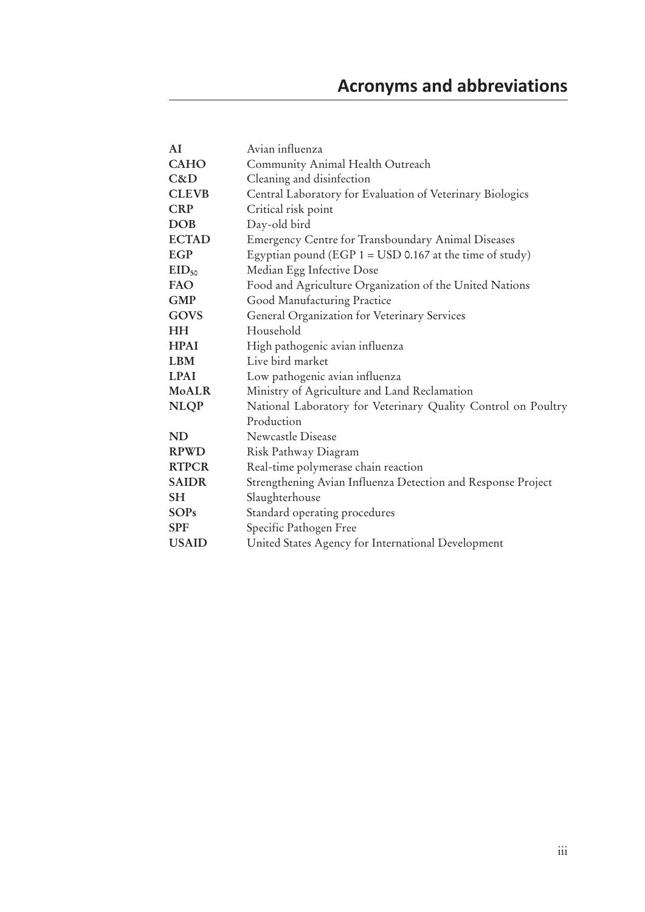# Acronyms and abbreviations

| | |
|---|---|
| **AI** | Avian influenza |
| **CAHO** | Community Animal Health Outreach |
| **C&D** | Cleaning and disinfection |
| **CLEVB** | Central Laboratory for Evaluation of Veterinary Biologics |
| **CRP** | Critical risk point |
| **DOB** | Day-old bird |
| **ECTAD** | Emergency Centre for Transboundary Animal Diseases |
| **EGP** | Egyptian pound (EGP 1 = USD 0.167 at the time of study) |
| **$EID_{50}$** | Median Egg Infective Dose |
| **FAO** | Food and Agriculture Organization of the United Nations |
| **GMP** | Good Manufacturing Practice |
| **GOVS** | General Organization for Veterinary Services |
| **HH** | Household |
| **HPAI** | High pathogenic avian influenza |
| **LBM** | Live bird market |
| **LPAI** | Low pathogenic avian influenza |
| **MoALR** | Ministry of Agriculture and Land Reclamation |
| **NLQP** | National Laboratory for Veterinary Quality Control on Poultry Production |
| **ND** | Newcastle Disease |
| **RPWD** | Risk Pathway Diagram |
| **RTPCR** | Real-time polymerase chain reaction |
| **SAIDR** | Strengthening Avian Influenza Detection and Response Project |
| **SH** | Slaughterhouse |
| **SOPs** | Standard operating procedures |
| **SPF** | Specific Pathogen Free |
| **USAID** | United States Agency for International Development |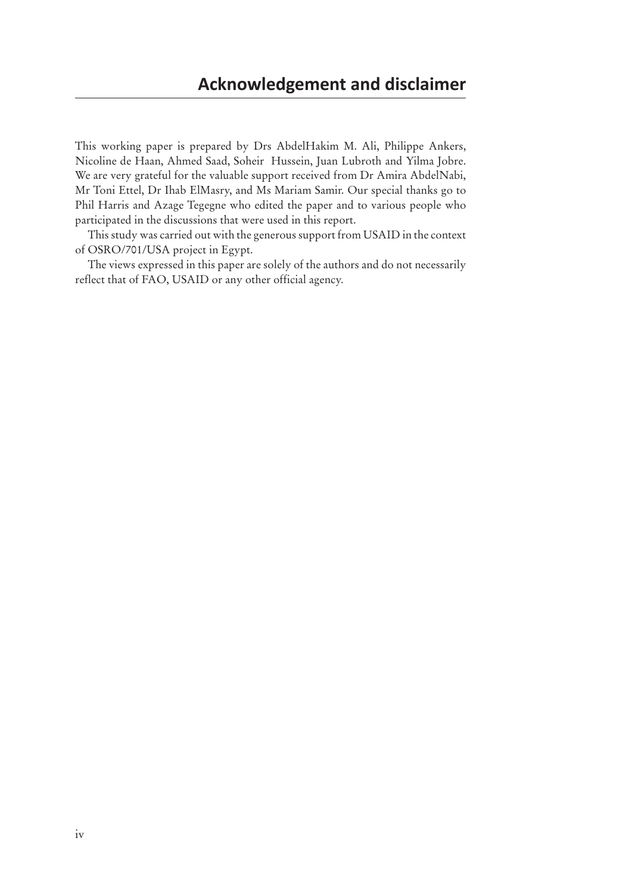## Acknowledgement and disclaimer

This working paper is prepared by Drs AbdelHakim M. Ali, Philippe Ankers, Nicoline de Haan, Ahmed Saad, Soheir Hussein, Juan Lubroth and Yilma Jobre. We are very grateful for the valuable support received from Dr Amira AbdelNabi, Mr Toni Ettel, Dr Ihab ElMasry, and Ms Mariam Samir. Our special thanks go to Phil Harris and Azage Tegegne who edited the paper and to various people who participated in the discussions that were used in this report.

This study was carried out with the generous support from USAID in the context of OSRO/701/USA project in Egypt.

The views expressed in this paper are solely of the authors and do not necessarily reflect that of FAO, USAID or any other official agency.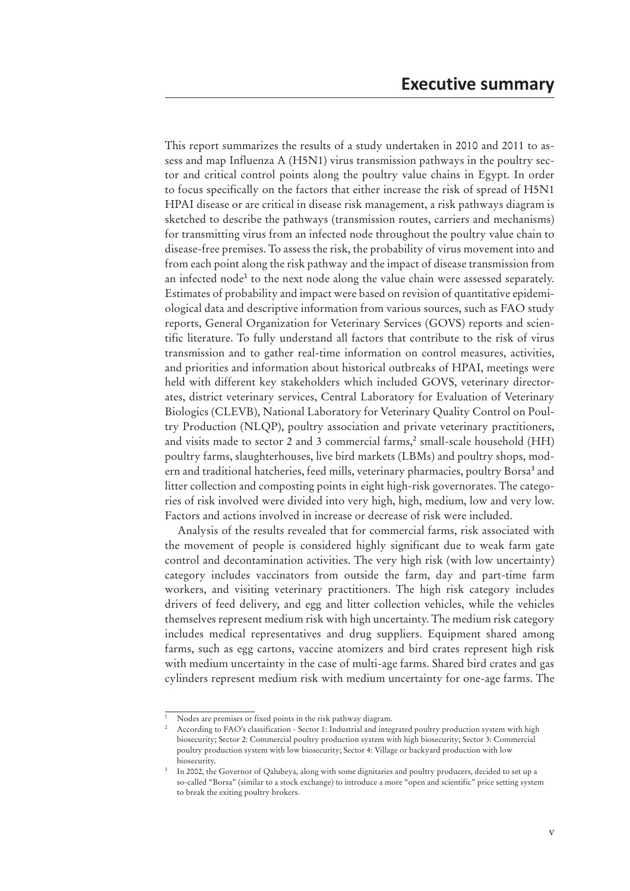# Executive summary

This report summarizes the results of a study undertaken in 2010 and 2011 to assess and map Influenza A (H5N1) virus transmission pathways in the poultry sector and critical control points along the poultry value chains in Egypt. In order to focus specifically on the factors that either increase the risk of spread of H5N1 HPAI disease or are critical in disease risk management, a risk pathways diagram is sketched to describe the pathways (transmission routes, carriers and mechanisms) for transmitting virus from an infected node throughout the poultry value chain to disease-free premises. To assess the risk, the probability of virus movement into and from each point along the risk pathway and the impact of disease transmission from an infected node[1] to the next node along the value chain were assessed separately. Estimates of probability and impact were based on revision of quantitative epidemiological data and descriptive information from various sources, such as FAO study reports, General Organization for Veterinary Services (GOVS) reports and scientific literature. To fully understand all factors that contribute to the risk of virus transmission and to gather real-time information on control measures, activities, and priorities and information about historical outbreaks of HPAI, meetings were held with different key stakeholders which included GOVS, veterinary directorates, district veterinary services, Central Laboratory for Evaluation of Veterinary Biologics (CLEVB), National Laboratory for Veterinary Quality Control on Poultry Production (NLQP), poultry association and private veterinary practitioners, and visits made to sector 2 and 3 commercial farms,[2] small-scale household (HH) poultry farms, slaughterhouses, live bird markets (LBMs) and poultry shops, modern and traditional hatcheries, feed mills, veterinary pharmacies, poultry Borsa[3] and litter collection and composting points in eight high-risk governorates. The categories of risk involved were divided into very high, high, medium, low and very low. Factors and actions involved in increase or decrease of risk were included.

Analysis of the results revealed that for commercial farms, risk associated with the movement of people is considered highly significant due to weak farm gate control and decontamination activities. The very high risk (with low uncertainty) category includes vaccinators from outside the farm, day and part-time farm workers, and visiting veterinary practitioners. The high risk category includes drivers of feed delivery, and egg and litter collection vehicles, while the vehicles themselves represent medium risk with high uncertainty. The medium risk category includes medical representatives and drug suppliers. Equipment shared among farms, such as egg cartons, vaccine atomizers and bird crates represent high risk with medium uncertainty in the case of multi-age farms. Shared bird crates and gas cylinders represent medium risk with medium uncertainty for one-age farms. The

---

[1] Nodes are premises or fixed points in the risk pathway diagram.

[2] According to FAO's classification - Sector 1: Industrial and integrated poultry production system with high biosecurity; Sector 2: Commercial poultry production system with high biosecurity; Sector 3: Commercial poultry production system with low biosecurity; Sector 4: Village or backyard production with low biosecurity.

[3] In 2002, the Governor of Qalubeya, along with some dignitaries and poultry producers, decided to set up a so-called "Borsa" (similar to a stock exchange) to introduce a more "open and scientific" price setting system to break the exiting poultry brokers.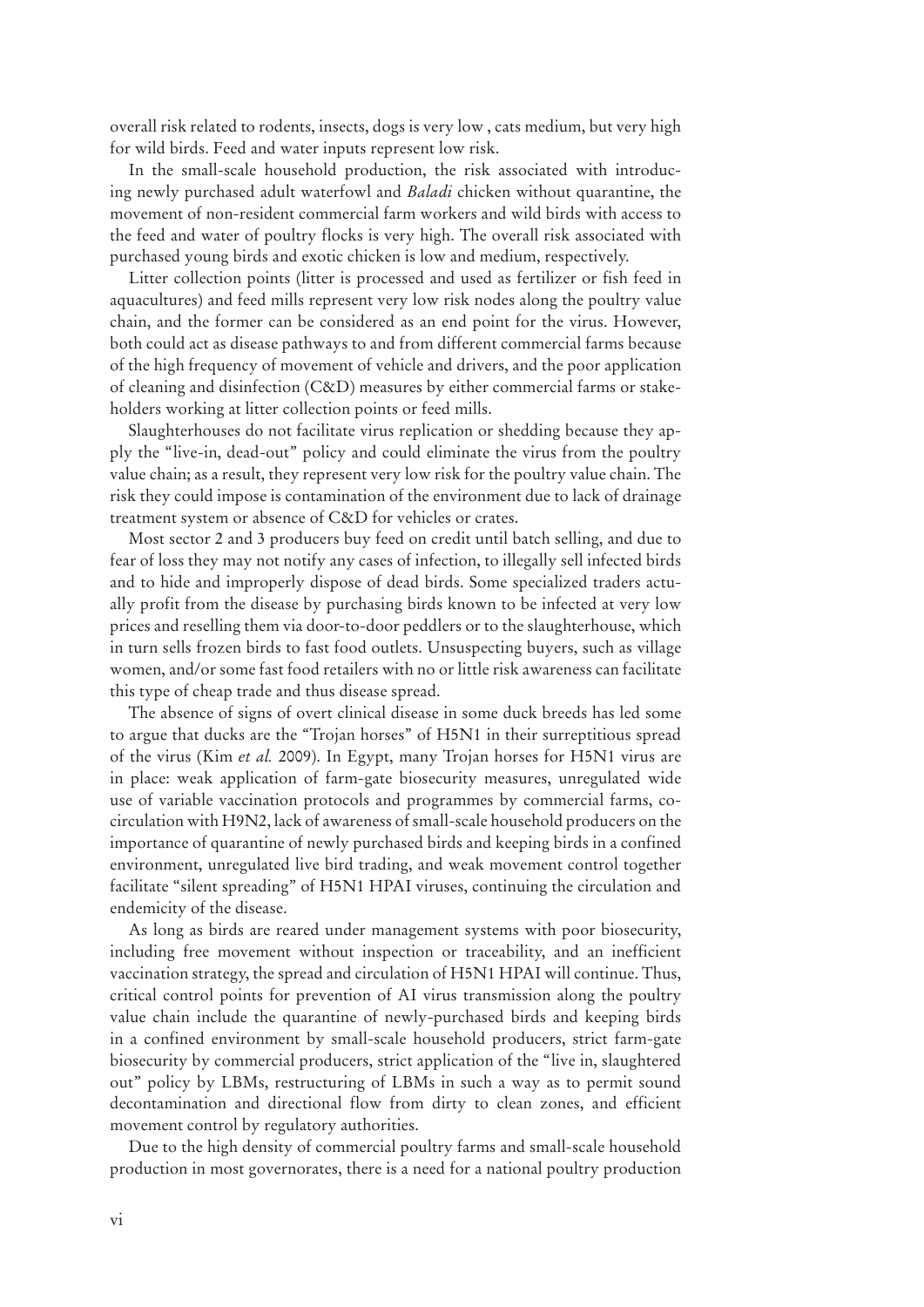overall risk related to rodents, insects, dogs is very low , cats medium, but very high for wild birds. Feed and water inputs represent low risk.

In the small-scale household production, the risk associated with introducing newly purchased adult waterfowl and *Baladi* chicken without quarantine, the movement of non-resident commercial farm workers and wild birds with access to the feed and water of poultry flocks is very high. The overall risk associated with purchased young birds and exotic chicken is low and medium, respectively.

Litter collection points (litter is processed and used as fertilizer or fish feed in aquacultures) and feed mills represent very low risk nodes along the poultry value chain, and the former can be considered as an end point for the virus. However, both could act as disease pathways to and from different commercial farms because of the high frequency of movement of vehicle and drivers, and the poor application of cleaning and disinfection (C&D) measures by either commercial farms or stakeholders working at litter collection points or feed mills.

Slaughterhouses do not facilitate virus replication or shedding because they apply the "live-in, dead-out" policy and could eliminate the virus from the poultry value chain; as a result, they represent very low risk for the poultry value chain. The risk they could impose is contamination of the environment due to lack of drainage treatment system or absence of C&D for vehicles or crates.

Most sector 2 and 3 producers buy feed on credit until batch selling, and due to fear of loss they may not notify any cases of infection, to illegally sell infected birds and to hide and improperly dispose of dead birds. Some specialized traders actually profit from the disease by purchasing birds known to be infected at very low prices and reselling them via door-to-door peddlers or to the slaughterhouse, which in turn sells frozen birds to fast food outlets. Unsuspecting buyers, such as village women, and/or some fast food retailers with no or little risk awareness can facilitate this type of cheap trade and thus disease spread.

The absence of signs of overt clinical disease in some duck breeds has led some to argue that ducks are the "Trojan horses" of H5N1 in their surreptitious spread of the virus (Kim *et al.* 2009). In Egypt, many Trojan horses for H5N1 virus are in place: weak application of farm-gate biosecurity measures, unregulated wide use of variable vaccination protocols and programmes by commercial farms, co-circulation with H9N2, lack of awareness of small-scale household producers on the importance of quarantine of newly purchased birds and keeping birds in a confined environment, unregulated live bird trading, and weak movement control together facilitate "silent spreading" of H5N1 HPAI viruses, continuing the circulation and endemicity of the disease.

As long as birds are reared under management systems with poor biosecurity, including free movement without inspection or traceability, and an inefficient vaccination strategy, the spread and circulation of H5N1 HPAI will continue. Thus, critical control points for prevention of AI virus transmission along the poultry value chain include the quarantine of newly-purchased birds and keeping birds in a confined environment by small-scale household producers, strict farm-gate biosecurity by commercial producers, strict application of the "live in, slaughtered out" policy by LBMs, restructuring of LBMs in such a way as to permit sound decontamination and directional flow from dirty to clean zones, and efficient movement control by regulatory authorities.

Due to the high density of commercial poultry farms and small-scale household production in most governorates, there is a need for a national poultry production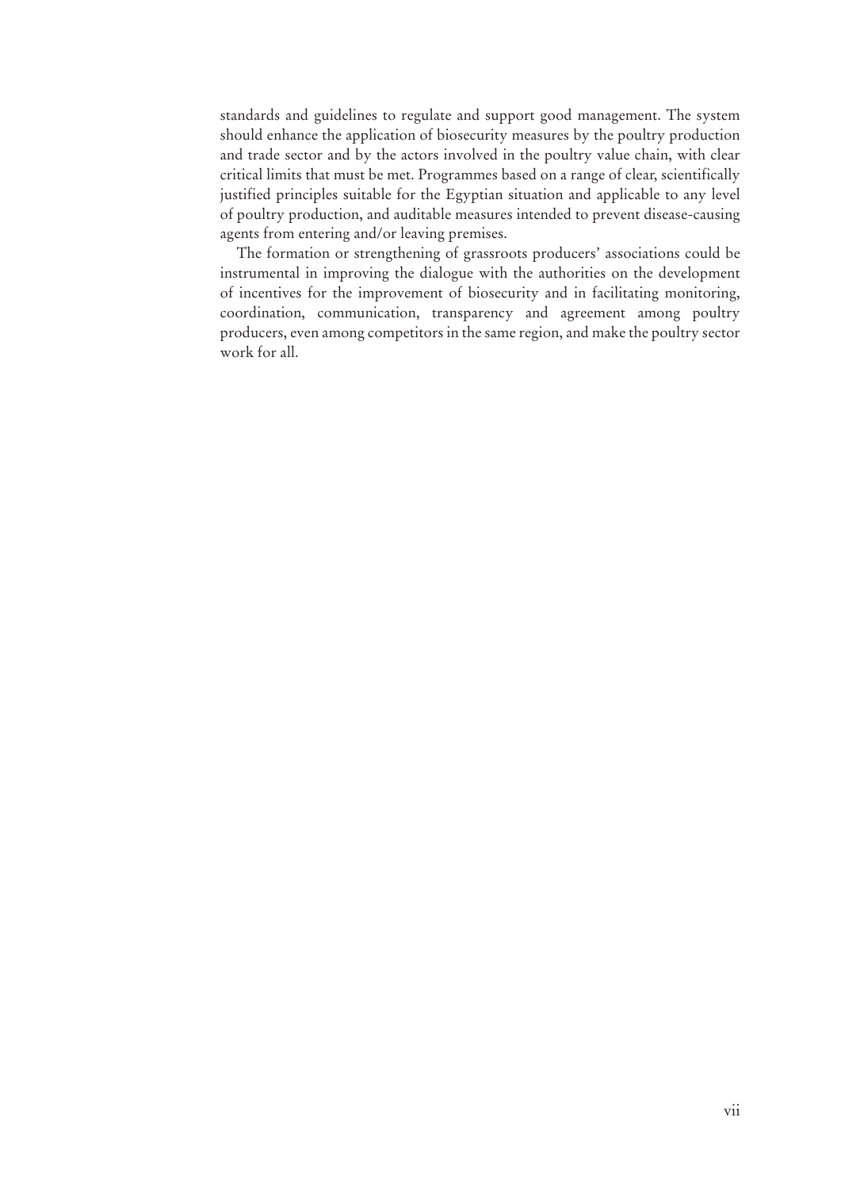standards and guidelines to regulate and support good management. The system should enhance the application of biosecurity measures by the poultry production and trade sector and by the actors involved in the poultry value chain, with clear critical limits that must be met. Programmes based on a range of clear, scientifically justified principles suitable for the Egyptian situation and applicable to any level of poultry production, and auditable measures intended to prevent disease-causing agents from entering and/or leaving premises.

The formation or strengthening of grassroots producers' associations could be instrumental in improving the dialogue with the authorities on the development of incentives for the improvement of biosecurity and in facilitating monitoring, coordination, communication, transparency and agreement among poultry producers, even among competitors in the same region, and make the poultry sector work for all.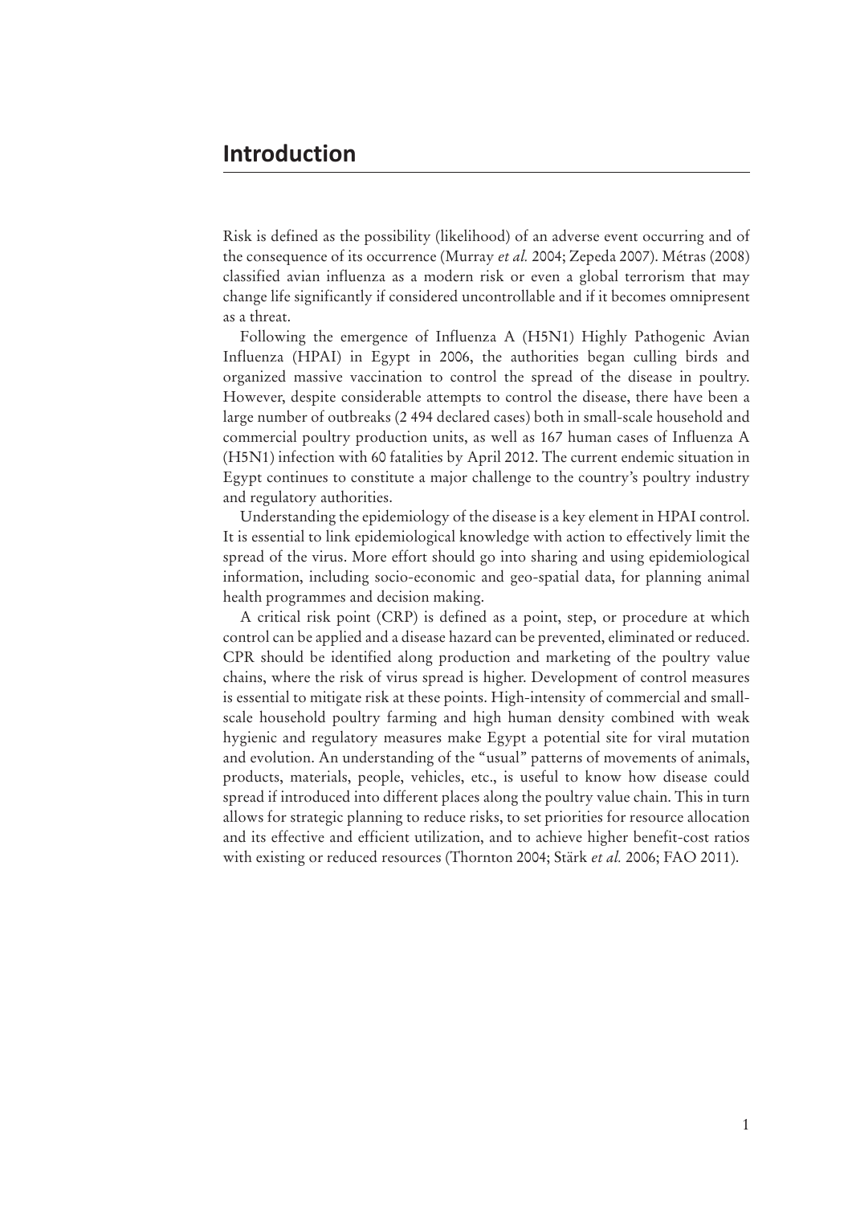# Introduction

Risk is defined as the possibility (likelihood) of an adverse event occurring and of the consequence of its occurrence (Murray *et al.* 2004; Zepeda 2007). Métras (2008) classified avian influenza as a modern risk or even a global terrorism that may change life significantly if considered uncontrollable and if it becomes omnipresent as a threat.

Following the emergence of Influenza A (H5N1) Highly Pathogenic Avian Influenza (HPAI) in Egypt in 2006, the authorities began culling birds and organized massive vaccination to control the spread of the disease in poultry. However, despite considerable attempts to control the disease, there have been a large number of outbreaks (2 494 declared cases) both in small-scale household and commercial poultry production units, as well as 167 human cases of Influenza A (H5N1) infection with 60 fatalities by April 2012. The current endemic situation in Egypt continues to constitute a major challenge to the country's poultry industry and regulatory authorities.

Understanding the epidemiology of the disease is a key element in HPAI control. It is essential to link epidemiological knowledge with action to effectively limit the spread of the virus. More effort should go into sharing and using epidemiological information, including socio-economic and geo-spatial data, for planning animal health programmes and decision making.

A critical risk point (CRP) is defined as a point, step, or procedure at which control can be applied and a disease hazard can be prevented, eliminated or reduced. CPR should be identified along production and marketing of the poultry value chains, where the risk of virus spread is higher. Development of control measures is essential to mitigate risk at these points. High-intensity of commercial and small-scale household poultry farming and high human density combined with weak hygienic and regulatory measures make Egypt a potential site for viral mutation and evolution. An understanding of the "usual" patterns of movements of animals, products, materials, people, vehicles, etc., is useful to know how disease could spread if introduced into different places along the poultry value chain. This in turn allows for strategic planning to reduce risks, to set priorities for resource allocation and its effective and efficient utilization, and to achieve higher benefit-cost ratios with existing or reduced resources (Thornton 2004; Stärk *et al.* 2006; FAO 2011).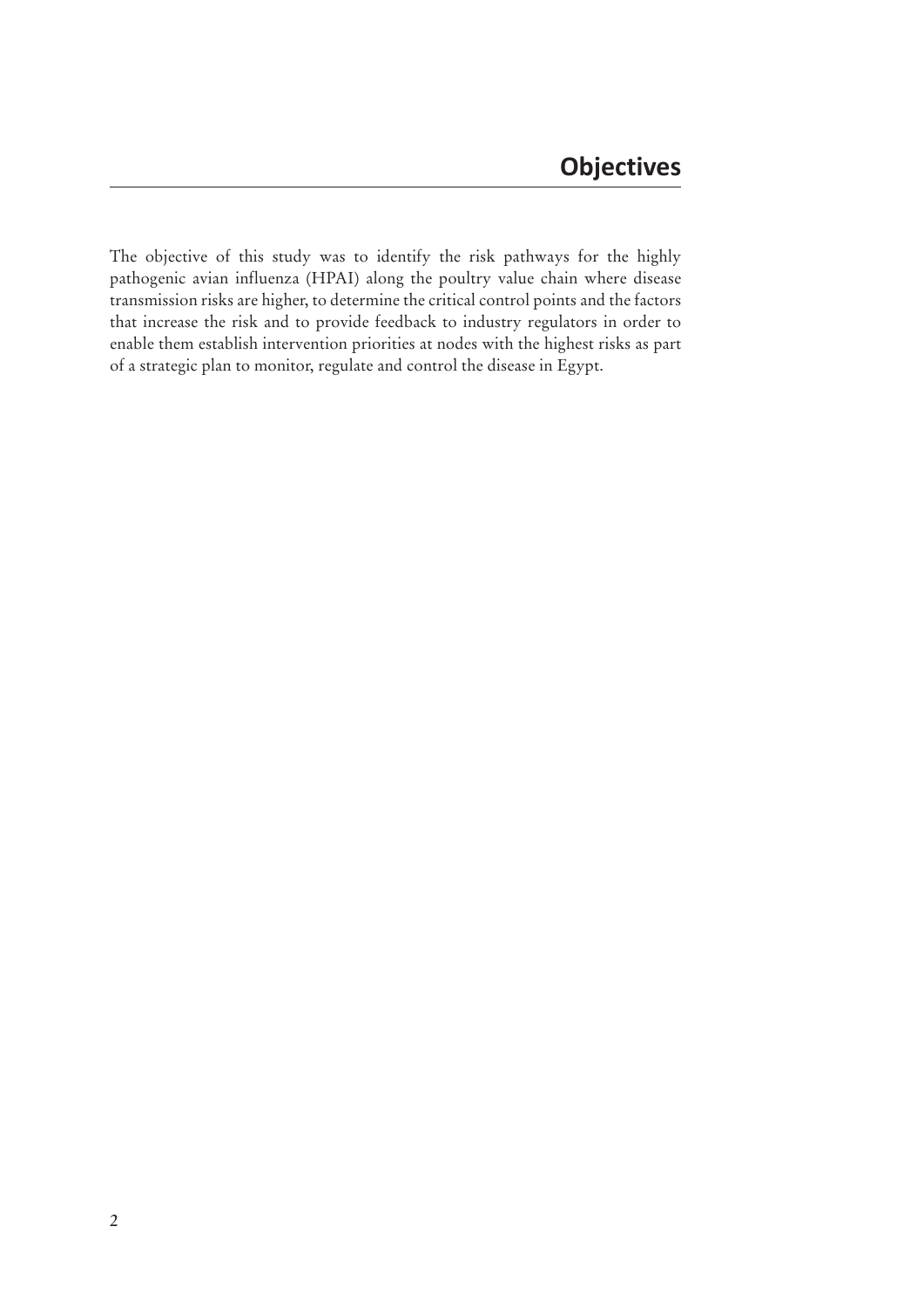# Objectives

The objective of this study was to identify the risk pathways for the highly pathogenic avian influenza (HPAI) along the poultry value chain where disease transmission risks are higher, to determine the critical control points and the factors that increase the risk and to provide feedback to industry regulators in order to enable them establish intervention priorities at nodes with the highest risks as part of a strategic plan to monitor, regulate and control the disease in Egypt.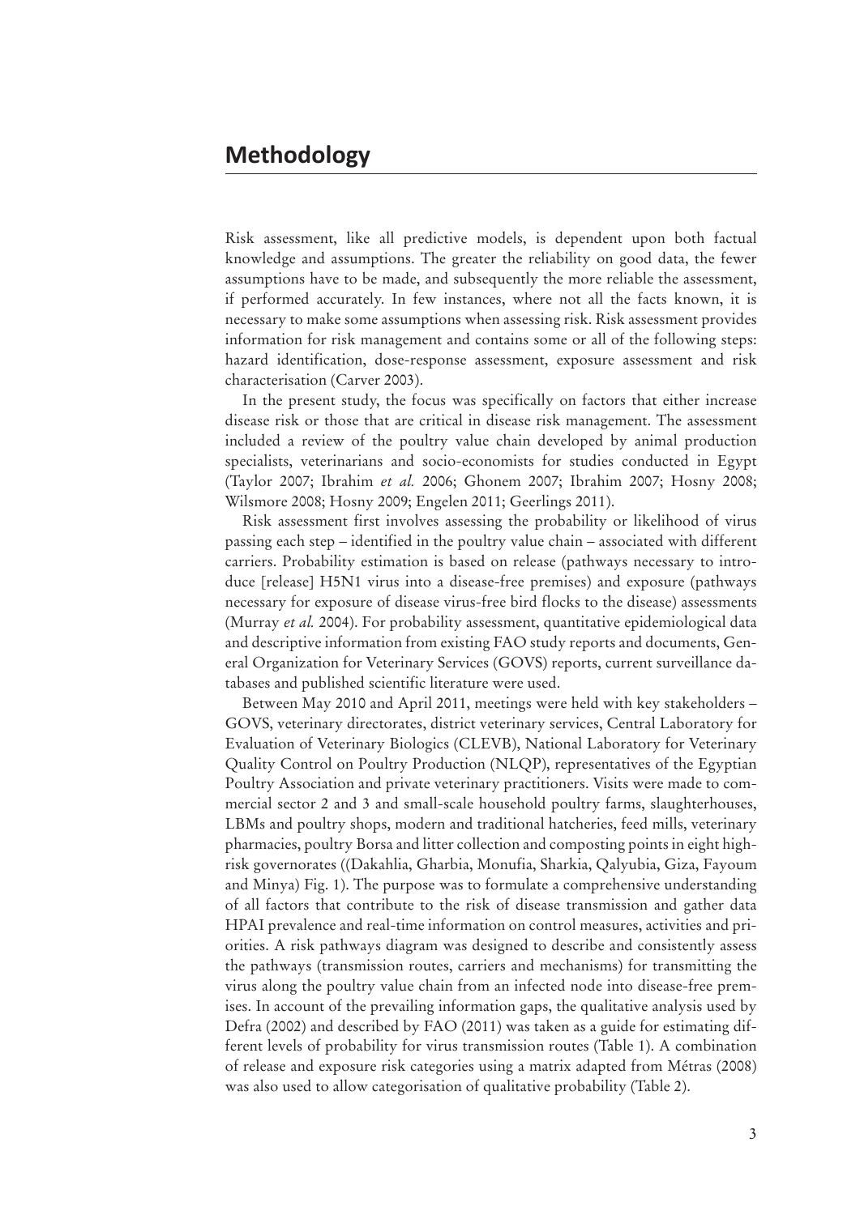## Methodology

Risk assessment, like all predictive models, is dependent upon both factual knowledge and assumptions. The greater the reliability on good data, the fewer assumptions have to be made, and subsequently the more reliable the assessment, if performed accurately. In few instances, where not all the facts known, it is necessary to make some assumptions when assessing risk. Risk assessment provides information for risk management and contains some or all of the following steps: hazard identification, dose-response assessment, exposure assessment and risk characterisation (Carver 2003).

In the present study, the focus was specifically on factors that either increase disease risk or those that are critical in disease risk management. The assessment included a review of the poultry value chain developed by animal production specialists, veterinarians and socio-economists for studies conducted in Egypt (Taylor 2007; Ibrahim *et al.* 2006; Ghonem 2007; Ibrahim 2007; Hosny 2008; Wilsmore 2008; Hosny 2009; Engelen 2011; Geerlings 2011).

Risk assessment first involves assessing the probability or likelihood of virus passing each step – identified in the poultry value chain – associated with different carriers. Probability estimation is based on release (pathways necessary to introduce [release] H5N1 virus into a disease-free premises) and exposure (pathways necessary for exposure of disease virus-free bird flocks to the disease) assessments (Murray *et al.* 2004). For probability assessment, quantitative epidemiological data and descriptive information from existing FAO study reports and documents, General Organization for Veterinary Services (GOVS) reports, current surveillance databases and published scientific literature were used.

Between May 2010 and April 2011, meetings were held with key stakeholders – GOVS, veterinary directorates, district veterinary services, Central Laboratory for Evaluation of Veterinary Biologics (CLEVB), National Laboratory for Veterinary Quality Control on Poultry Production (NLQP), representatives of the Egyptian Poultry Association and private veterinary practitioners. Visits were made to commercial sector 2 and 3 and small-scale household poultry farms, slaughterhouses, LBMs and poultry shops, modern and traditional hatcheries, feed mills, veterinary pharmacies, poultry Borsa and litter collection and composting points in eight high-risk governorates ((Dakahlia, Gharbia, Monufia, Sharkia, Qalyubia, Giza, Fayoum and Minya) Fig. 1). The purpose was to formulate a comprehensive understanding of all factors that contribute to the risk of disease transmission and gather data HPAI prevalence and real-time information on control measures, activities and priorities. A risk pathways diagram was designed to describe and consistently assess the pathways (transmission routes, carriers and mechanisms) for transmitting the virus along the poultry value chain from an infected node into disease-free premises. In account of the prevailing information gaps, the qualitative analysis used by Defra (2002) and described by FAO (2011) was taken as a guide for estimating different levels of probability for virus transmission routes (Table 1). A combination of release and exposure risk categories using a matrix adapted from Métras (2008) was also used to allow categorisation of qualitative probability (Table 2).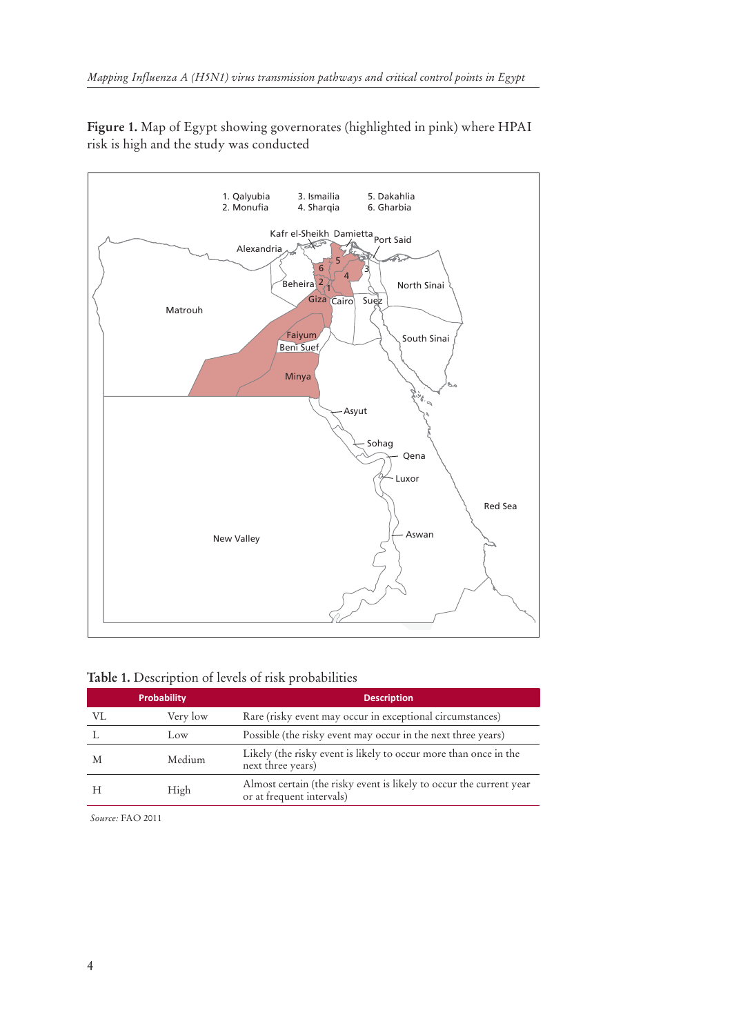**Figure 1.** Map of Egypt showing governorates (highlighted in pink) where HPAI risk is high and the study was conducted

**Table 1.** Description of levels of risk probabilities

| Probability | | Description |
|---|---|---|
| VL | Very low | Rare (risky event may occur in exceptional circumstances) |
| L | Low | Possible (the risky event may occur in the next three years) |
| M | Medium | Likely (the risky event is likely to occur more than once in the next three years) |
| H | High | Almost certain (the risky event is likely to occur the current year or at frequent intervals) |

*Source:* FAO 2011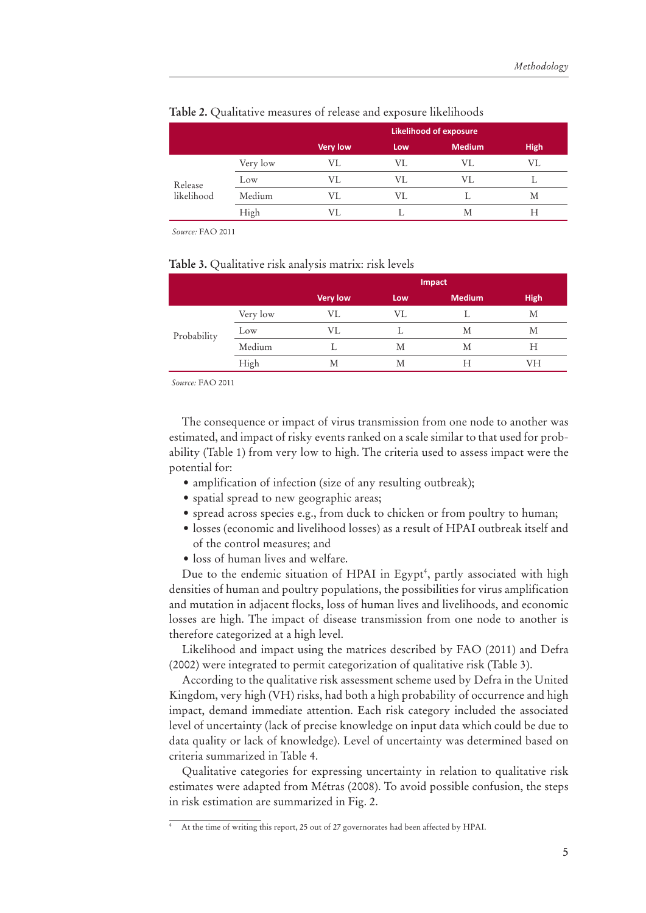**Table 2.** Qualitative measures of release and exposure likelihoods

| | | Likelihood of exposure | | | |
|---|---|---|---|---|---|
| | | Very low | Low | Medium | High |
| Release likelihood | Very low | VL | VL | VL | VL |
| | Low | VL | VL | VL | L |
| | Medium | VL | VL | L | M |
| | High | VL | L | M | H |

*Source:* FAO 2011

**Table 3.** Qualitative risk analysis matrix: risk levels

| | | Impact | | | |
|---|---|---|---|---|---|
| | | Very low | Low | Medium | High |
| Probability | Very low | VL | VL | L | M |
| | Low | VL | L | M | M |
| | Medium | L | M | M | H |
| | High | M | M | H | VH |

*Source:* FAO 2011

The consequence or impact of virus transmission from one node to another was estimated, and impact of risky events ranked on a scale similar to that used for probability (Table 1) from very low to high. The criteria used to assess impact were the potential for:

- amplification of infection (size of any resulting outbreak);
- spatial spread to new geographic areas;
- spread across species e.g., from duck to chicken or from poultry to human;
- losses (economic and livelihood losses) as a result of HPAI outbreak itself and of the control measures; and
- loss of human lives and welfare.

Due to the endemic situation of HPAI in Egypt[4], partly associated with high densities of human and poultry populations, the possibilities for virus amplification and mutation in adjacent flocks, loss of human lives and livelihoods, and economic losses are high. The impact of disease transmission from one node to another is therefore categorized at a high level.

Likelihood and impact using the matrices described by FAO (2011) and Defra (2002) were integrated to permit categorization of qualitative risk (Table 3).

According to the qualitative risk assessment scheme used by Defra in the United Kingdom, very high (VH) risks, had both a high probability of occurrence and high impact, demand immediate attention. Each risk category included the associated level of uncertainty (lack of precise knowledge on input data which could be due to data quality or lack of knowledge). Level of uncertainty was determined based on criteria summarized in Table 4.

Qualitative categories for expressing uncertainty in relation to qualitative risk estimates were adapted from Métras (2008). To avoid possible confusion, the steps in risk estimation are summarized in Fig. 2.

[4] At the time of writing this report, 25 out of 27 governorates had been affected by HPAI.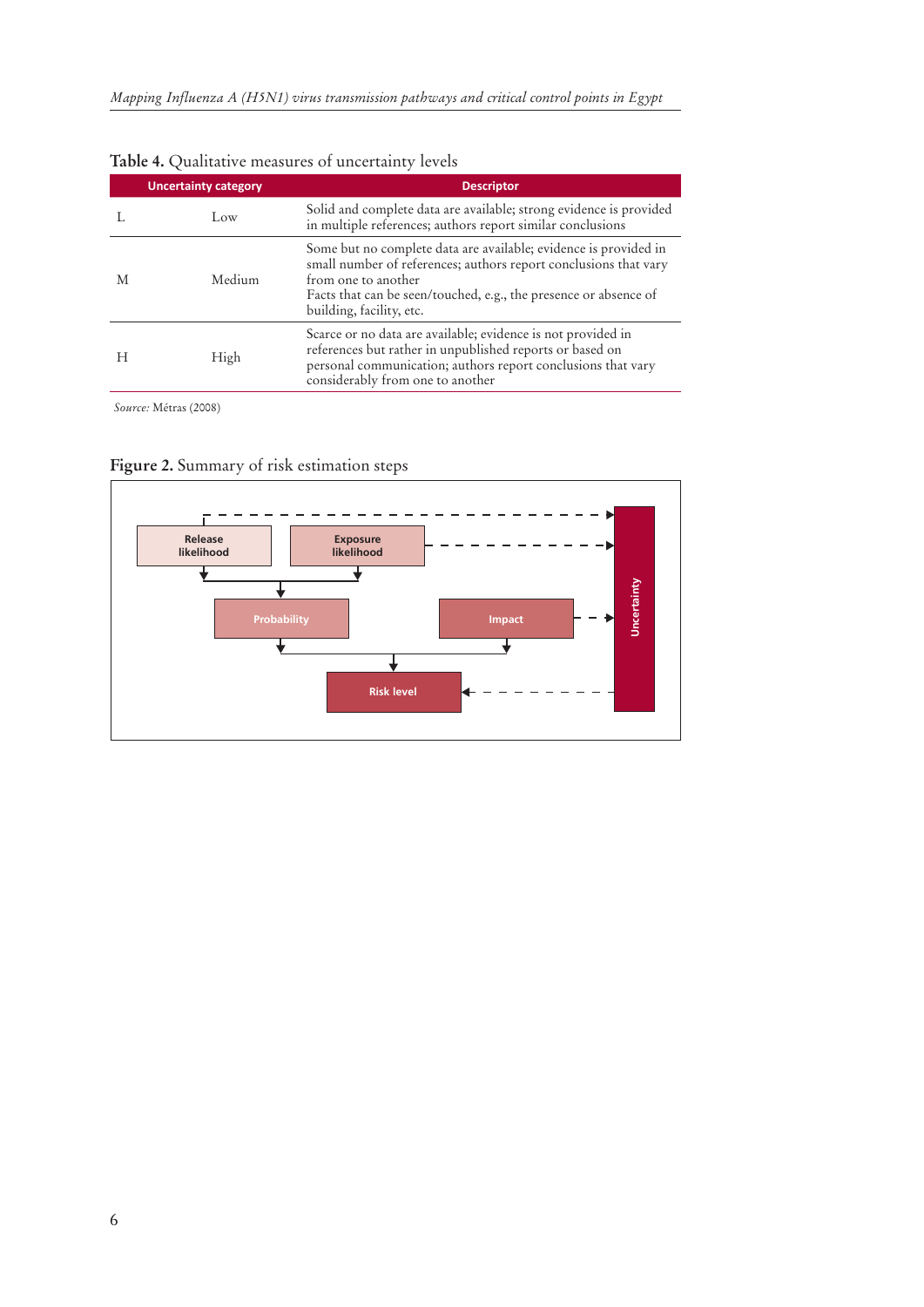**Table 4.** Qualitative measures of uncertainty levels

| Uncertainty category | | Descriptor |
|---|---|---|
| L | Low | Solid and complete data are available; strong evidence is provided in multiple references; authors report similar conclusions |
| M | Medium | Some but no complete data are available; evidence is provided in small number of references; authors report conclusions that vary from one to another<br>Facts that can be seen/touched, e.g., the presence or absence of building, facility, etc. |
| H | High | Scarce or no data are available; evidence is not provided in references but rather in unpublished reports or based on personal communication; authors report conclusions that vary considerably from one to another |

*Source:* Métras (2008)

**Figure 2.** Summary of risk estimation steps

Release likelihood | Exposure likelihood | Probability | Impact | Risk level | Uncertainty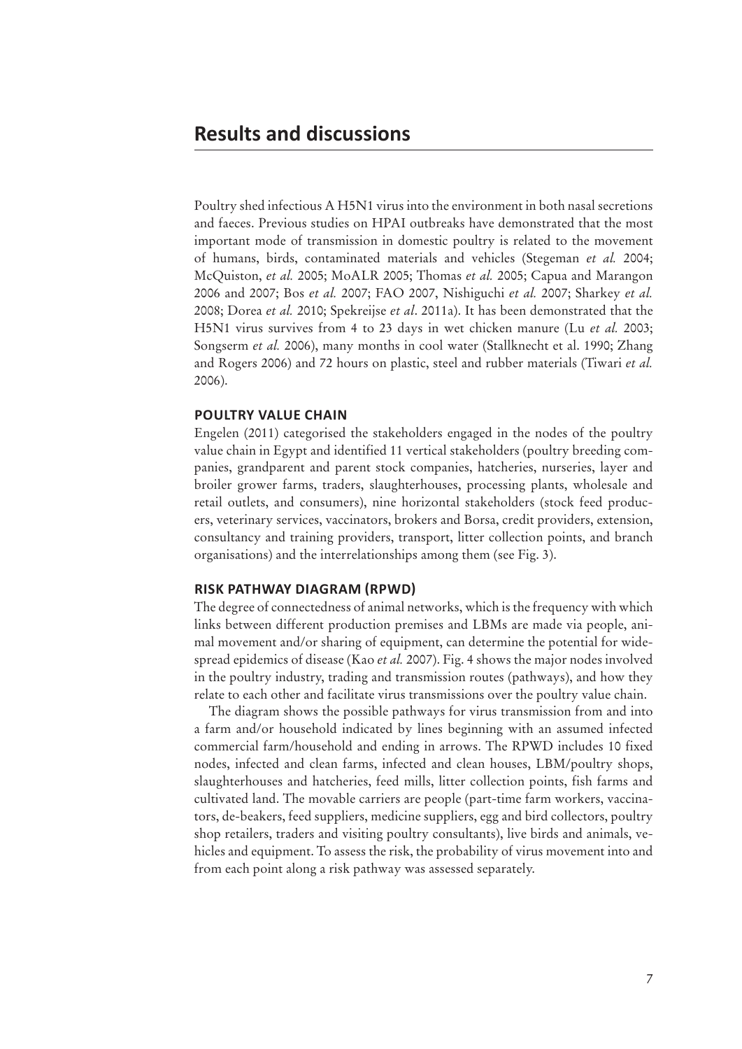# Results and discussions

Poultry shed infectious A H5N1 virus into the environment in both nasal secretions and faeces. Previous studies on HPAI outbreaks have demonstrated that the most important mode of transmission in domestic poultry is related to the movement of humans, birds, contaminated materials and vehicles (Stegeman *et al.* 2004; McQuiston, *et al.* 2005; MoALR 2005; Thomas *et al.* 2005; Capua and Marangon 2006 and 2007; Bos *et al.* 2007; FAO 2007, Nishiguchi *et al.* 2007; Sharkey *et al.* 2008; Dorea *et al.* 2010; Spekreijse *et al*. 2011a). It has been demonstrated that the H5N1 virus survives from 4 to 23 days in wet chicken manure (Lu *et al.* 2003; Songserm *et al.* 2006), many months in cool water (Stallknecht et al. 1990; Zhang and Rogers 2006) and 72 hours on plastic, steel and rubber materials (Tiwari *et al.* 2006).

### POULTRY VALUE CHAIN

Engelen (2011) categorised the stakeholders engaged in the nodes of the poultry value chain in Egypt and identified 11 vertical stakeholders (poultry breeding companies, grandparent and parent stock companies, hatcheries, nurseries, layer and broiler grower farms, traders, slaughterhouses, processing plants, wholesale and retail outlets, and consumers), nine horizontal stakeholders (stock feed producers, veterinary services, vaccinators, brokers and Borsa, credit providers, extension, consultancy and training providers, transport, litter collection points, and branch organisations) and the interrelationships among them (see Fig. 3).

### RISK PATHWAY DIAGRAM (RPWD)

The degree of connectedness of animal networks, which is the frequency with which links between different production premises and LBMs are made via people, animal movement and/or sharing of equipment, can determine the potential for widespread epidemics of disease (Kao *et al.* 2007). Fig. 4 shows the major nodes involved in the poultry industry, trading and transmission routes (pathways), and how they relate to each other and facilitate virus transmissions over the poultry value chain.

The diagram shows the possible pathways for virus transmission from and into a farm and/or household indicated by lines beginning with an assumed infected commercial farm/household and ending in arrows. The RPWD includes 10 fixed nodes, infected and clean farms, infected and clean houses, LBM/poultry shops, slaughterhouses and hatcheries, feed mills, litter collection points, fish farms and cultivated land. The movable carriers are people (part-time farm workers, vaccinators, de-beakers, feed suppliers, medicine suppliers, egg and bird collectors, poultry shop retailers, traders and visiting poultry consultants), live birds and animals, vehicles and equipment. To assess the risk, the probability of virus movement into and from each point along a risk pathway was assessed separately.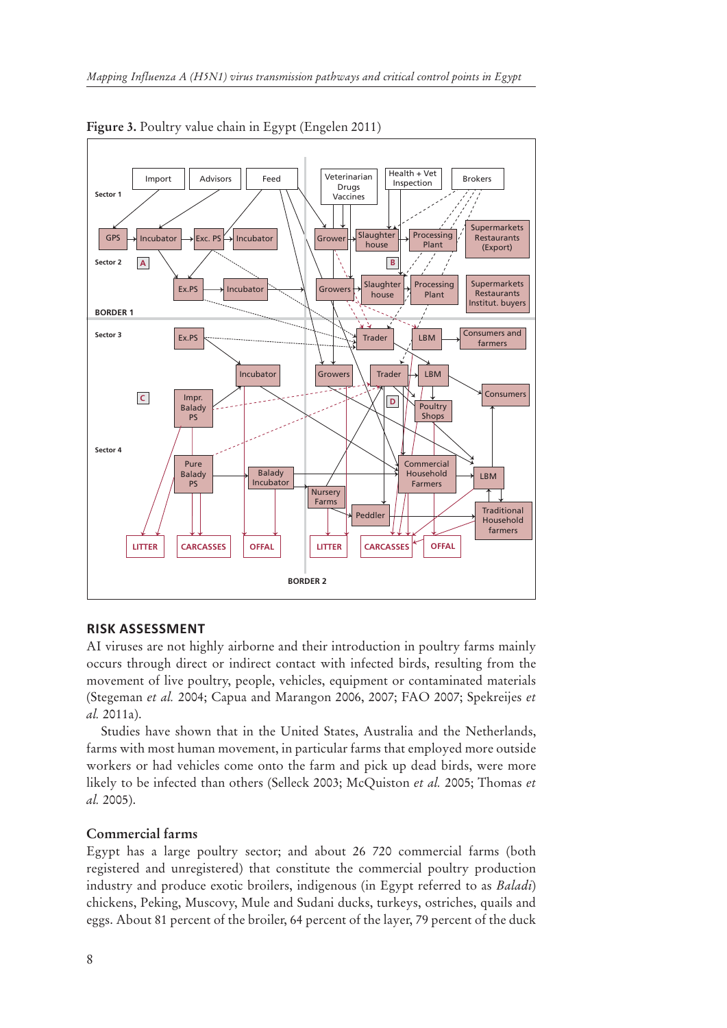**Figure 3.** Poultry value chain in Egypt (Engelen 2011)

## RISK ASSESSMENT

AI viruses are not highly airborne and their introduction in poultry farms mainly occurs through direct or indirect contact with infected birds, resulting from the movement of live poultry, people, vehicles, equipment or contaminated materials (Stegeman *et al.* 2004; Capua and Marangon 2006, 2007; FAO 2007; Spekreijes *et al.* 2011a).

Studies have shown that in the United States, Australia and the Netherlands, farms with most human movement, in particular farms that employed more outside workers or had vehicles come onto the farm and pick up dead birds, were more likely to be infected than others (Selleck 2003; McQuiston *et al.* 2005; Thomas *et al.* 2005).

### Commercial farms

Egypt has a large poultry sector; and about 26 720 commercial farms (both registered and unregistered) that constitute the commercial poultry production industry and produce exotic broilers, indigenous (in Egypt referred to as *Baladi*) chickens, Peking, Muscovy, Mule and Sudani ducks, turkeys, ostriches, quails and eggs. About 81 percent of the broiler, 64 percent of the layer, 79 percent of the duck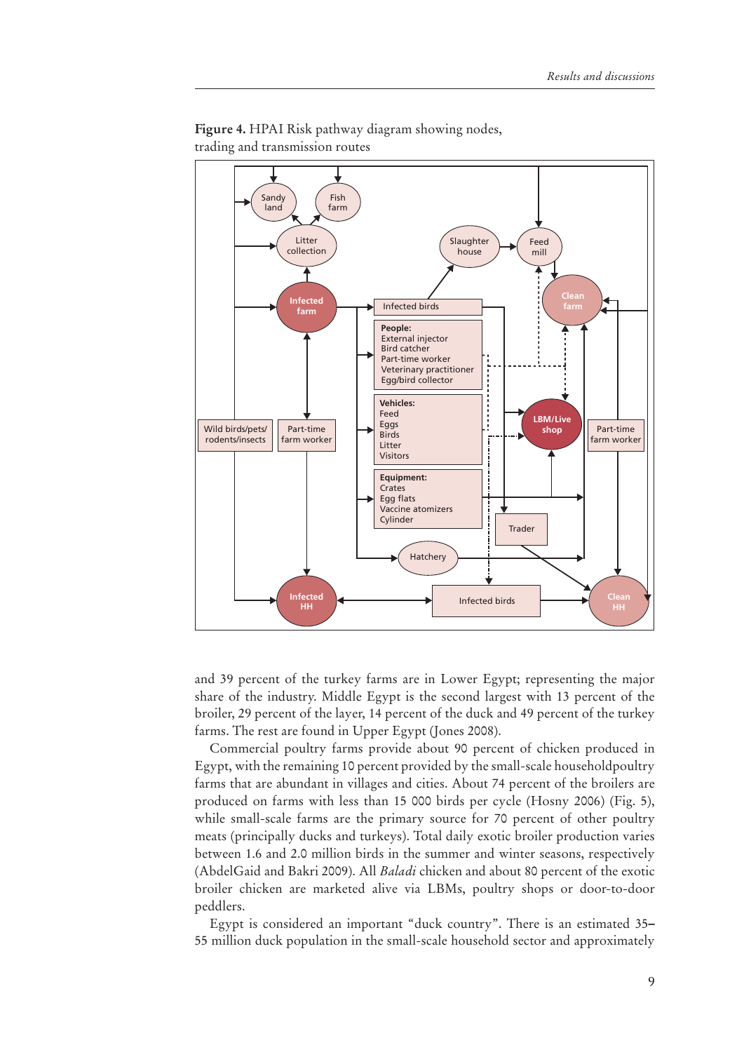**Figure 4.** HPAI Risk pathway diagram showing nodes, trading and transmission routes

and 39 percent of the turkey farms are in Lower Egypt; representing the major share of the industry. Middle Egypt is the second largest with 13 percent of the broiler, 29 percent of the layer, 14 percent of the duck and 49 percent of the turkey farms. The rest are found in Upper Egypt (Jones 2008).

Commercial poultry farms provide about 90 percent of chicken produced in Egypt, with the remaining 10 percent provided by the small-scale householdpoultry farms that are abundant in villages and cities. About 74 percent of the broilers are produced on farms with less than 15 000 birds per cycle (Hosny 2006) (Fig. 5), while small-scale farms are the primary source for 70 percent of other poultry meats (principally ducks and turkeys). Total daily exotic broiler production varies between 1.6 and 2.0 million birds in the summer and winter seasons, respectively (AbdelGaid and Bakri 2009). All *Baladi* chicken and about 80 percent of the exotic broiler chicken are marketed alive via LBMs, poultry shops or door-to-door peddlers.

Egypt is considered an important "duck country". There is an estimated 35–55 million duck population in the small-scale household sector and approximately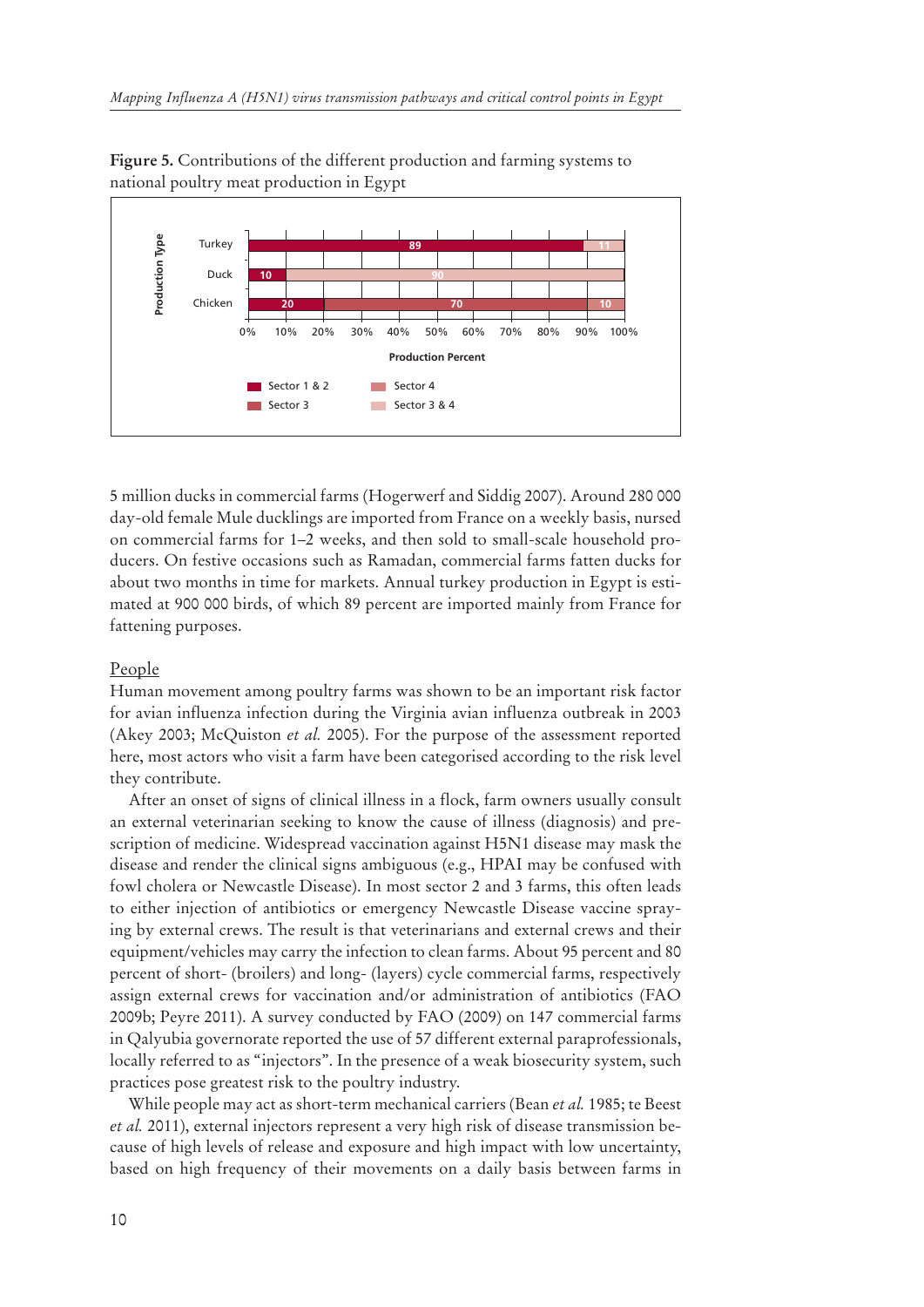**Figure 5.** Contributions of the different production and farming systems to national poultry meat production in Egypt

| Production Type | Sector 1 & 2 | Sector 3 | Sector 4 | Sector 3 & 4 |
|---|---|---|---|---|
| Turkey | 89 | | | 11 |
| Duck | 10 | | | 90 |
| Chicken | 20 | 70 | 10 | |

5 million ducks in commercial farms (Hogerwerf and Siddig 2007). Around 280 000 day-old female Mule ducklings are imported from France on a weekly basis, nursed on commercial farms for 1–2 weeks, and then sold to small-scale household producers. On festive occasions such as Ramadan, commercial farms fatten ducks for about two months in time for markets. Annual turkey production in Egypt is estimated at 900 000 birds, of which 89 percent are imported mainly from France for fattening purposes.

## People

Human movement among poultry farms was shown to be an important risk factor for avian influenza infection during the Virginia avian influenza outbreak in 2003 (Akey 2003; McQuiston *et al.* 2005). For the purpose of the assessment reported here, most actors who visit a farm have been categorised according to the risk level they contribute.

After an onset of signs of clinical illness in a flock, farm owners usually consult an external veterinarian seeking to know the cause of illness (diagnosis) and prescription of medicine. Widespread vaccination against H5N1 disease may mask the disease and render the clinical signs ambiguous (e.g., HPAI may be confused with fowl cholera or Newcastle Disease). In most sector 2 and 3 farms, this often leads to either injection of antibiotics or emergency Newcastle Disease vaccine spraying by external crews. The result is that veterinarians and external crews and their equipment/vehicles may carry the infection to clean farms. About 95 percent and 80 percent of short- (broilers) and long- (layers) cycle commercial farms, respectively assign external crews for vaccination and/or administration of antibiotics (FAO 2009b; Peyre 2011). A survey conducted by FAO (2009) on 147 commercial farms in Qalyubia governorate reported the use of 57 different external paraprofessionals, locally referred to as "injectors". In the presence of a weak biosecurity system, such practices pose greatest risk to the poultry industry.

While people may act as short-term mechanical carriers (Bean *et al.* 1985; te Beest *et al.* 2011), external injectors represent a very high risk of disease transmission because of high levels of release and exposure and high impact with low uncertainty, based on high frequency of their movements on a daily basis between farms in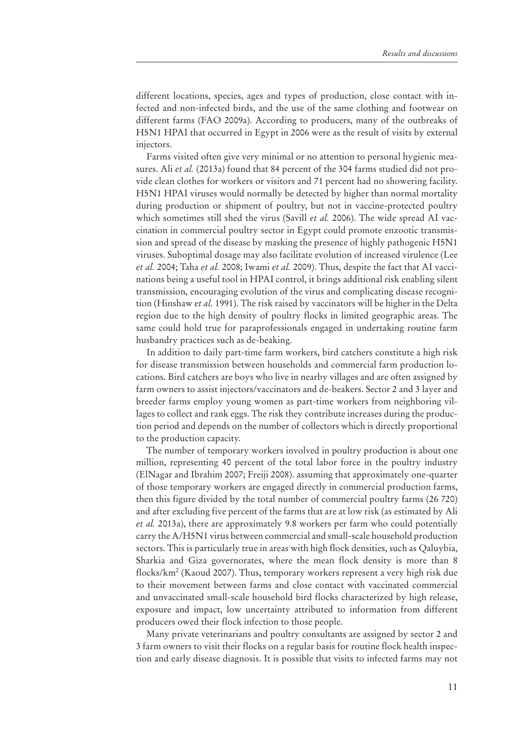different locations, species, ages and types of production, close contact with infected and non-infected birds, and the use of the same clothing and footwear on different farms (FAO 2009a). According to producers, many of the outbreaks of H5N1 HPAI that occurred in Egypt in 2006 were as the result of visits by external injectors.

Farms visited often give very minimal or no attention to personal hygienic measures. Ali *et al.* (2013a) found that 84 percent of the 304 farms studied did not provide clean clothes for workers or visitors and 71 percent had no showering facility. H5N1 HPAI viruses would normally be detected by higher than normal mortality during production or shipment of poultry, but not in vaccine-protected poultry which sometimes still shed the virus (Savill *et al.* 2006). The wide spread AI vaccination in commercial poultry sector in Egypt could promote enzootic transmission and spread of the disease by masking the presence of highly pathogenic H5N1 viruses. Suboptimal dosage may also facilitate evolution of increased virulence (Lee *et al.* 2004; Taha *et al.* 2008; Iwami *et al.* 2009). Thus, despite the fact that AI vaccinations being a useful tool in HPAI control, it brings additional risk enabling silent transmission, encouraging evolution of the virus and complicating disease recognition (Hinshaw *et al.* 1991). The risk raised by vaccinators will be higher in the Delta region due to the high density of poultry flocks in limited geographic areas. The same could hold true for paraprofessionals engaged in undertaking routine farm husbandry practices such as de-beaking.

In addition to daily part-time farm workers, bird catchers constitute a high risk for disease transmission between households and commercial farm production locations. Bird catchers are boys who live in nearby villages and are often assigned by farm owners to assist injectors/vaccinators and de-beakers. Sector 2 and 3 layer and breeder farms employ young women as part-time workers from neighboring villages to collect and rank eggs. The risk they contribute increases during the production period and depends on the number of collectors which is directly proportional to the production capacity.

The number of temporary workers involved in poultry production is about one million, representing 40 percent of the total labor force in the poultry industry (ElNagar and Ibrahim 2007; Freiji 2008). assuming that approximately one-quarter of those temporary workers are engaged directly in commercial production farms, then this figure divided by the total number of commercial poultry farms (26 720) and after excluding five percent of the farms that are at low risk (as estimated by Ali *et al.* 2013a), there are approximately 9.8 workers per farm who could potentially carry the A/H5N1 virus between commercial and small-scale household production sectors. This is particularly true in areas with high flock densities, such as Qaluybia, Sharkia and Giza governorates, where the mean flock density is more than 8 flocks/km$^2$ (Kaoud 2007). Thus, temporary workers represent a very high risk due to their movement between farms and close contact with vaccinated commercial and unvaccinated small-scale household bird flocks characterized by high release, exposure and impact, low uncertainty attributed to information from different producers owed their flock infection to those people.

Many private veterinarians and poultry consultants are assigned by sector 2 and 3 farm owners to visit their flocks on a regular basis for routine flock health inspection and early disease diagnosis. It is possible that visits to infected farms may not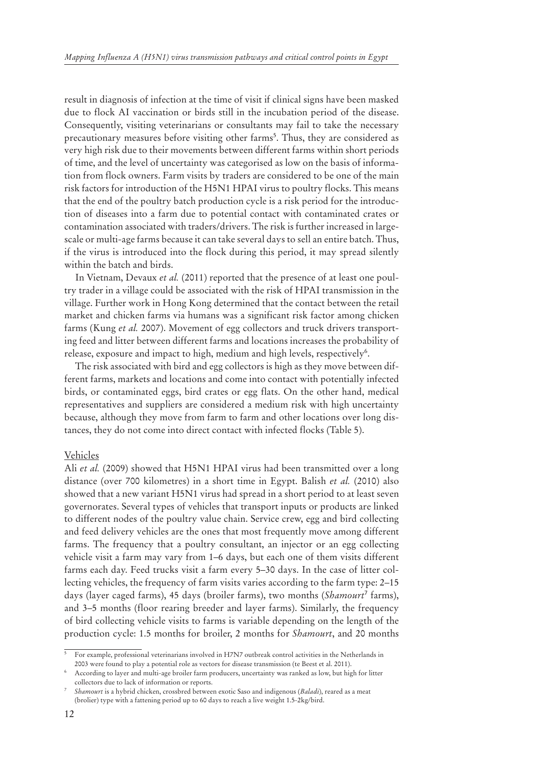result in diagnosis of infection at the time of visit if clinical signs have been masked due to flock AI vaccination or birds still in the incubation period of the disease. Consequently, visiting veterinarians or consultants may fail to take the necessary precautionary measures before visiting other farms[5]. Thus, they are considered as very high risk due to their movements between different farms within short periods of time, and the level of uncertainty was categorised as low on the basis of information from flock owners. Farm visits by traders are considered to be one of the main risk factors for introduction of the H5N1 HPAI virus to poultry flocks. This means that the end of the poultry batch production cycle is a risk period for the introduction of diseases into a farm due to potential contact with contaminated crates or contamination associated with traders/drivers. The risk is further increased in large-scale or multi-age farms because it can take several days to sell an entire batch. Thus, if the virus is introduced into the flock during this period, it may spread silently within the batch and birds.

In Vietnam, Devaux *et al.* (2011) reported that the presence of at least one poultry trader in a village could be associated with the risk of HPAI transmission in the village. Further work in Hong Kong determined that the contact between the retail market and chicken farms via humans was a significant risk factor among chicken farms (Kung *et al.* 2007). Movement of egg collectors and truck drivers transporting feed and litter between different farms and locations increases the probability of release, exposure and impact to high, medium and high levels, respectively[6].

The risk associated with bird and egg collectors is high as they move between different farms, markets and locations and come into contact with potentially infected birds, or contaminated eggs, bird crates or egg flats. On the other hand, medical representatives and suppliers are considered a medium risk with high uncertainty because, although they move from farm to farm and other locations over long distances, they do not come into direct contact with infected flocks (Table 5).

Vehicles

Ali *et al.* (2009) showed that H5N1 HPAI virus had been transmitted over a long distance (over 700 kilometres) in a short time in Egypt. Balish *et al.* (2010) also showed that a new variant H5N1 virus had spread in a short period to at least seven governorates. Several types of vehicles that transport inputs or products are linked to different nodes of the poultry value chain. Service crew, egg and bird collecting and feed delivery vehicles are the ones that most frequently move among different farms. The frequency that a poultry consultant, an injector or an egg collecting vehicle visit a farm may vary from 1–6 days, but each one of them visits different farms each day. Feed trucks visit a farm every 5–30 days. In the case of litter collecting vehicles, the frequency of farm visits varies according to the farm type: 2–15 days (layer caged farms), 45 days (broiler farms), two months (*Shamourt*[7] farms), and 3–5 months (floor rearing breeder and layer farms). Similarly, the frequency of bird collecting vehicle visits to farms is variable depending on the length of the production cycle: 1.5 months for broiler, 2 months for *Shamourt*, and 20 months

---

[5] For example, professional veterinarians involved in H7N7 outbreak control activities in the Netherlands in 2003 were found to play a potential role as vectors for disease transmission (te Beest et al. 2011).

[6] According to layer and multi-age broiler farm producers, uncertainty was ranked as low, but high for litter collectors due to lack of information or reports.

[7] *Shamourt* is a hybrid chicken, crossbred between exotic Saso and indigenous (*Baladi*), reared as a meat (brolier) type with a fattening period up to 60 days to reach a live weight 1.5-2kg/bird.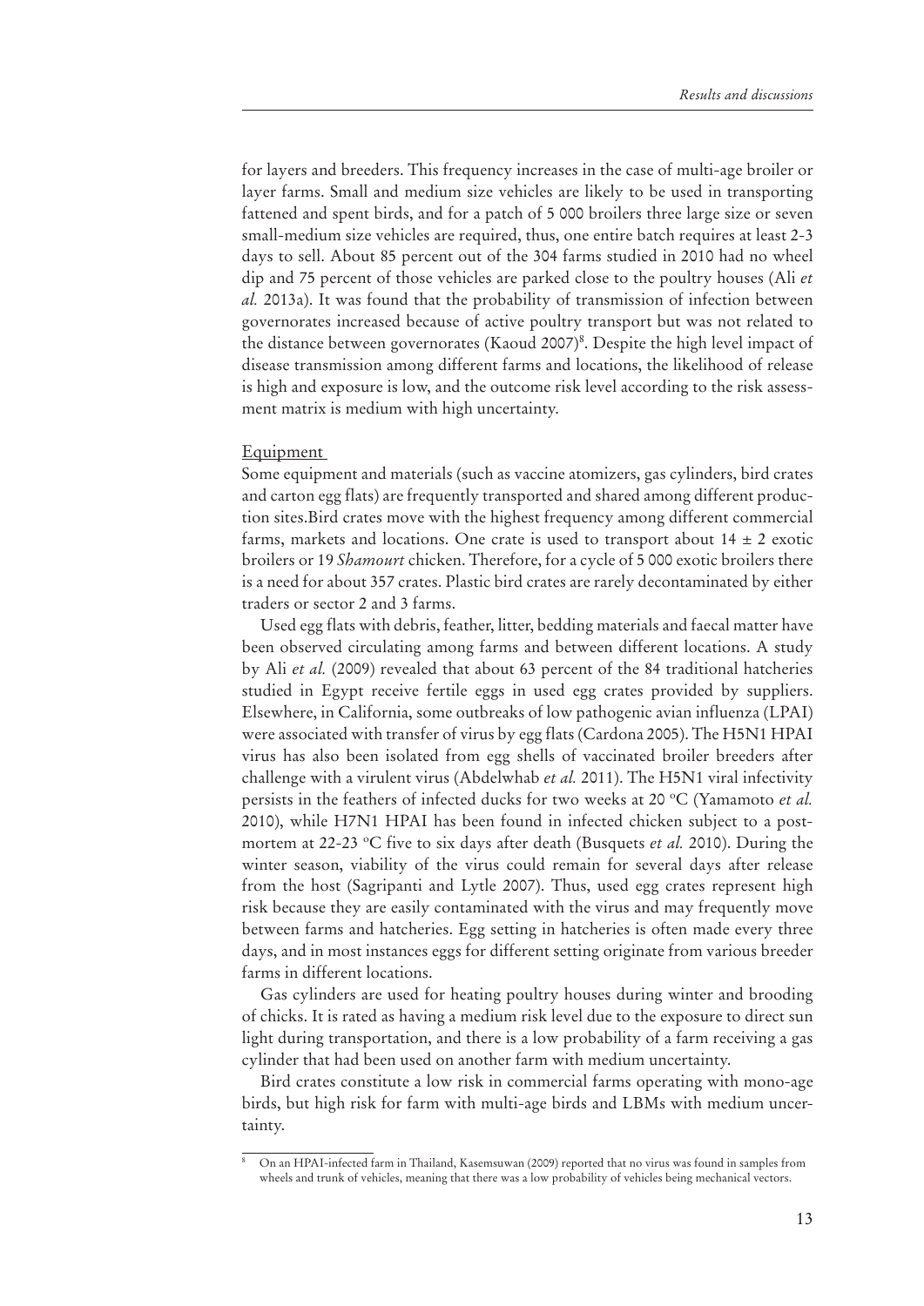for layers and breeders. This frequency increases in the case of multi-age broiler or layer farms. Small and medium size vehicles are likely to be used in transporting fattened and spent birds, and for a patch of 5 000 broilers three large size or seven small-medium size vehicles are required, thus, one entire batch requires at least 2-3 days to sell. About 85 percent out of the 304 farms studied in 2010 had no wheel dip and 75 percent of those vehicles are parked close to the poultry houses (Ali *et al.* 2013a). It was found that the probability of transmission of infection between governorates increased because of active poultry transport but was not related to the distance between governorates (Kaoud 2007)[8]. Despite the high level impact of disease transmission among different farms and locations, the likelihood of release is high and exposure is low, and the outcome risk level according to the risk assessment matrix is medium with high uncertainty.

Equipment

Some equipment and materials (such as vaccine atomizers, gas cylinders, bird crates and carton egg flats) are frequently transported and shared among different production sites.Bird crates move with the highest frequency among different commercial farms, markets and locations. One crate is used to transport about $14 \pm 2$ exotic broilers or 19 *Shamourt* chicken. Therefore, for a cycle of 5 000 exotic broilers there is a need for about 357 crates. Plastic bird crates are rarely decontaminated by either traders or sector 2 and 3 farms.

Used egg flats with debris, feather, litter, bedding materials and faecal matter have been observed circulating among farms and between different locations. A study by Ali *et al.* (2009) revealed that about 63 percent of the 84 traditional hatcheries studied in Egypt receive fertile eggs in used egg crates provided by suppliers. Elsewhere, in California, some outbreaks of low pathogenic avian influenza (LPAI) were associated with transfer of virus by egg flats (Cardona 2005). The H5N1 HPAI virus has also been isolated from egg shells of vaccinated broiler breeders after challenge with a virulent virus (Abdelwhab *et al.* 2011). The H5N1 viral infectivity persists in the feathers of infected ducks for two weeks at 20 °C (Yamamoto *et al.* 2010), while H7N1 HPAI has been found in infected chicken subject to a post-mortem at 22-23 °C five to six days after death (Busquets *et al.* 2010). During the winter season, viability of the virus could remain for several days after release from the host (Sagripanti and Lytle 2007). Thus, used egg crates represent high risk because they are easily contaminated with the virus and may frequently move between farms and hatcheries. Egg setting in hatcheries is often made every three days, and in most instances eggs for different setting originate from various breeder farms in different locations.

Gas cylinders are used for heating poultry houses during winter and brooding of chicks. It is rated as having a medium risk level due to the exposure to direct sun light during transportation, and there is a low probability of a farm receiving a gas cylinder that had been used on another farm with medium uncertainty.

Bird crates constitute a low risk in commercial farms operating with mono-age birds, but high risk for farm with multi-age birds and LBMs with medium uncertainty.

[8] On an HPAI-infected farm in Thailand, Kasemsuwan (2009) reported that no virus was found in samples from wheels and trunk of vehicles, meaning that there was a low probability of vehicles being mechanical vectors.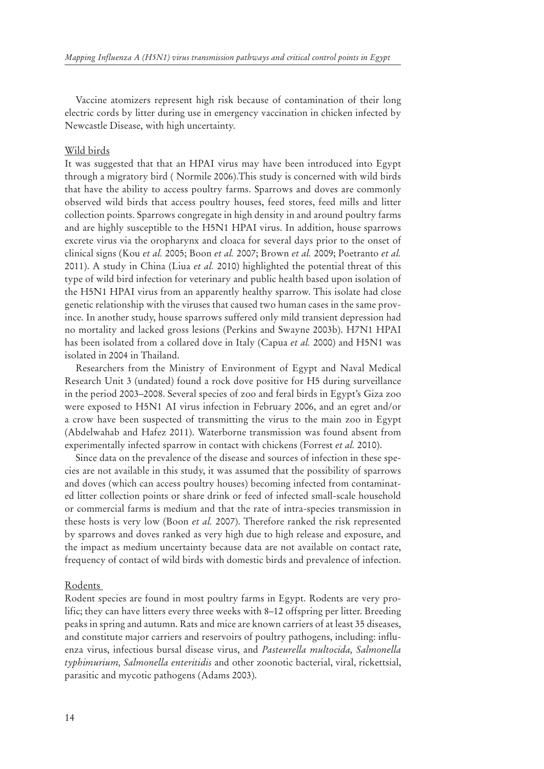Vaccine atomizers represent high risk because of contamination of their long electric cords by litter during use in emergency vaccination in chicken infected by Newcastle Disease, with high uncertainty.

### Wild birds

It was suggested that that an HPAI virus may have been introduced into Egypt through a migratory bird ( Normile 2006).This study is concerned with wild birds that have the ability to access poultry farms. Sparrows and doves are commonly observed wild birds that access poultry houses, feed stores, feed mills and litter collection points. Sparrows congregate in high density in and around poultry farms and are highly susceptible to the H5N1 HPAI virus. In addition, house sparrows excrete virus via the oropharynx and cloaca for several days prior to the onset of clinical signs (Kou *et al.* 2005; Boon *et al.* 2007; Brown *et al.* 2009; Poetranto *et al.* 2011). A study in China (Liua *et al.* 2010) highlighted the potential threat of this type of wild bird infection for veterinary and public health based upon isolation of the H5N1 HPAI virus from an apparently healthy sparrow. This isolate had close genetic relationship with the viruses that caused two human cases in the same province. In another study, house sparrows suffered only mild transient depression had no mortality and lacked gross lesions (Perkins and Swayne 2003b). H7N1 HPAI has been isolated from a collared dove in Italy (Capua *et al.* 2000) and H5N1 was isolated in 2004 in Thailand.

Researchers from the Ministry of Environment of Egypt and Naval Medical Research Unit 3 (undated) found a rock dove positive for H5 during surveillance in the period 2003–2008. Several species of zoo and feral birds in Egypt's Giza zoo were exposed to H5N1 AI virus infection in February 2006, and an egret and/or a crow have been suspected of transmitting the virus to the main zoo in Egypt (Abdelwahab and Hafez 2011). Waterborne transmission was found absent from experimentally infected sparrow in contact with chickens (Forrest *et al.* 2010).

Since data on the prevalence of the disease and sources of infection in these species are not available in this study, it was assumed that the possibility of sparrows and doves (which can access poultry houses) becoming infected from contaminated litter collection points or share drink or feed of infected small-scale household or commercial farms is medium and that the rate of intra-species transmission in these hosts is very low (Boon *et al.* 2007). Therefore ranked the risk represented by sparrows and doves ranked as very high due to high release and exposure, and the impact as medium uncertainty because data are not available on contact rate, frequency of contact of wild birds with domestic birds and prevalence of infection.

### Rodents

Rodent species are found in most poultry farms in Egypt. Rodents are very prolific; they can have litters every three weeks with 8–12 offspring per litter. Breeding peaks in spring and autumn. Rats and mice are known carriers of at least 35 diseases, and constitute major carriers and reservoirs of poultry pathogens, including: influenza virus, infectious bursal disease virus, and *Pasteurella multocida, Salmonella typhimurium, Salmonella enteritidis* and other zoonotic bacterial, viral, rickettsial, parasitic and mycotic pathogens (Adams 2003).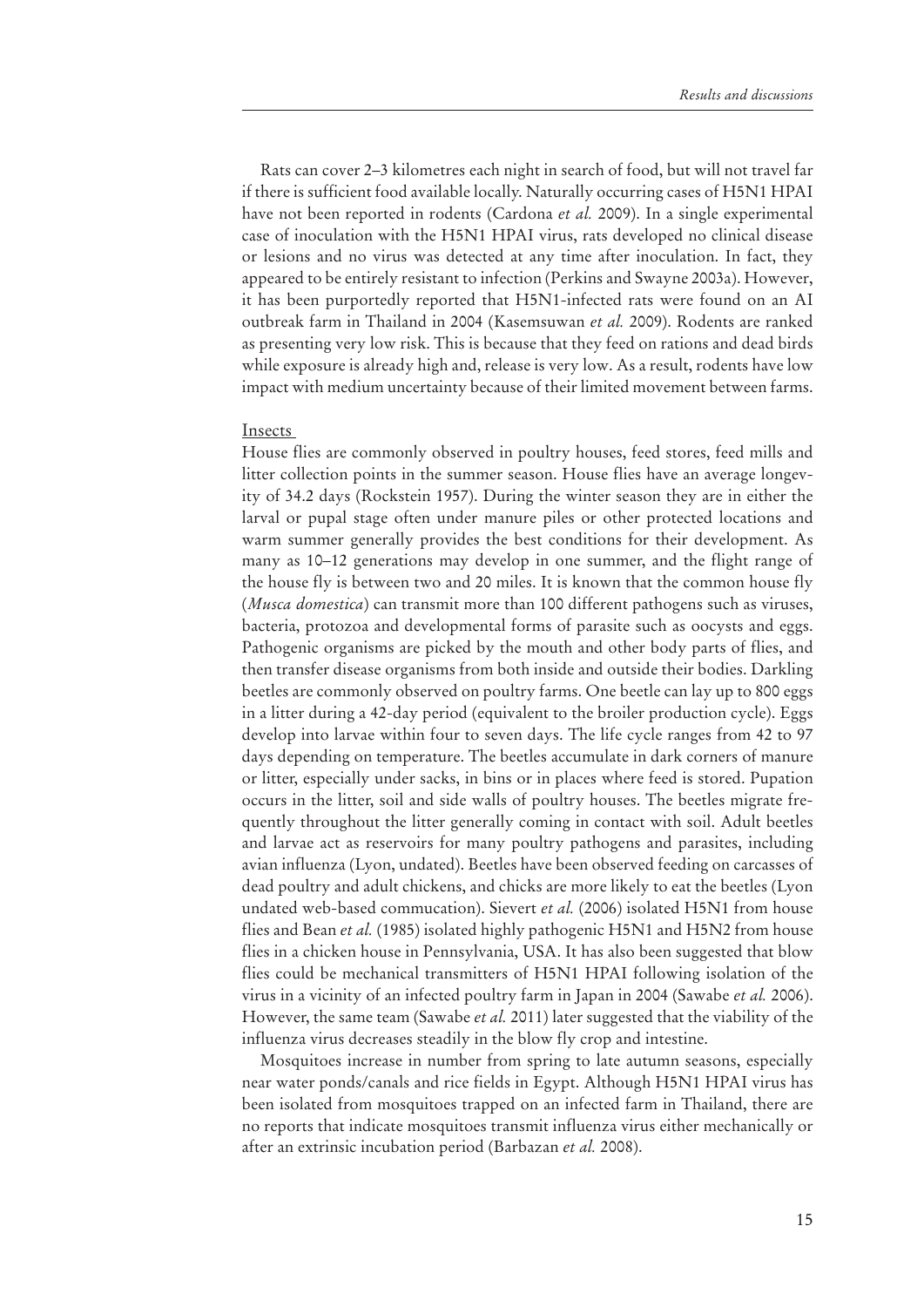Rats can cover 2–3 kilometres each night in search of food, but will not travel far if there is sufficient food available locally. Naturally occurring cases of H5N1 HPAI have not been reported in rodents (Cardona *et al.* 2009). In a single experimental case of inoculation with the H5N1 HPAI virus, rats developed no clinical disease or lesions and no virus was detected at any time after inoculation. In fact, they appeared to be entirely resistant to infection (Perkins and Swayne 2003a). However, it has been purportedly reported that H5N1-infected rats were found on an AI outbreak farm in Thailand in 2004 (Kasemsuwan *et al.* 2009). Rodents are ranked as presenting very low risk. This is because that they feed on rations and dead birds while exposure is already high and, release is very low. As a result, rodents have low impact with medium uncertainty because of their limited movement between farms.

Insects

House flies are commonly observed in poultry houses, feed stores, feed mills and litter collection points in the summer season. House flies have an average longevity of 34.2 days (Rockstein 1957). During the winter season they are in either the larval or pupal stage often under manure piles or other protected locations and warm summer generally provides the best conditions for their development. As many as 10–12 generations may develop in one summer, and the flight range of the house fly is between two and 20 miles. It is known that the common house fly (*Musca domestica*) can transmit more than 100 different pathogens such as viruses, bacteria, protozoa and developmental forms of parasite such as oocysts and eggs. Pathogenic organisms are picked by the mouth and other body parts of flies, and then transfer disease organisms from both inside and outside their bodies. Darkling beetles are commonly observed on poultry farms. One beetle can lay up to 800 eggs in a litter during a 42-day period (equivalent to the broiler production cycle). Eggs develop into larvae within four to seven days. The life cycle ranges from 42 to 97 days depending on temperature. The beetles accumulate in dark corners of manure or litter, especially under sacks, in bins or in places where feed is stored. Pupation occurs in the litter, soil and side walls of poultry houses. The beetles migrate frequently throughout the litter generally coming in contact with soil. Adult beetles and larvae act as reservoirs for many poultry pathogens and parasites, including avian influenza (Lyon, undated). Beetles have been observed feeding on carcasses of dead poultry and adult chickens, and chicks are more likely to eat the beetles (Lyon undated web-based commucation). Sievert *et al.* (2006) isolated H5N1 from house flies and Bean *et al.* (1985) isolated highly pathogenic H5N1 and H5N2 from house flies in a chicken house in Pennsylvania, USA. It has also been suggested that blow flies could be mechanical transmitters of H5N1 HPAI following isolation of the virus in a vicinity of an infected poultry farm in Japan in 2004 (Sawabe *et al.* 2006). However, the same team (Sawabe *et al.* 2011) later suggested that the viability of the influenza virus decreases steadily in the blow fly crop and intestine.

Mosquitoes increase in number from spring to late autumn seasons, especially near water ponds/canals and rice fields in Egypt. Although H5N1 HPAI virus has been isolated from mosquitoes trapped on an infected farm in Thailand, there are no reports that indicate mosquitoes transmit influenza virus either mechanically or after an extrinsic incubation period (Barbazan *et al.* 2008).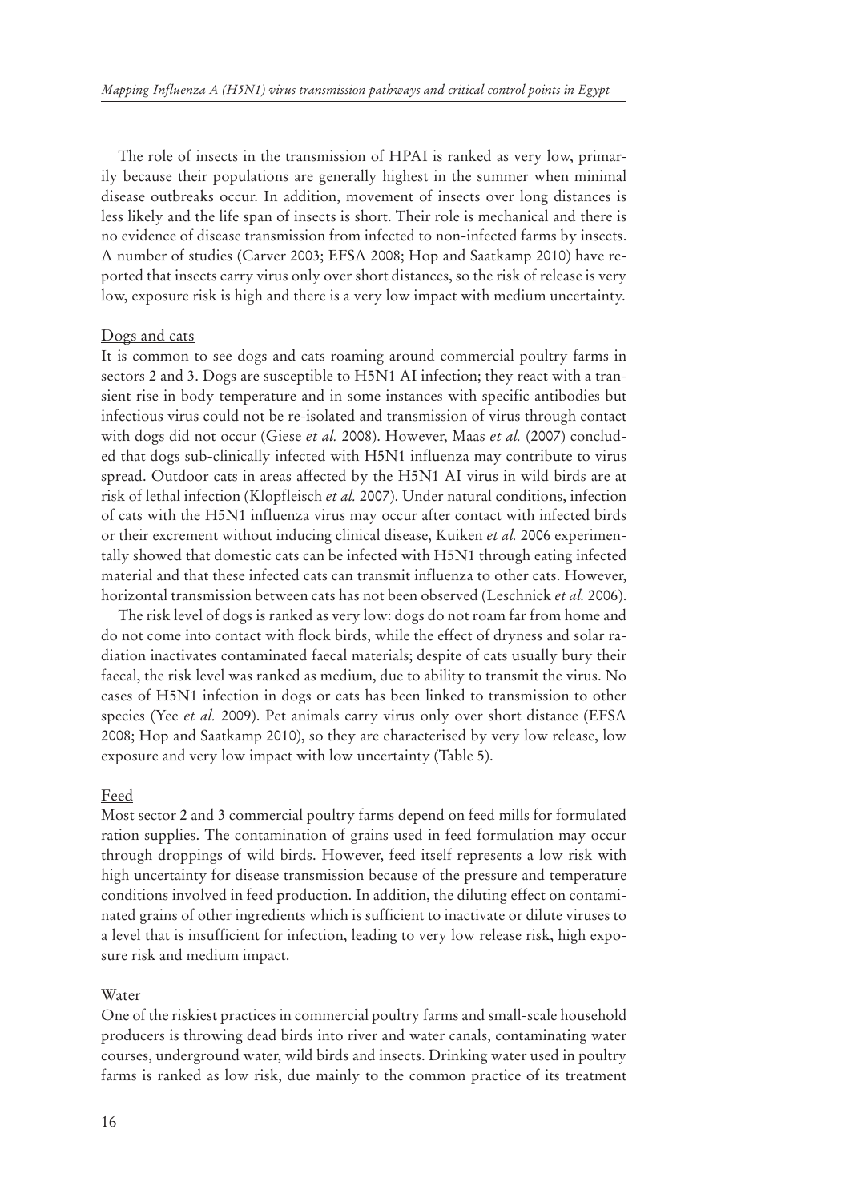The role of insects in the transmission of HPAI is ranked as very low, primarily because their populations are generally highest in the summer when minimal disease outbreaks occur. In addition, movement of insects over long distances is less likely and the life span of insects is short. Their role is mechanical and there is no evidence of disease transmission from infected to non-infected farms by insects. A number of studies (Carver 2003; EFSA 2008; Hop and Saatkamp 2010) have reported that insects carry virus only over short distances, so the risk of release is very low, exposure risk is high and there is a very low impact with medium uncertainty.

### Dogs and cats

It is common to see dogs and cats roaming around commercial poultry farms in sectors 2 and 3. Dogs are susceptible to H5N1 AI infection; they react with a transient rise in body temperature and in some instances with specific antibodies but infectious virus could not be re-isolated and transmission of virus through contact with dogs did not occur (Giese *et al.* 2008). However, Maas *et al.* (2007) concluded that dogs sub-clinically infected with H5N1 influenza may contribute to virus spread. Outdoor cats in areas affected by the H5N1 AI virus in wild birds are at risk of lethal infection (Klopfleisch *et al.* 2007). Under natural conditions, infection of cats with the H5N1 influenza virus may occur after contact with infected birds or their excrement without inducing clinical disease, Kuiken *et al.* 2006 experimentally showed that domestic cats can be infected with H5N1 through eating infected material and that these infected cats can transmit influenza to other cats. However, horizontal transmission between cats has not been observed (Leschnick *et al.* 2006).

The risk level of dogs is ranked as very low: dogs do not roam far from home and do not come into contact with flock birds, while the effect of dryness and solar radiation inactivates contaminated faecal materials; despite of cats usually bury their faecal, the risk level was ranked as medium, due to ability to transmit the virus. No cases of H5N1 infection in dogs or cats has been linked to transmission to other species (Yee *et al.* 2009). Pet animals carry virus only over short distance (EFSA 2008; Hop and Saatkamp 2010), so they are characterised by very low release, low exposure and very low impact with low uncertainty (Table 5).

### Feed

Most sector 2 and 3 commercial poultry farms depend on feed mills for formulated ration supplies. The contamination of grains used in feed formulation may occur through droppings of wild birds. However, feed itself represents a low risk with high uncertainty for disease transmission because of the pressure and temperature conditions involved in feed production. In addition, the diluting effect on contaminated grains of other ingredients which is sufficient to inactivate or dilute viruses to a level that is insufficient for infection, leading to very low release risk, high exposure risk and medium impact.

### Water

One of the riskiest practices in commercial poultry farms and small-scale household producers is throwing dead birds into river and water canals, contaminating water courses, underground water, wild birds and insects. Drinking water used in poultry farms is ranked as low risk, due mainly to the common practice of its treatment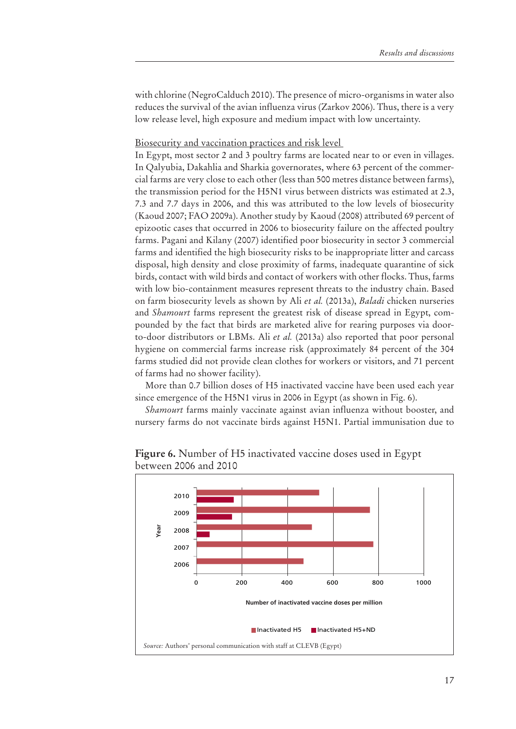with chlorine (NegroCalduch 2010). The presence of micro-organisms in water also reduces the survival of the avian influenza virus (Zarkov 2006). Thus, there is a very low release level, high exposure and medium impact with low uncertainty.

Biosecurity and vaccination practices and risk level

In Egypt, most sector 2 and 3 poultry farms are located near to or even in villages. In Qalyubia, Dakahlia and Sharkia governorates, where 63 percent of the commercial farms are very close to each other (less than 500 metres distance between farms), the transmission period for the H5N1 virus between districts was estimated at 2.3, 7.3 and 7.7 days in 2006, and this was attributed to the low levels of biosecurity (Kaoud 2007; FAO 2009a). Another study by Kaoud (2008) attributed 69 percent of epizootic cases that occurred in 2006 to biosecurity failure on the affected poultry farms. Pagani and Kilany (2007) identified poor biosecurity in sector 3 commercial farms and identified the high biosecurity risks to be inappropriate litter and carcass disposal, high density and close proximity of farms, inadequate quarantine of sick birds, contact with wild birds and contact of workers with other flocks. Thus, farms with low bio-containment measures represent threats to the industry chain. Based on farm biosecurity levels as shown by Ali *et al.* (2013a), *Baladi* chicken nurseries and *Shamourt* farms represent the greatest risk of disease spread in Egypt, compounded by the fact that birds are marketed alive for rearing purposes via door-to-door distributors or LBMs. Ali *et al.* (2013a) also reported that poor personal hygiene on commercial farms increase risk (approximately 84 percent of the 304 farms studied did not provide clean clothes for workers or visitors, and 71 percent of farms had no shower facility).

More than 0.7 billion doses of H5 inactivated vaccine have been used each year since emergence of the H5N1 virus in 2006 in Egypt (as shown in Fig. 6).

*Shamourt* farms mainly vaccinate against avian influenza without booster, and nursery farms do not vaccinate birds against H5N1. Partial immunisation due to

**Figure 6.** Number of H5 inactivated vaccine doses used in Egypt between 2006 and 2010

*Source:* Authors' personal communication with staff at CLEVB (Egypt)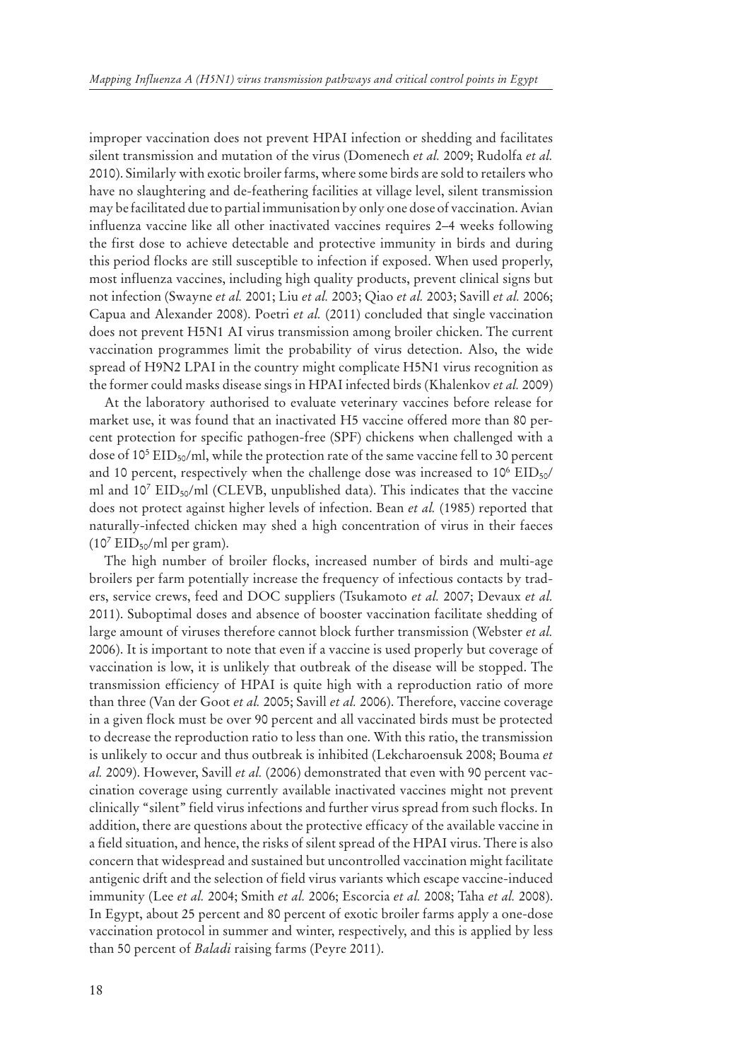improper vaccination does not prevent HPAI infection or shedding and facilitates silent transmission and mutation of the virus (Domenech *et al.* 2009; Rudolfa *et al.* 2010). Similarly with exotic broiler farms, where some birds are sold to retailers who have no slaughtering and de-feathering facilities at village level, silent transmission may be facilitated due to partial immunisation by only one dose of vaccination. Avian influenza vaccine like all other inactivated vaccines requires 2–4 weeks following the first dose to achieve detectable and protective immunity in birds and during this period flocks are still susceptible to infection if exposed. When used properly, most influenza vaccines, including high quality products, prevent clinical signs but not infection (Swayne *et al.* 2001; Liu *et al.* 2003; Qiao *et al.* 2003; Savill *et al.* 2006; Capua and Alexander 2008). Poetri *et al.* (2011) concluded that single vaccination does not prevent H5N1 AI virus transmission among broiler chicken. The current vaccination programmes limit the probability of virus detection. Also, the wide spread of H9N2 LPAI in the country might complicate H5N1 virus recognition as the former could masks disease sings in HPAI infected birds (Khalenkov *et al.* 2009)

At the laboratory authorised to evaluate veterinary vaccines before release for market use, it was found that an inactivated H5 vaccine offered more than 80 percent protection for specific pathogen-free (SPF) chickens when challenged with a dose of $10^5$ $EID_{50}$/ml, while the protection rate of the same vaccine fell to 30 percent and 10 percent, respectively when the challenge dose was increased to $10^6$ $EID_{50}$/ml and $10^7$ $EID_{50}$/ml (CLEVB, unpublished data). This indicates that the vaccine does not protect against higher levels of infection. Bean *et al.* (1985) reported that naturally-infected chicken may shed a high concentration of virus in their faeces ($10^7$ $EID_{50}$/ml per gram).

The high number of broiler flocks, increased number of birds and multi-age broilers per farm potentially increase the frequency of infectious contacts by traders, service crews, feed and DOC suppliers (Tsukamoto *et al.* 2007; Devaux *et al.* 2011). Suboptimal doses and absence of booster vaccination facilitate shedding of large amount of viruses therefore cannot block further transmission (Webster *et al.* 2006). It is important to note that even if a vaccine is used properly but coverage of vaccination is low, it is unlikely that outbreak of the disease will be stopped. The transmission efficiency of HPAI is quite high with a reproduction ratio of more than three (Van der Goot *et al.* 2005; Savill *et al.* 2006). Therefore, vaccine coverage in a given flock must be over 90 percent and all vaccinated birds must be protected to decrease the reproduction ratio to less than one. With this ratio, the transmission is unlikely to occur and thus outbreak is inhibited (Lekcharoensuk 2008; Bouma *et al.* 2009). However, Savill *et al.* (2006) demonstrated that even with 90 percent vaccination coverage using currently available inactivated vaccines might not prevent clinically "silent" field virus infections and further virus spread from such flocks. In addition, there are questions about the protective efficacy of the available vaccine in a field situation, and hence, the risks of silent spread of the HPAI virus. There is also concern that widespread and sustained but uncontrolled vaccination might facilitate antigenic drift and the selection of field virus variants which escape vaccine-induced immunity (Lee *et al.* 2004; Smith *et al.* 2006; Escorcia *et al.* 2008; Taha *et al.* 2008). In Egypt, about 25 percent and 80 percent of exotic broiler farms apply a one-dose vaccination protocol in summer and winter, respectively, and this is applied by less than 50 percent of *Baladi* raising farms (Peyre 2011).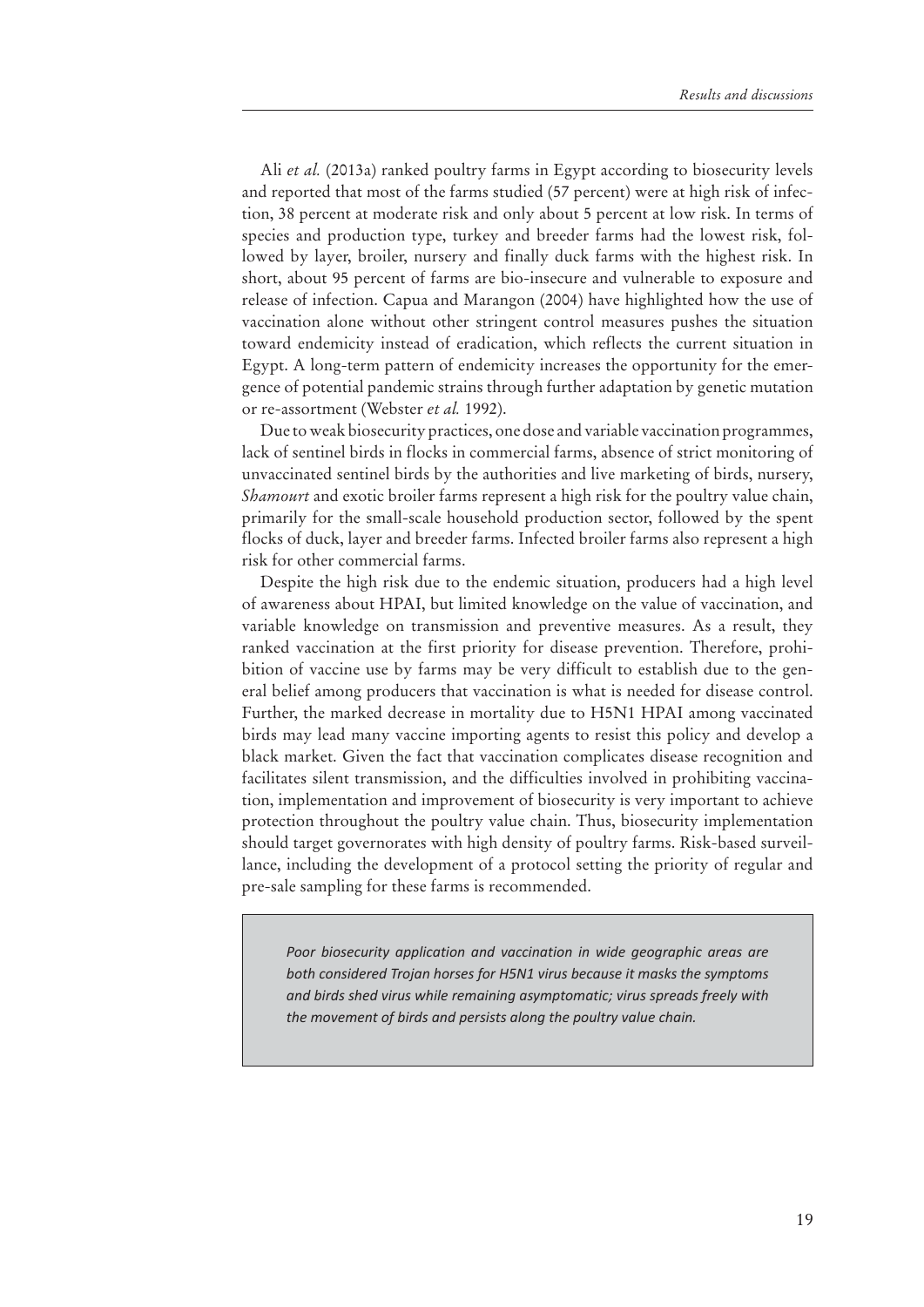Ali *et al.* (2013a) ranked poultry farms in Egypt according to biosecurity levels and reported that most of the farms studied (57 percent) were at high risk of infection, 38 percent at moderate risk and only about 5 percent at low risk. In terms of species and production type, turkey and breeder farms had the lowest risk, followed by layer, broiler, nursery and finally duck farms with the highest risk. In short, about 95 percent of farms are bio-insecure and vulnerable to exposure and release of infection. Capua and Marangon (2004) have highlighted how the use of vaccination alone without other stringent control measures pushes the situation toward endemicity instead of eradication, which reflects the current situation in Egypt. A long-term pattern of endemicity increases the opportunity for the emergence of potential pandemic strains through further adaptation by genetic mutation or re-assortment (Webster *et al.* 1992).

Due to weak biosecurity practices, one dose and variable vaccination programmes, lack of sentinel birds in flocks in commercial farms, absence of strict monitoring of unvaccinated sentinel birds by the authorities and live marketing of birds, nursery, *Shamourt* and exotic broiler farms represent a high risk for the poultry value chain, primarily for the small-scale household production sector, followed by the spent flocks of duck, layer and breeder farms. Infected broiler farms also represent a high risk for other commercial farms.

Despite the high risk due to the endemic situation, producers had a high level of awareness about HPAI, but limited knowledge on the value of vaccination, and variable knowledge on transmission and preventive measures. As a result, they ranked vaccination at the first priority for disease prevention. Therefore, prohibition of vaccine use by farms may be very difficult to establish due to the general belief among producers that vaccination is what is needed for disease control. Further, the marked decrease in mortality due to H5N1 HPAI among vaccinated birds may lead many vaccine importing agents to resist this policy and develop a black market. Given the fact that vaccination complicates disease recognition and facilitates silent transmission, and the difficulties involved in prohibiting vaccination, implementation and improvement of biosecurity is very important to achieve protection throughout the poultry value chain. Thus, biosecurity implementation should target governorates with high density of poultry farms. Risk-based surveillance, including the development of a protocol setting the priority of regular and pre-sale sampling for these farms is recommended.

> *Poor biosecurity application and vaccination in wide geographic areas are both considered Trojan horses for H5N1 virus because it masks the symptoms and birds shed virus while remaining asymptomatic; virus spreads freely with the movement of birds and persists along the poultry value chain.*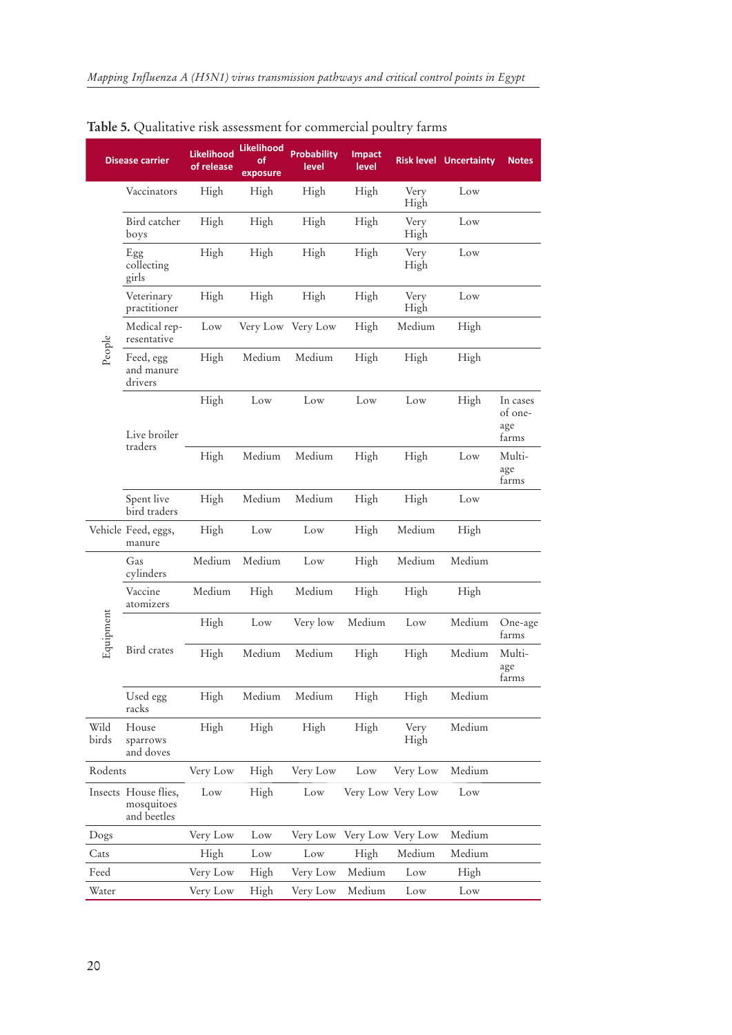**Table 5.** Qualitative risk assessment for commercial poultry farms

| Disease carrier | | Likelihood of release | Likelihood of exposure | Probability level | Impact level | Risk level | Uncertainty | Notes |
|---|---|---|---|---|---|---|---|---|
| People | Vaccinators | High | High | High | High | Very High | Low | |
| | Bird catcher boys | High | High | High | High | Very High | Low | |
| | Egg collecting girls | High | High | High | High | Very High | Low | |
| | Veterinary practitioner | High | High | High | High | Very High | Low | |
| | Medical representative | Low | Very Low | Very Low | High | Medium | High | |
| | Feed, egg and manure drivers | High | Medium | Medium | High | High | High | |
| | Live broiler traders | High | Low | Low | Low | Low | High | In cases of one-age farms |
| | | High | Medium | Medium | High | High | Low | Multi-age farms |
| | Spent live bird traders | High | Medium | Medium | High | High | Low | |
| Vehicle | Feed, eggs, manure | High | Low | Low | High | Medium | High | |
| Equipment | Gas cylinders | Medium | Medium | Low | High | Medium | Medium | |
| | Vaccine atomizers | Medium | High | Medium | High | High | High | |
| | Bird crates | High | Low | Very low | Medium | Low | Medium | One-age farms |
| | | High | Medium | Medium | High | High | Medium | Multi-age farms |
| | Used egg racks | High | Medium | Medium | High | High | Medium | |
| Wild birds | House sparrows and doves | High | High | High | High | Very High | Medium | |
| Rodents | | Very Low | High | Very Low | Low | Very Low | Medium | |
| Insects | House flies, mosquitoes and beetles | Low | High | Low | Very Low | Very Low | Low | |
| Dogs | | Very Low | Low | Very Low | Very Low | Very Low | Medium | |
| Cats | | High | Low | Low | High | Medium | Medium | |
| Feed | | Very Low | High | Very Low | Medium | Low | High | |
| Water | | Very Low | High | Very Low | Medium | Low | Low | |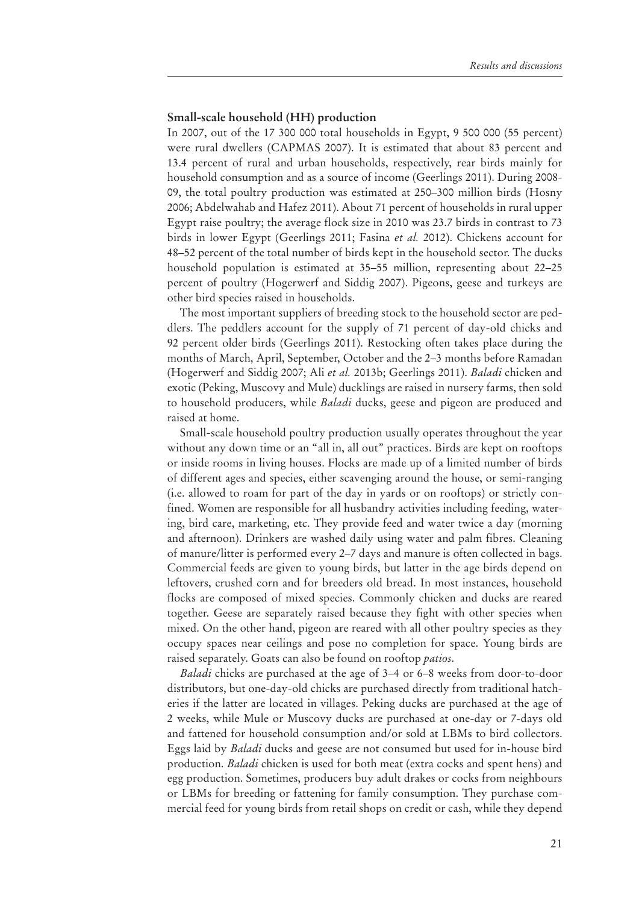**Small-scale household (HH) production**

In 2007, out of the 17 300 000 total households in Egypt, 9 500 000 (55 percent) were rural dwellers (CAPMAS 2007). It is estimated that about 83 percent and 13.4 percent of rural and urban households, respectively, rear birds mainly for household consumption and as a source of income (Geerlings 2011). During 2008-09, the total poultry production was estimated at 250–300 million birds (Hosny 2006; Abdelwahab and Hafez 2011). About 71 percent of households in rural upper Egypt raise poultry; the average flock size in 2010 was 23.7 birds in contrast to 73 birds in lower Egypt (Geerlings 2011; Fasina *et al.* 2012). Chickens account for 48–52 percent of the total number of birds kept in the household sector. The ducks household population is estimated at 35–55 million, representing about 22–25 percent of poultry (Hogerwerf and Siddig 2007). Pigeons, geese and turkeys are other bird species raised in households.

The most important suppliers of breeding stock to the household sector are peddlers. The peddlers account for the supply of 71 percent of day-old chicks and 92 percent older birds (Geerlings 2011). Restocking often takes place during the months of March, April, September, October and the 2–3 months before Ramadan (Hogerwerf and Siddig 2007; Ali *et al.* 2013b; Geerlings 2011). *Baladi* chicken and exotic (Peking, Muscovy and Mule) ducklings are raised in nursery farms, then sold to household producers, while *Baladi* ducks, geese and pigeon are produced and raised at home.

Small-scale household poultry production usually operates throughout the year without any down time or an "all in, all out" practices. Birds are kept on rooftops or inside rooms in living houses. Flocks are made up of a limited number of birds of different ages and species, either scavenging around the house, or semi-ranging (i.e. allowed to roam for part of the day in yards or on rooftops) or strictly confined. Women are responsible for all husbandry activities including feeding, watering, bird care, marketing, etc. They provide feed and water twice a day (morning and afternoon). Drinkers are washed daily using water and palm fibres. Cleaning of manure/litter is performed every 2–7 days and manure is often collected in bags. Commercial feeds are given to young birds, but latter in the age birds depend on leftovers, crushed corn and for breeders old bread. In most instances, household flocks are composed of mixed species. Commonly chicken and ducks are reared together. Geese are separately raised because they fight with other species when mixed. On the other hand, pigeon are reared with all other poultry species as they occupy spaces near ceilings and pose no completion for space. Young birds are raised separately. Goats can also be found on rooftop *patios*.

*Baladi* chicks are purchased at the age of 3–4 or 6–8 weeks from door-to-door distributors, but one-day-old chicks are purchased directly from traditional hatcheries if the latter are located in villages. Peking ducks are purchased at the age of 2 weeks, while Mule or Muscovy ducks are purchased at one-day or 7-days old and fattened for household consumption and/or sold at LBMs to bird collectors. Eggs laid by *Baladi* ducks and geese are not consumed but used for in-house bird production. *Baladi* chicken is used for both meat (extra cocks and spent hens) and egg production. Sometimes, producers buy adult drakes or cocks from neighbours or LBMs for breeding or fattening for family consumption. They purchase commercial feed for young birds from retail shops on credit or cash, while they depend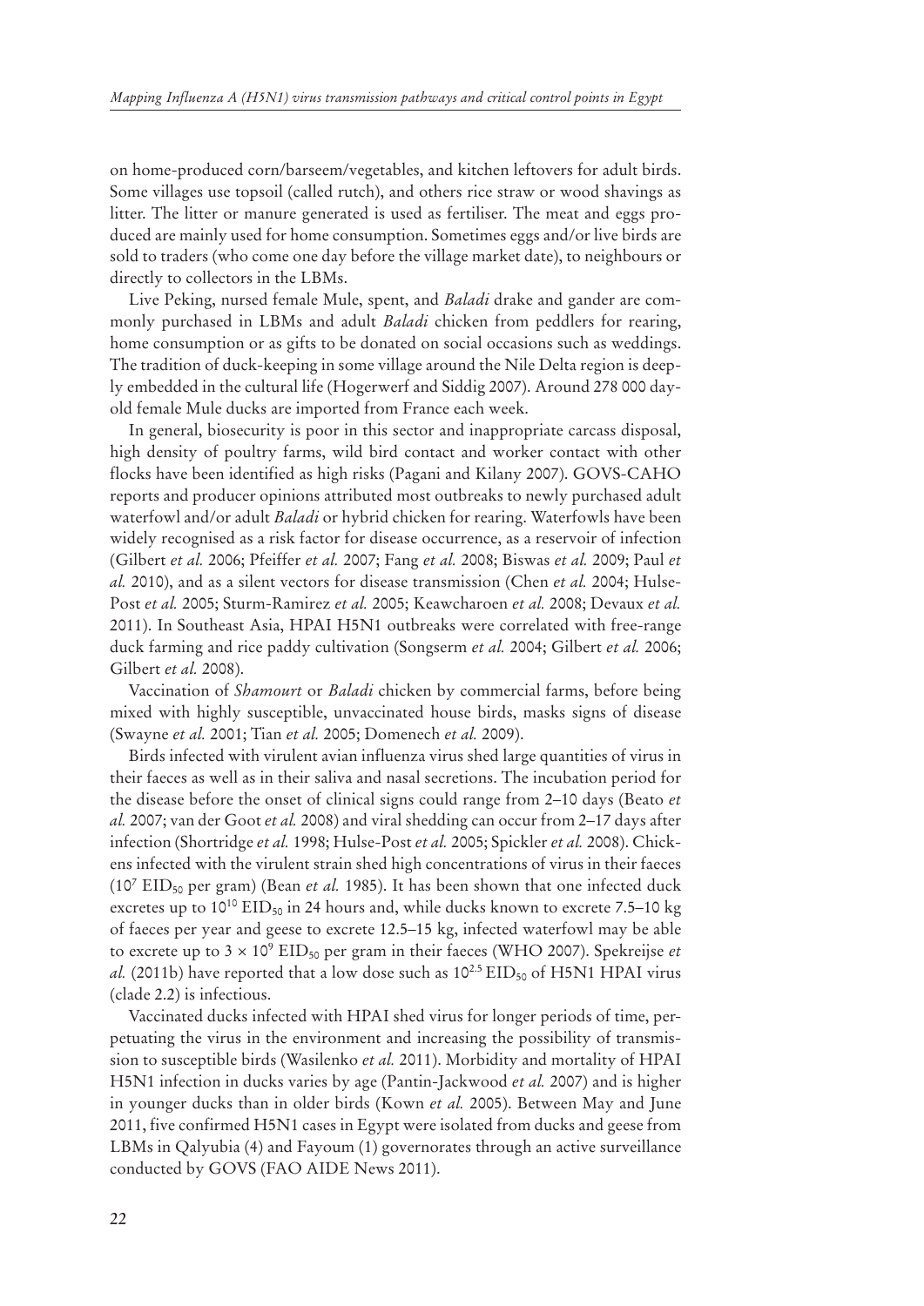on home-produced corn/barseem/vegetables, and kitchen leftovers for adult birds. Some villages use topsoil (called rutch), and others rice straw or wood shavings as litter. The litter or manure generated is used as fertiliser. The meat and eggs produced are mainly used for home consumption. Sometimes eggs and/or live birds are sold to traders (who come one day before the village market date), to neighbours or directly to collectors in the LBMs.

Live Peking, nursed female Mule, spent, and *Baladi* drake and gander are commonly purchased in LBMs and adult *Baladi* chicken from peddlers for rearing, home consumption or as gifts to be donated on social occasions such as weddings. The tradition of duck-keeping in some village around the Nile Delta region is deeply embedded in the cultural life (Hogerwerf and Siddig 2007). Around 278 000 day-old female Mule ducks are imported from France each week.

In general, biosecurity is poor in this sector and inappropriate carcass disposal, high density of poultry farms, wild bird contact and worker contact with other flocks have been identified as high risks (Pagani and Kilany 2007). GOVS-CAHO reports and producer opinions attributed most outbreaks to newly purchased adult waterfowl and/or adult *Baladi* or hybrid chicken for rearing. Waterfowls have been widely recognised as a risk factor for disease occurrence, as a reservoir of infection (Gilbert *et al.* 2006; Pfeiffer *et al.* 2007; Fang *et al.* 2008; Biswas *et al.* 2009; Paul *et al.* 2010), and as a silent vectors for disease transmission (Chen *et al.* 2004; Hulse-Post *et al.* 2005; Sturm-Ramirez *et al.* 2005; Keawcharoen *et al.* 2008; Devaux *et al.* 2011). In Southeast Asia, HPAI H5N1 outbreaks were correlated with free-range duck farming and rice paddy cultivation (Songserm *et al.* 2004; Gilbert *et al.* 2006; Gilbert *et al.* 2008).

Vaccination of *Shamourt* or *Baladi* chicken by commercial farms, before being mixed with highly susceptible, unvaccinated house birds, masks signs of disease (Swayne *et al.* 2001; Tian *et al.* 2005; Domenech *et al.* 2009).

Birds infected with virulent avian influenza virus shed large quantities of virus in their faeces as well as in their saliva and nasal secretions. The incubation period for the disease before the onset of clinical signs could range from 2–10 days (Beato *et al.* 2007; van der Goot *et al.* 2008) and viral shedding can occur from 2–17 days after infection (Shortridge *et al.* 1998; Hulse-Post *et al.* 2005; Spickler *et al.* 2008). Chickens infected with the virulent strain shed high concentrations of virus in their faeces ($10^7$ $EID_{50}$ per gram) (Bean *et al.* 1985). It has been shown that one infected duck excretes up to $10^{10}$ $EID_{50}$ in 24 hours and, while ducks known to excrete 7.5–10 kg of faeces per year and geese to excrete 12.5–15 kg, infected waterfowl may be able to excrete up to $3 \times 10^9$ $EID_{50}$ per gram in their faeces (WHO 2007). Spekreijse *et al.* (2011b) have reported that a low dose such as $10^{2.5}$ $EID_{50}$ of H5N1 HPAI virus (clade 2.2) is infectious.

Vaccinated ducks infected with HPAI shed virus for longer periods of time, perpetuating the virus in the environment and increasing the possibility of transmission to susceptible birds (Wasilenko *et al.* 2011). Morbidity and mortality of HPAI H5N1 infection in ducks varies by age (Pantin-Jackwood *et al.* 2007) and is higher in younger ducks than in older birds (Kown *et al.* 2005). Between May and June 2011, five confirmed H5N1 cases in Egypt were isolated from ducks and geese from LBMs in Qalyubia (4) and Fayoum (1) governorates through an active surveillance conducted by GOVS (FAO AIDE News 2011).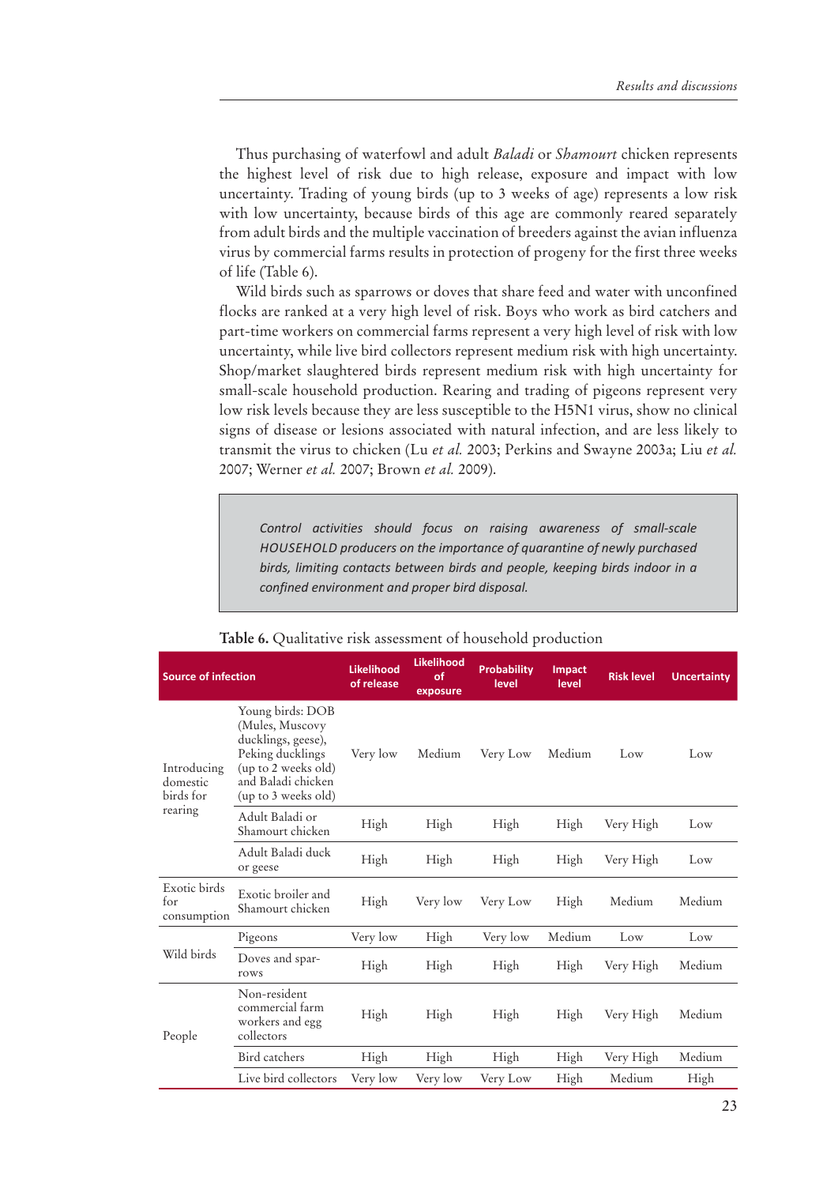Thus purchasing of waterfowl and adult *Baladi* or *Shamourt* chicken represents the highest level of risk due to high release, exposure and impact with low uncertainty. Trading of young birds (up to 3 weeks of age) represents a low risk with low uncertainty, because birds of this age are commonly reared separately from adult birds and the multiple vaccination of breeders against the avian influenza virus by commercial farms results in protection of progeny for the first three weeks of life (Table 6).

Wild birds such as sparrows or doves that share feed and water with unconfined flocks are ranked at a very high level of risk. Boys who work as bird catchers and part-time workers on commercial farms represent a very high level of risk with low uncertainty, while live bird collectors represent medium risk with high uncertainty. Shop/market slaughtered birds represent medium risk with high uncertainty for small-scale household production. Rearing and trading of pigeons represent very low risk levels because they are less susceptible to the H5N1 virus, show no clinical signs of disease or lesions associated with natural infection, and are less likely to transmit the virus to chicken (Lu *et al.* 2003; Perkins and Swayne 2003a; Liu *et al.* 2007; Werner *et al.* 2007; Brown *et al.* 2009).

> *Control activities should focus on raising awareness of small-scale HOUSEHOLD producers on the importance of quarantine of newly purchased birds, limiting contacts between birds and people, keeping birds indoor in a confined environment and proper bird disposal.*

**Table 6.** Qualitative risk assessment of household production

| Source of infection | | Likelihood of release | Likelihood of exposure | Probability level | Impact level | Risk level | Uncertainty |
|---|---|---|---|---|---|---|---|
| Introducing domestic birds for rearing | Young birds: DOB (Mules, Muscovy ducklings, geese), Peking ducklings (up to 2 weeks old) and Baladi chicken (up to 3 weeks old) | Very low | Medium | Very Low | Medium | Low | Low |
| | Adult Baladi or Shamourt chicken | High | High | High | High | Very High | Low |
| | Adult Baladi duck or geese | High | High | High | High | Very High | Low |
| Exotic birds for consumption | Exotic broiler and Shamourt chicken | High | Very low | Very Low | High | Medium | Medium |
| Wild birds | Pigeons | Very low | High | Very low | Medium | Low | Low |
| | Doves and sparrows | High | High | High | High | Very High | Medium |
| People | Non-resident commercial farm workers and egg collectors | High | High | High | High | Very High | Medium |
| | Bird catchers | High | High | High | High | Very High | Medium |
| | Live bird collectors | Very low | Very low | Very Low | High | Medium | High |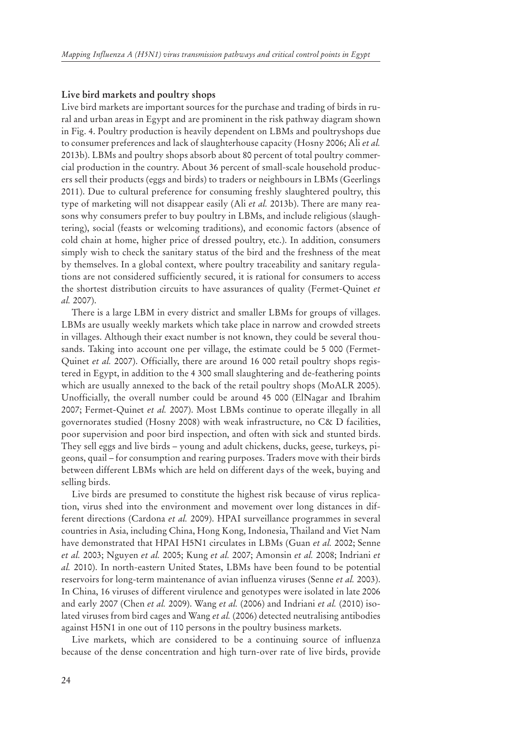### Live bird markets and poultry shops

Live bird markets are important sources for the purchase and trading of birds in rural and urban areas in Egypt and are prominent in the risk pathway diagram shown in Fig. 4. Poultry production is heavily dependent on LBMs and poultryshops due to consumer preferences and lack of slaughterhouse capacity (Hosny 2006; Ali *et al.* 2013b). LBMs and poultry shops absorb about 80 percent of total poultry commercial production in the country. About 36 percent of small-scale household producers sell their products (eggs and birds) to traders or neighbours in LBMs (Geerlings 2011). Due to cultural preference for consuming freshly slaughtered poultry, this type of marketing will not disappear easily (Ali *et al.* 2013b). There are many reasons why consumers prefer to buy poultry in LBMs, and include religious (slaughtering), social (feasts or welcoming traditions), and economic factors (absence of cold chain at home, higher price of dressed poultry, etc.). In addition, consumers simply wish to check the sanitary status of the bird and the freshness of the meat by themselves. In a global context, where poultry traceability and sanitary regulations are not considered sufficiently secured, it is rational for consumers to access the shortest distribution circuits to have assurances of quality (Fermet-Quinet *et al.* 2007).

There is a large LBM in every district and smaller LBMs for groups of villages. LBMs are usually weekly markets which take place in narrow and crowded streets in villages. Although their exact number is not known, they could be several thousands. Taking into account one per village, the estimate could be 5 000 (Fermet-Quinet *et al.* 2007). Officially, there are around 16 000 retail poultry shops registered in Egypt, in addition to the 4 300 small slaughtering and de-feathering points which are usually annexed to the back of the retail poultry shops (MoALR 2005). Unofficially, the overall number could be around 45 000 (ElNagar and Ibrahim 2007; Fermet-Quinet *et al.* 2007). Most LBMs continue to operate illegally in all governorates studied (Hosny 2008) with weak infrastructure, no C& D facilities, poor supervision and poor bird inspection, and often with sick and stunted birds. They sell eggs and live birds – young and adult chickens, ducks, geese, turkeys, pigeons, quail – for consumption and rearing purposes. Traders move with their birds between different LBMs which are held on different days of the week, buying and selling birds.

Live birds are presumed to constitute the highest risk because of virus replication, virus shed into the environment and movement over long distances in different directions (Cardona *et al.* 2009). HPAI surveillance programmes in several countries in Asia, including China, Hong Kong, Indonesia, Thailand and Viet Nam have demonstrated that HPAI H5N1 circulates in LBMs (Guan *et al.* 2002; Senne *et al.* 2003; Nguyen *et al.* 2005; Kung *et al.* 2007; Amonsin *et al.* 2008; Indriani *et al.* 2010). In north-eastern United States, LBMs have been found to be potential reservoirs for long-term maintenance of avian influenza viruses (Senne *et al.* 2003). In China, 16 viruses of different virulence and genotypes were isolated in late 2006 and early 2007 (Chen *et al.* 2009). Wang *et al.* (2006) and Indriani *et al.* (2010) isolated viruses from bird cages and Wang *et al.* (2006) detected neutralising antibodies against H5N1 in one out of 110 persons in the poultry business markets.

Live markets, which are considered to be a continuing source of influenza because of the dense concentration and high turn-over rate of live birds, provide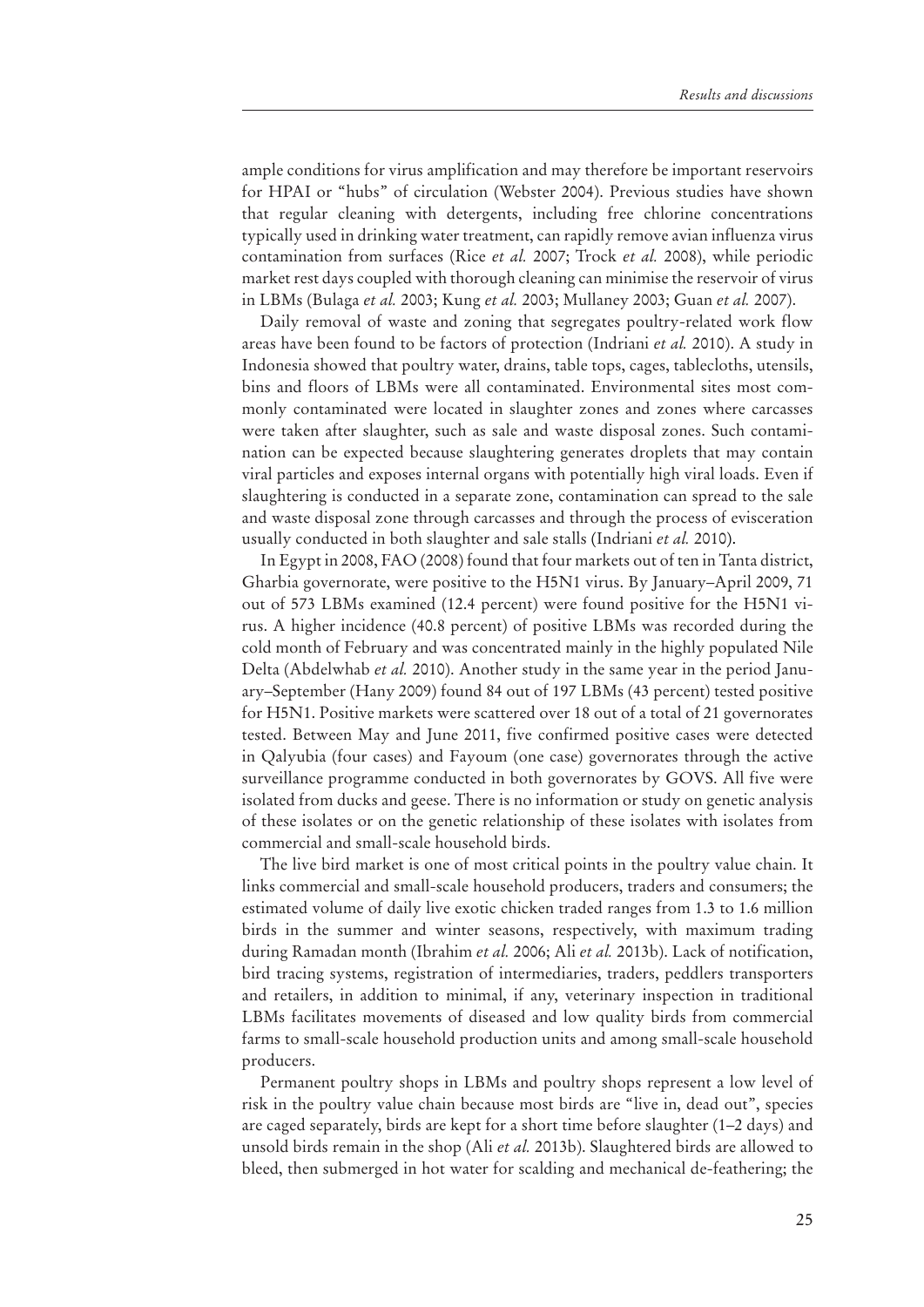ample conditions for virus amplification and may therefore be important reservoirs for HPAI or "hubs" of circulation (Webster 2004). Previous studies have shown that regular cleaning with detergents, including free chlorine concentrations typically used in drinking water treatment, can rapidly remove avian influenza virus contamination from surfaces (Rice *et al.* 2007; Trock *et al.* 2008), while periodic market rest days coupled with thorough cleaning can minimise the reservoir of virus in LBMs (Bulaga *et al.* 2003; Kung *et al.* 2003; Mullaney 2003; Guan *et al.* 2007).

Daily removal of waste and zoning that segregates poultry-related work flow areas have been found to be factors of protection (Indriani *et al.* 2010). A study in Indonesia showed that poultry water, drains, table tops, cages, tablecloths, utensils, bins and floors of LBMs were all contaminated. Environmental sites most commonly contaminated were located in slaughter zones and zones where carcasses were taken after slaughter, such as sale and waste disposal zones. Such contamination can be expected because slaughtering generates droplets that may contain viral particles and exposes internal organs with potentially high viral loads. Even if slaughtering is conducted in a separate zone, contamination can spread to the sale and waste disposal zone through carcasses and through the process of evisceration usually conducted in both slaughter and sale stalls (Indriani *et al.* 2010).

In Egypt in 2008, FAO (2008) found that four markets out of ten in Tanta district, Gharbia governorate, were positive to the H5N1 virus. By January–April 2009, 71 out of 573 LBMs examined (12.4 percent) were found positive for the H5N1 virus. A higher incidence (40.8 percent) of positive LBMs was recorded during the cold month of February and was concentrated mainly in the highly populated Nile Delta (Abdelwhab *et al.* 2010). Another study in the same year in the period January–September (Hany 2009) found 84 out of 197 LBMs (43 percent) tested positive for H5N1. Positive markets were scattered over 18 out of a total of 21 governorates tested. Between May and June 2011, five confirmed positive cases were detected in Qalyubia (four cases) and Fayoum (one case) governorates through the active surveillance programme conducted in both governorates by GOVS. All five were isolated from ducks and geese. There is no information or study on genetic analysis of these isolates or on the genetic relationship of these isolates with isolates from commercial and small-scale household birds.

The live bird market is one of most critical points in the poultry value chain. It links commercial and small-scale household producers, traders and consumers; the estimated volume of daily live exotic chicken traded ranges from 1.3 to 1.6 million birds in the summer and winter seasons, respectively, with maximum trading during Ramadan month (Ibrahim *et al.* 2006; Ali *et al.* 2013b). Lack of notification, bird tracing systems, registration of intermediaries, traders, peddlers transporters and retailers, in addition to minimal, if any, veterinary inspection in traditional LBMs facilitates movements of diseased and low quality birds from commercial farms to small-scale household production units and among small-scale household producers.

Permanent poultry shops in LBMs and poultry shops represent a low level of risk in the poultry value chain because most birds are "live in, dead out", species are caged separately, birds are kept for a short time before slaughter (1–2 days) and unsold birds remain in the shop (Ali *et al.* 2013b). Slaughtered birds are allowed to bleed, then submerged in hot water for scalding and mechanical de-feathering; the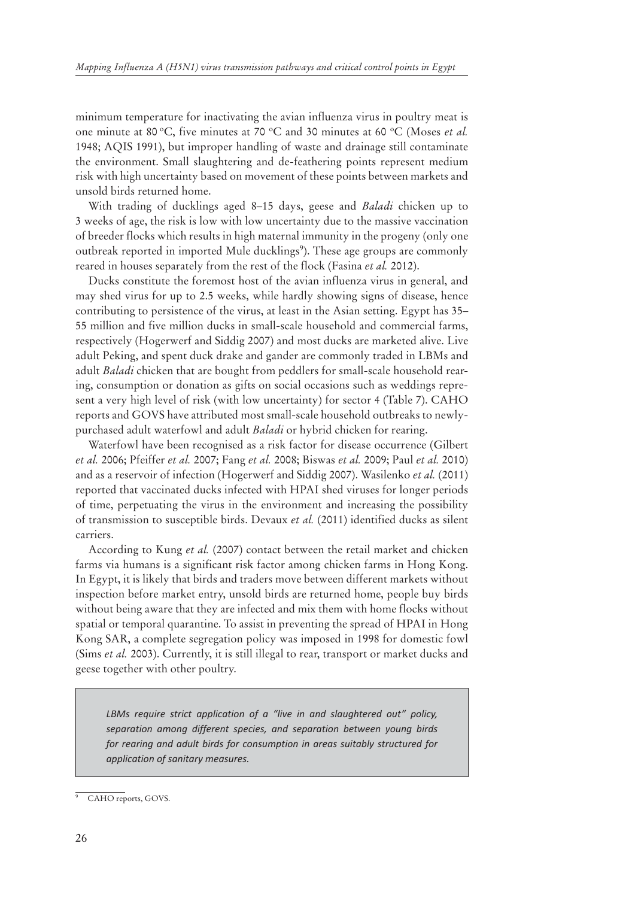minimum temperature for inactivating the avian influenza virus in poultry meat is one minute at 80 °C, five minutes at 70 °C and 30 minutes at 60 °C (Moses *et al.* 1948; AQIS 1991), but improper handling of waste and drainage still contaminate the environment. Small slaughtering and de-feathering points represent medium risk with high uncertainty based on movement of these points between markets and unsold birds returned home.

With trading of ducklings aged 8–15 days, geese and *Baladi* chicken up to 3 weeks of age, the risk is low with low uncertainty due to the massive vaccination of breeder flocks which results in high maternal immunity in the progeny (only one outbreak reported in imported Mule ducklings[9]). These age groups are commonly reared in houses separately from the rest of the flock (Fasina *et al.* 2012).

Ducks constitute the foremost host of the avian influenza virus in general, and may shed virus for up to 2.5 weeks, while hardly showing signs of disease, hence contributing to persistence of the virus, at least in the Asian setting. Egypt has 35–55 million and five million ducks in small-scale household and commercial farms, respectively (Hogerwerf and Siddig 2007) and most ducks are marketed alive. Live adult Peking, and spent duck drake and gander are commonly traded in LBMs and adult *Baladi* chicken that are bought from peddlers for small-scale household rearing, consumption or donation as gifts on social occasions such as weddings represent a very high level of risk (with low uncertainty) for sector 4 (Table 7). CAHO reports and GOVS have attributed most small-scale household outbreaks to newly-purchased adult waterfowl and adult *Baladi* or hybrid chicken for rearing.

Waterfowl have been recognised as a risk factor for disease occurrence (Gilbert *et al.* 2006; Pfeiffer *et al.* 2007; Fang *et al.* 2008; Biswas *et al.* 2009; Paul *et al.* 2010) and as a reservoir of infection (Hogerwerf and Siddig 2007). Wasilenko *et al.* (2011) reported that vaccinated ducks infected with HPAI shed viruses for longer periods of time, perpetuating the virus in the environment and increasing the possibility of transmission to susceptible birds. Devaux *et al.* (2011) identified ducks as silent carriers.

According to Kung *et al.* (2007) contact between the retail market and chicken farms via humans is a significant risk factor among chicken farms in Hong Kong. In Egypt, it is likely that birds and traders move between different markets without inspection before market entry, unsold birds are returned home, people buy birds without being aware that they are infected and mix them with home flocks without spatial or temporal quarantine. To assist in preventing the spread of HPAI in Hong Kong SAR, a complete segregation policy was imposed in 1998 for domestic fowl (Sims *et al.* 2003). Currently, it is still illegal to rear, transport or market ducks and geese together with other poultry.

> *LBMs require strict application of a "live in and slaughtered out" policy, separation among different species, and separation between young birds for rearing and adult birds for consumption in areas suitably structured for application of sanitary measures.*

[9] CAHO reports, GOVS.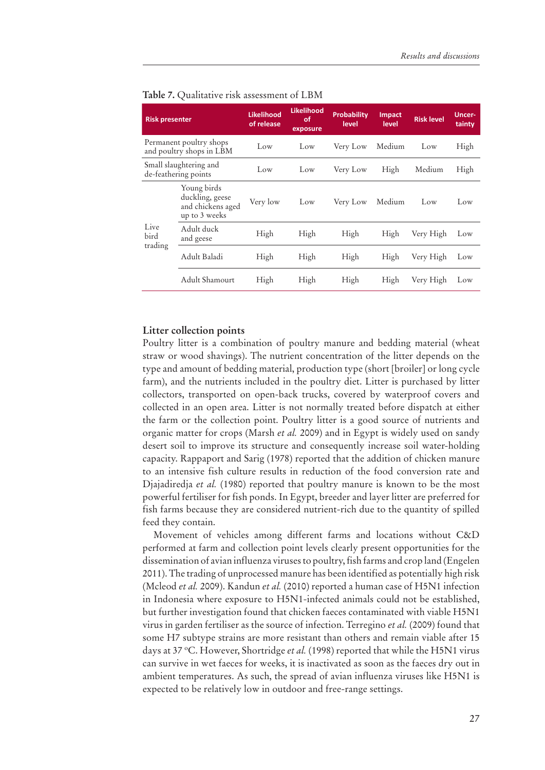**Table 7.** Qualitative risk assessment of LBM

| Risk presenter | | Likelihood of release | Likelihood of exposure | Probability level | Impact level | Risk level | Uncer-tainty |
|---|---|---|---|---|---|---|---|
| Permanent poultry shops and poultry shops in LBM | | Low | Low | Very Low | Medium | Low | High |
| Small slaughtering and de-feathering points | | Low | Low | Very Low | High | Medium | High |
| Live bird trading | Young birds duckling, geese and chickens aged up to 3 weeks | Very low | Low | Very Low | Medium | Low | Low |
| | Adult duck and geese | High | High | High | High | Very High | Low |
| | Adult Baladi | High | High | High | High | Very High | Low |
| | Adult Shamourt | High | High | High | High | Very High | Low |

### Litter collection points

Poultry litter is a combination of poultry manure and bedding material (wheat straw or wood shavings). The nutrient concentration of the litter depends on the type and amount of bedding material, production type (short [broiler] or long cycle farm), and the nutrients included in the poultry diet. Litter is purchased by litter collectors, transported on open-back trucks, covered by waterproof covers and collected in an open area. Litter is not normally treated before dispatch at either the farm or the collection point. Poultry litter is a good source of nutrients and organic matter for crops (Marsh *et al.* 2009) and in Egypt is widely used on sandy desert soil to improve its structure and consequently increase soil water-holding capacity. Rappaport and Sarig (1978) reported that the addition of chicken manure to an intensive fish culture results in reduction of the food conversion rate and Djajadiredja *et al.* (1980) reported that poultry manure is known to be the most powerful fertiliser for fish ponds. In Egypt, breeder and layer litter are preferred for fish farms because they are considered nutrient-rich due to the quantity of spilled feed they contain.

Movement of vehicles among different farms and locations without C&D performed at farm and collection point levels clearly present opportunities for the dissemination of avian influenza viruses to poultry, fish farms and crop land (Engelen 2011). The trading of unprocessed manure has been identified as potentially high risk (Mcleod *et al.* 2009). Kandun *et al.* (2010) reported a human case of H5N1 infection in Indonesia where exposure to H5N1-infected animals could not be established, but further investigation found that chicken faeces contaminated with viable H5N1 virus in garden fertiliser as the source of infection. Terregino *et al.* (2009) found that some H7 subtype strains are more resistant than others and remain viable after 15 days at 37 $^{o}$C. However, Shortridge *et al.* (1998) reported that while the H5N1 virus can survive in wet faeces for weeks, it is inactivated as soon as the faeces dry out in ambient temperatures. As such, the spread of avian influenza viruses like H5N1 is expected to be relatively low in outdoor and free-range settings.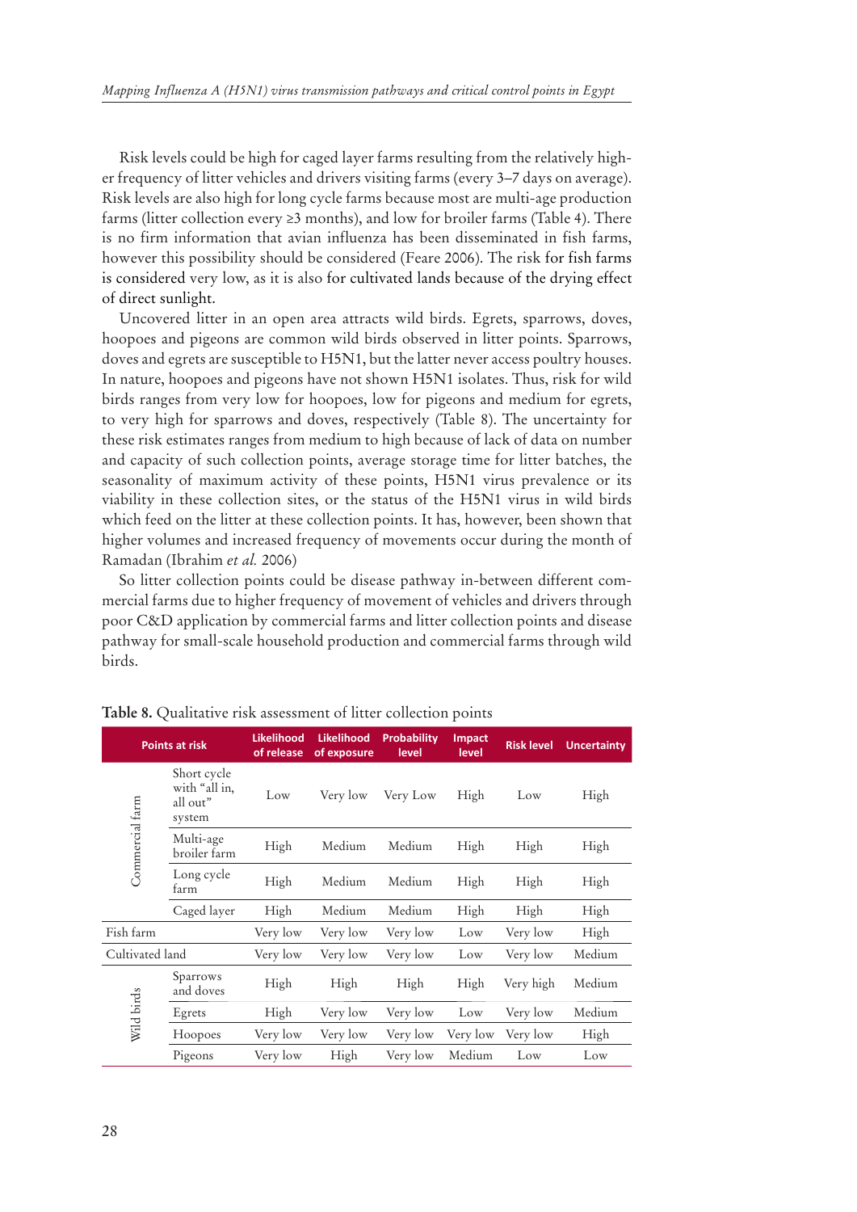Risk levels could be high for caged layer farms resulting from the relatively higher frequency of litter vehicles and drivers visiting farms (every 3–7 days on average). Risk levels are also high for long cycle farms because most are multi-age production farms (litter collection every ≥3 months), and low for broiler farms (Table 4). There is no firm information that avian influenza has been disseminated in fish farms, however this possibility should be considered (Feare 2006). The risk for fish farms is considered very low, as it is also for cultivated lands because of the drying effect of direct sunlight.

Uncovered litter in an open area attracts wild birds. Egrets, sparrows, doves, hoopoes and pigeons are common wild birds observed in litter points. Sparrows, doves and egrets are susceptible to H5N1, but the latter never access poultry houses. In nature, hoopoes and pigeons have not shown H5N1 isolates. Thus, risk for wild birds ranges from very low for hoopoes, low for pigeons and medium for egrets, to very high for sparrows and doves, respectively (Table 8). The uncertainty for these risk estimates ranges from medium to high because of lack of data on number and capacity of such collection points, average storage time for litter batches, the seasonality of maximum activity of these points, H5N1 virus prevalence or its viability in these collection sites, or the status of the H5N1 virus in wild birds which feed on the litter at these collection points. It has, however, been shown that higher volumes and increased frequency of movements occur during the month of Ramadan (Ibrahim *et al.* 2006)

So litter collection points could be disease pathway in-between different commercial farms due to higher frequency of movement of vehicles and drivers through poor C&D application by commercial farms and litter collection points and disease pathway for small-scale household production and commercial farms through wild birds.

**Table 8.** Qualitative risk assessment of litter collection points

| Points at risk | | Likelihood of release | Likelihood of exposure | Probability level | Impact level | Risk level | Uncertainty |
|---|---|---|---|---|---|---|---|
| Commercial farm | Short cycle with "all in, all out" system | Low | Very low | Very Low | High | Low | High |
| | Multi-age broiler farm | High | Medium | Medium | High | High | High |
| | Long cycle farm | High | Medium | Medium | High | High | High |
| | Caged layer | High | Medium | Medium | High | High | High |
| Fish farm | | Very low | Very low | Very low | Low | Very low | High |
| Cultivated land | | Very low | Very low | Very low | Low | Very low | Medium |
| Wild birds | Sparrows and doves | High | High | High | High | Very high | Medium |
| | Egrets | High | Very low | Very low | Low | Very low | Medium |
| | Hoopoes | Very low | Very low | Very low | Very low | Very low | High |
| | Pigeons | Very low | High | Very low | Medium | Low | Low |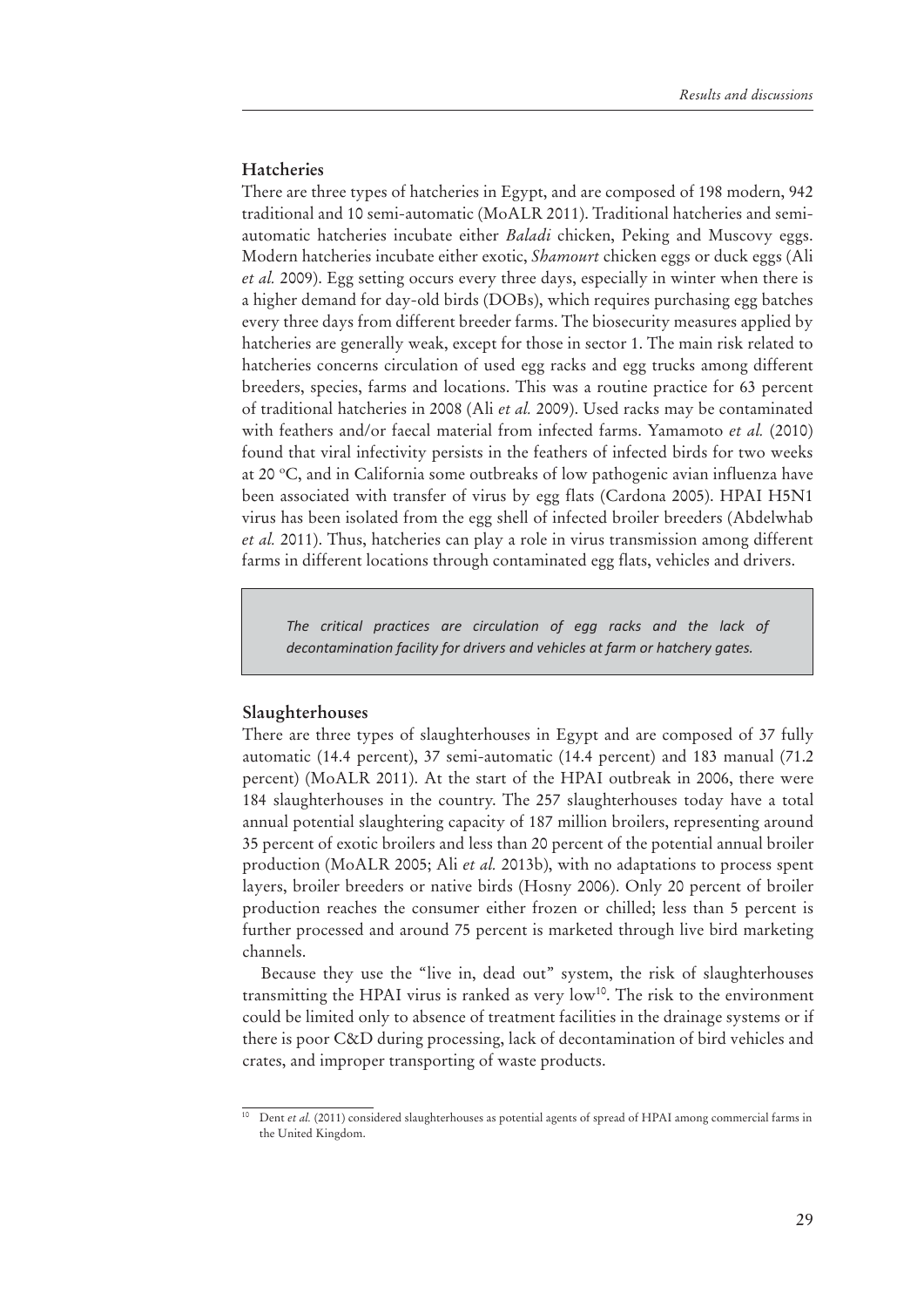### Hatcheries

There are three types of hatcheries in Egypt, and are composed of 198 modern, 942 traditional and 10 semi-automatic (MoALR 2011). Traditional hatcheries and semi-automatic hatcheries incubate either *Baladi* chicken, Peking and Muscovy eggs. Modern hatcheries incubate either exotic, *Shamourt* chicken eggs or duck eggs (Ali *et al.* 2009). Egg setting occurs every three days, especially in winter when there is a higher demand for day-old birds (DOBs), which requires purchasing egg batches every three days from different breeder farms. The biosecurity measures applied by hatcheries are generally weak, except for those in sector 1. The main risk related to hatcheries concerns circulation of used egg racks and egg trucks among different breeders, species, farms and locations. This was a routine practice for 63 percent of traditional hatcheries in 2008 (Ali *et al.* 2009). Used racks may be contaminated with feathers and/or faecal material from infected farms. Yamamoto *et al.* (2010) found that viral infectivity persists in the feathers of infected birds for two weeks at 20 °C, and in California some outbreaks of low pathogenic avian influenza have been associated with transfer of virus by egg flats (Cardona 2005). HPAI H5N1 virus has been isolated from the egg shell of infected broiler breeders (Abdelwhab *et al.* 2011). Thus, hatcheries can play a role in virus transmission among different farms in different locations through contaminated egg flats, vehicles and drivers.

> *The critical practices are circulation of egg racks and the lack of decontamination facility for drivers and vehicles at farm or hatchery gates.*

### Slaughterhouses

There are three types of slaughterhouses in Egypt and are composed of 37 fully automatic (14.4 percent), 37 semi-automatic (14.4 percent) and 183 manual (71.2 percent) (MoALR 2011). At the start of the HPAI outbreak in 2006, there were 184 slaughterhouses in the country. The 257 slaughterhouses today have a total annual potential slaughtering capacity of 187 million broilers, representing around 35 percent of exotic broilers and less than 20 percent of the potential annual broiler production (MoALR 2005; Ali *et al.* 2013b), with no adaptations to process spent layers, broiler breeders or native birds (Hosny 2006). Only 20 percent of broiler production reaches the consumer either frozen or chilled; less than 5 percent is further processed and around 75 percent is marketed through live bird marketing channels.

Because they use the "live in, dead out" system, the risk of slaughterhouses transmitting the HPAI virus is ranked as very low[10]. The risk to the environment could be limited only to absence of treatment facilities in the drainage systems or if there is poor C&D during processing, lack of decontamination of bird vehicles and crates, and improper transporting of waste products.

[10] Dent *et al.* (2011) considered slaughterhouses as potential agents of spread of HPAI among commercial farms in the United Kingdom.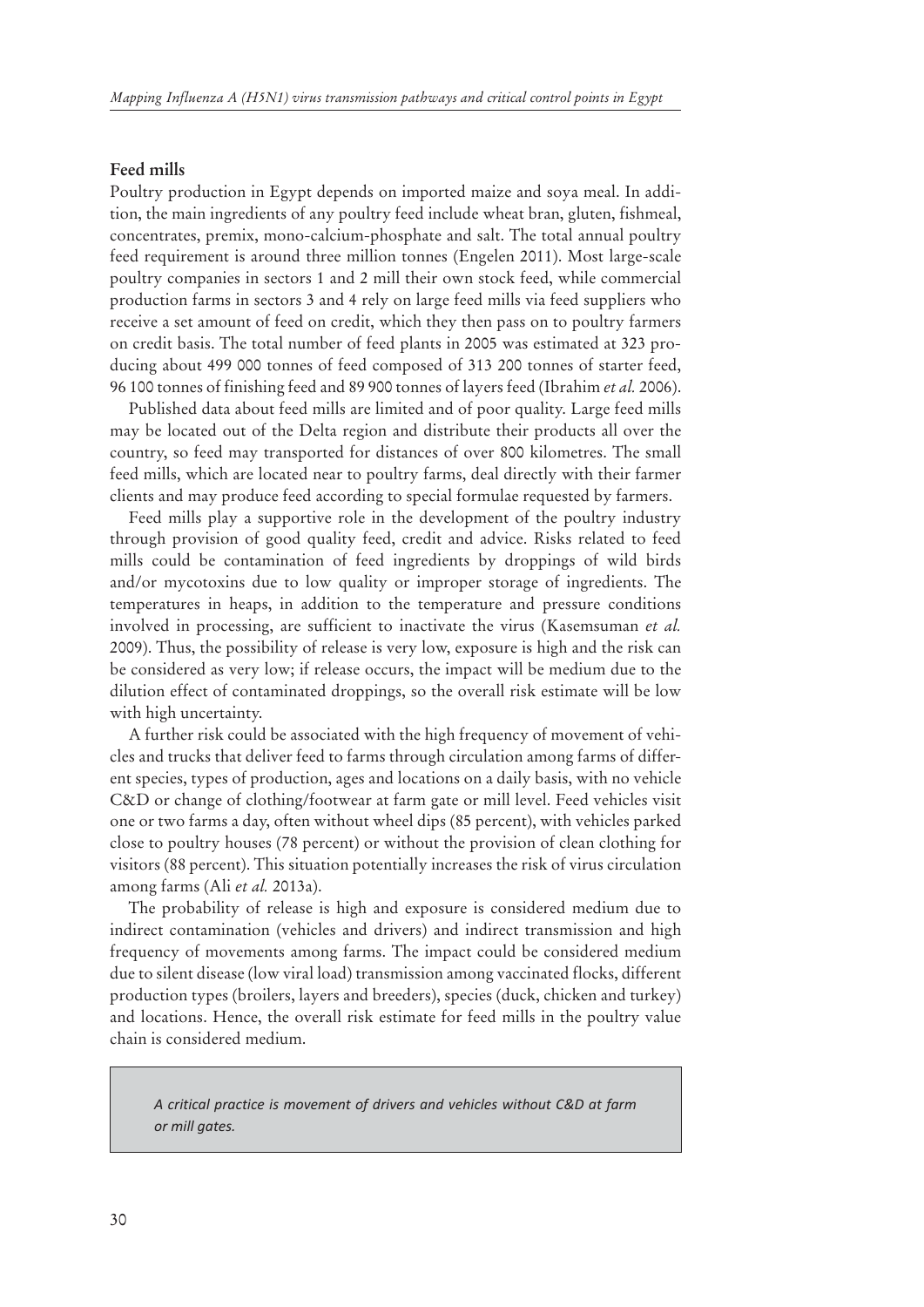## Feed mills

Poultry production in Egypt depends on imported maize and soya meal. In addition, the main ingredients of any poultry feed include wheat bran, gluten, fishmeal, concentrates, premix, mono-calcium-phosphate and salt. The total annual poultry feed requirement is around three million tonnes (Engelen 2011). Most large-scale poultry companies in sectors 1 and 2 mill their own stock feed, while commercial production farms in sectors 3 and 4 rely on large feed mills via feed suppliers who receive a set amount of feed on credit, which they then pass on to poultry farmers on credit basis. The total number of feed plants in 2005 was estimated at 323 producing about 499 000 tonnes of feed composed of 313 200 tonnes of starter feed, 96 100 tonnes of finishing feed and 89 900 tonnes of layers feed (Ibrahim *et al.* 2006).

Published data about feed mills are limited and of poor quality. Large feed mills may be located out of the Delta region and distribute their products all over the country, so feed may transported for distances of over 800 kilometres. The small feed mills, which are located near to poultry farms, deal directly with their farmer clients and may produce feed according to special formulae requested by farmers.

Feed mills play a supportive role in the development of the poultry industry through provision of good quality feed, credit and advice. Risks related to feed mills could be contamination of feed ingredients by droppings of wild birds and/or mycotoxins due to low quality or improper storage of ingredients. The temperatures in heaps, in addition to the temperature and pressure conditions involved in processing, are sufficient to inactivate the virus (Kasemsuman *et al.* 2009). Thus, the possibility of release is very low, exposure is high and the risk can be considered as very low; if release occurs, the impact will be medium due to the dilution effect of contaminated droppings, so the overall risk estimate will be low with high uncertainty.

A further risk could be associated with the high frequency of movement of vehicles and trucks that deliver feed to farms through circulation among farms of different species, types of production, ages and locations on a daily basis, with no vehicle C&D or change of clothing/footwear at farm gate or mill level. Feed vehicles visit one or two farms a day, often without wheel dips (85 percent), with vehicles parked close to poultry houses (78 percent) or without the provision of clean clothing for visitors (88 percent). This situation potentially increases the risk of virus circulation among farms (Ali *et al.* 2013a).

The probability of release is high and exposure is considered medium due to indirect contamination (vehicles and drivers) and indirect transmission and high frequency of movements among farms. The impact could be considered medium due to silent disease (low viral load) transmission among vaccinated flocks, different production types (broilers, layers and breeders), species (duck, chicken and turkey) and locations. Hence, the overall risk estimate for feed mills in the poultry value chain is considered medium.

> *A critical practice is movement of drivers and vehicles without C&D at farm or mill gates.*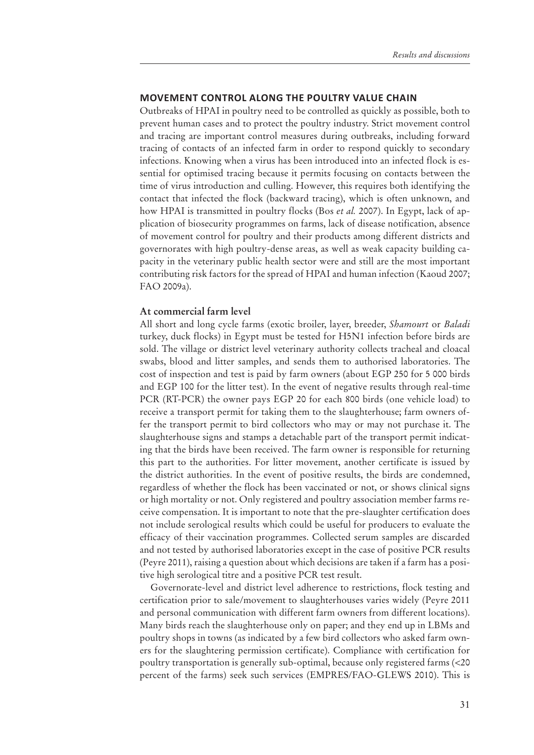## MOVEMENT CONTROL ALONG THE POULTRY VALUE CHAIN

Outbreaks of HPAI in poultry need to be controlled as quickly as possible, both to prevent human cases and to protect the poultry industry. Strict movement control and tracing are important control measures during outbreaks, including forward tracing of contacts of an infected farm in order to respond quickly to secondary infections. Knowing when a virus has been introduced into an infected flock is essential for optimised tracing because it permits focusing on contacts between the time of virus introduction and culling. However, this requires both identifying the contact that infected the flock (backward tracing), which is often unknown, and how HPAI is transmitted in poultry flocks (Bos *et al.* 2007). In Egypt, lack of application of biosecurity programmes on farms, lack of disease notification, absence of movement control for poultry and their products among different districts and governorates with high poultry-dense areas, as well as weak capacity building capacity in the veterinary public health sector were and still are the most important contributing risk factors for the spread of HPAI and human infection (Kaoud 2007; FAO 2009a).

### At commercial farm level

All short and long cycle farms (exotic broiler, layer, breeder, *Shamourt* or *Baladi* turkey, duck flocks) in Egypt must be tested for H5N1 infection before birds are sold. The village or district level veterinary authority collects tracheal and cloacal swabs, blood and litter samples, and sends them to authorised laboratories. The cost of inspection and test is paid by farm owners (about EGP 250 for 5 000 birds and EGP 100 for the litter test). In the event of negative results through real-time PCR (RT-PCR) the owner pays EGP 20 for each 800 birds (one vehicle load) to receive a transport permit for taking them to the slaughterhouse; farm owners offer the transport permit to bird collectors who may or may not purchase it. The slaughterhouse signs and stamps a detachable part of the transport permit indicating that the birds have been received. The farm owner is responsible for returning this part to the authorities. For litter movement, another certificate is issued by the district authorities. In the event of positive results, the birds are condemned, regardless of whether the flock has been vaccinated or not, or shows clinical signs or high mortality or not. Only registered and poultry association member farms receive compensation. It is important to note that the pre-slaughter certification does not include serological results which could be useful for producers to evaluate the efficacy of their vaccination programmes. Collected serum samples are discarded and not tested by authorised laboratories except in the case of positive PCR results (Peyre 2011), raising a question about which decisions are taken if a farm has a positive high serological titre and a positive PCR test result.

Governorate-level and district level adherence to restrictions, flock testing and certification prior to sale/movement to slaughterhouses varies widely (Peyre 2011 and personal communication with different farm owners from different locations). Many birds reach the slaughterhouse only on paper; and they end up in LBMs and poultry shops in towns (as indicated by a few bird collectors who asked farm owners for the slaughtering permission certificate). Compliance with certification for poultry transportation is generally sub-optimal, because only registered farms (<20 percent of the farms) seek such services (EMPRES/FAO-GLEWS 2010). This is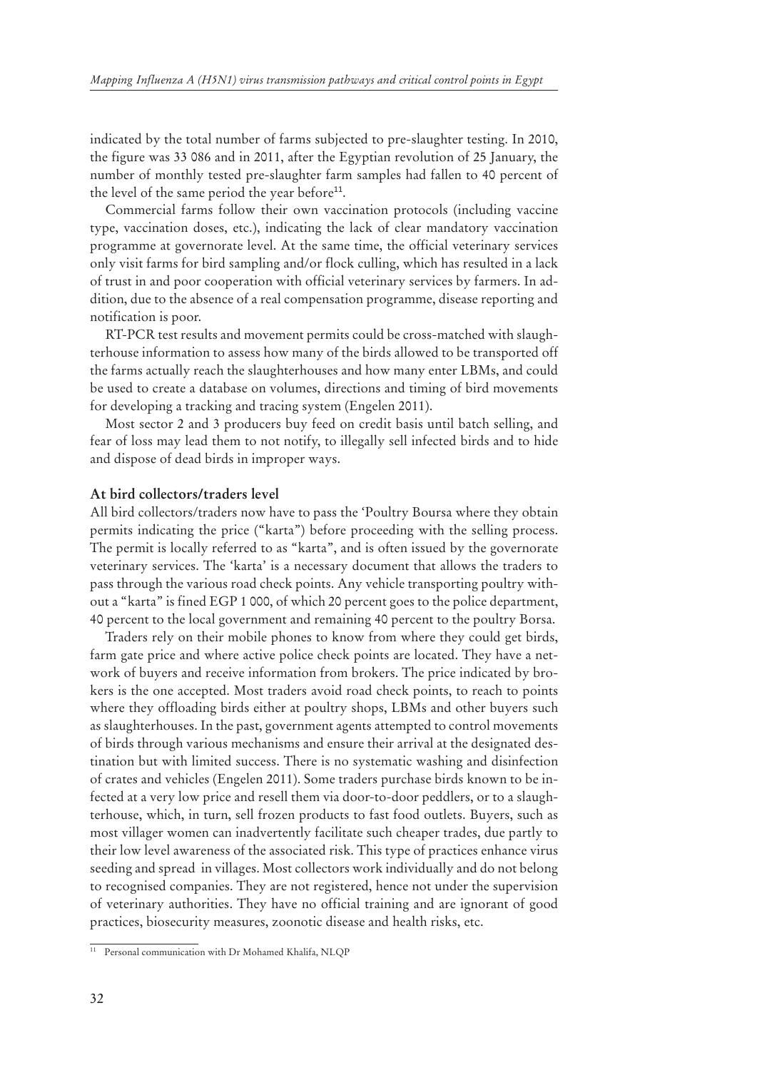indicated by the total number of farms subjected to pre-slaughter testing. In 2010, the figure was 33 086 and in 2011, after the Egyptian revolution of 25 January, the number of monthly tested pre-slaughter farm samples had fallen to 40 percent of the level of the same period the year before[11].

Commercial farms follow their own vaccination protocols (including vaccine type, vaccination doses, etc.), indicating the lack of clear mandatory vaccination programme at governorate level. At the same time, the official veterinary services only visit farms for bird sampling and/or flock culling, which has resulted in a lack of trust in and poor cooperation with official veterinary services by farmers. In addition, due to the absence of a real compensation programme, disease reporting and notification is poor.

RT-PCR test results and movement permits could be cross-matched with slaughterhouse information to assess how many of the birds allowed to be transported off the farms actually reach the slaughterhouses and how many enter LBMs, and could be used to create a database on volumes, directions and timing of bird movements for developing a tracking and tracing system (Engelen 2011).

Most sector 2 and 3 producers buy feed on credit basis until batch selling, and fear of loss may lead them to not notify, to illegally sell infected birds and to hide and dispose of dead birds in improper ways.

### At bird collectors/traders level

All bird collectors/traders now have to pass the 'Poultry Boursa where they obtain permits indicating the price ("karta") before proceeding with the selling process. The permit is locally referred to as "karta", and is often issued by the governorate veterinary services. The 'karta' is a necessary document that allows the traders to pass through the various road check points. Any vehicle transporting poultry without a "karta" is fined EGP 1 000, of which 20 percent goes to the police department, 40 percent to the local government and remaining 40 percent to the poultry Borsa.

Traders rely on their mobile phones to know from where they could get birds, farm gate price and where active police check points are located. They have a network of buyers and receive information from brokers. The price indicated by brokers is the one accepted. Most traders avoid road check points, to reach to points where they offloading birds either at poultry shops, LBMs and other buyers such as slaughterhouses. In the past, government agents attempted to control movements of birds through various mechanisms and ensure their arrival at the designated destination but with limited success. There is no systematic washing and disinfection of crates and vehicles (Engelen 2011). Some traders purchase birds known to be infected at a very low price and resell them via door-to-door peddlers, or to a slaughterhouse, which, in turn, sell frozen products to fast food outlets. Buyers, such as most villager women can inadvertently facilitate such cheaper trades, due partly to their low level awareness of the associated risk. This type of practices enhance virus seeding and spread in villages. Most collectors work individually and do not belong to recognised companies. They are not registered, hence not under the supervision of veterinary authorities. They have no official training and are ignorant of good practices, biosecurity measures, zoonotic disease and health risks, etc.

[11] Personal communication with Dr Mohamed Khalifa, NLQP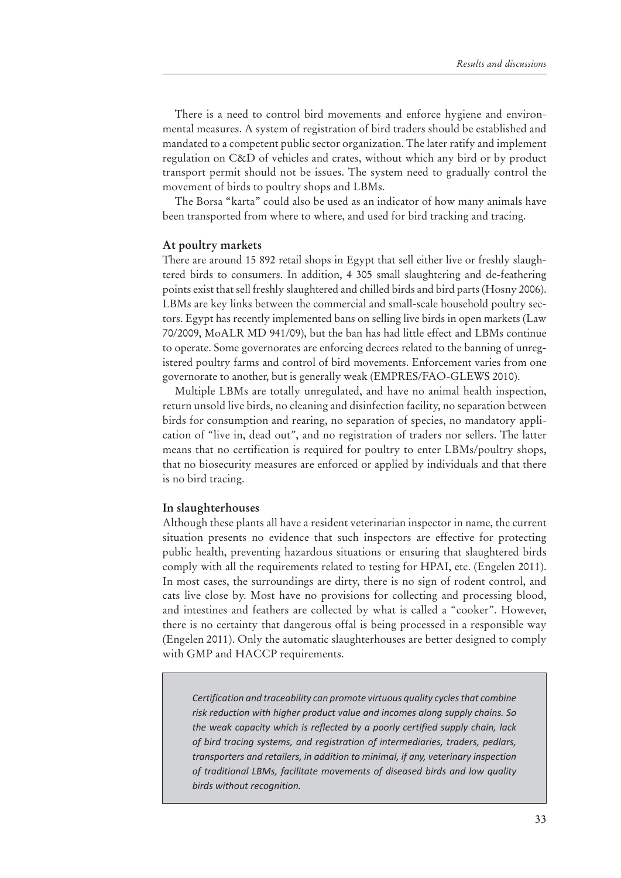There is a need to control bird movements and enforce hygiene and environmental measures. A system of registration of bird traders should be established and mandated to a competent public sector organization. The later ratify and implement regulation on C&D of vehicles and crates, without which any bird or by product transport permit should not be issues. The system need to gradually control the movement of birds to poultry shops and LBMs.

The Borsa "karta" could also be used as an indicator of how many animals have been transported from where to where, and used for bird tracking and tracing.

### At poultry markets

There are around 15 892 retail shops in Egypt that sell either live or freshly slaughtered birds to consumers. In addition, 4 305 small slaughtering and de-feathering points exist that sell freshly slaughtered and chilled birds and bird parts (Hosny 2006). LBMs are key links between the commercial and small-scale household poultry sectors. Egypt has recently implemented bans on selling live birds in open markets (Law 70/2009, MoALR MD 941/09), but the ban has had little effect and LBMs continue to operate. Some governorates are enforcing decrees related to the banning of unregistered poultry farms and control of bird movements. Enforcement varies from one governorate to another, but is generally weak (EMPRES/FAO-GLEWS 2010).

Multiple LBMs are totally unregulated, and have no animal health inspection, return unsold live birds, no cleaning and disinfection facility, no separation between birds for consumption and rearing, no separation of species, no mandatory application of "live in, dead out", and no registration of traders nor sellers. The latter means that no certification is required for poultry to enter LBMs/poultry shops, that no biosecurity measures are enforced or applied by individuals and that there is no bird tracing.

### In slaughterhouses

Although these plants all have a resident veterinarian inspector in name, the current situation presents no evidence that such inspectors are effective for protecting public health, preventing hazardous situations or ensuring that slaughtered birds comply with all the requirements related to testing for HPAI, etc. (Engelen 2011). In most cases, the surroundings are dirty, there is no sign of rodent control, and cats live close by. Most have no provisions for collecting and processing blood, and intestines and feathers are collected by what is called a "cooker". However, there is no certainty that dangerous offal is being processed in a responsible way (Engelen 2011). Only the automatic slaughterhouses are better designed to comply with GMP and HACCP requirements.

> *Certification and traceability can promote virtuous quality cycles that combine risk reduction with higher product value and incomes along supply chains. So the weak capacity which is reflected by a poorly certified supply chain, lack of bird tracing systems, and registration of intermediaries, traders, pedlars, transporters and retailers, in addition to minimal, if any, veterinary inspection of traditional LBMs, facilitate movements of diseased birds and low quality birds without recognition.*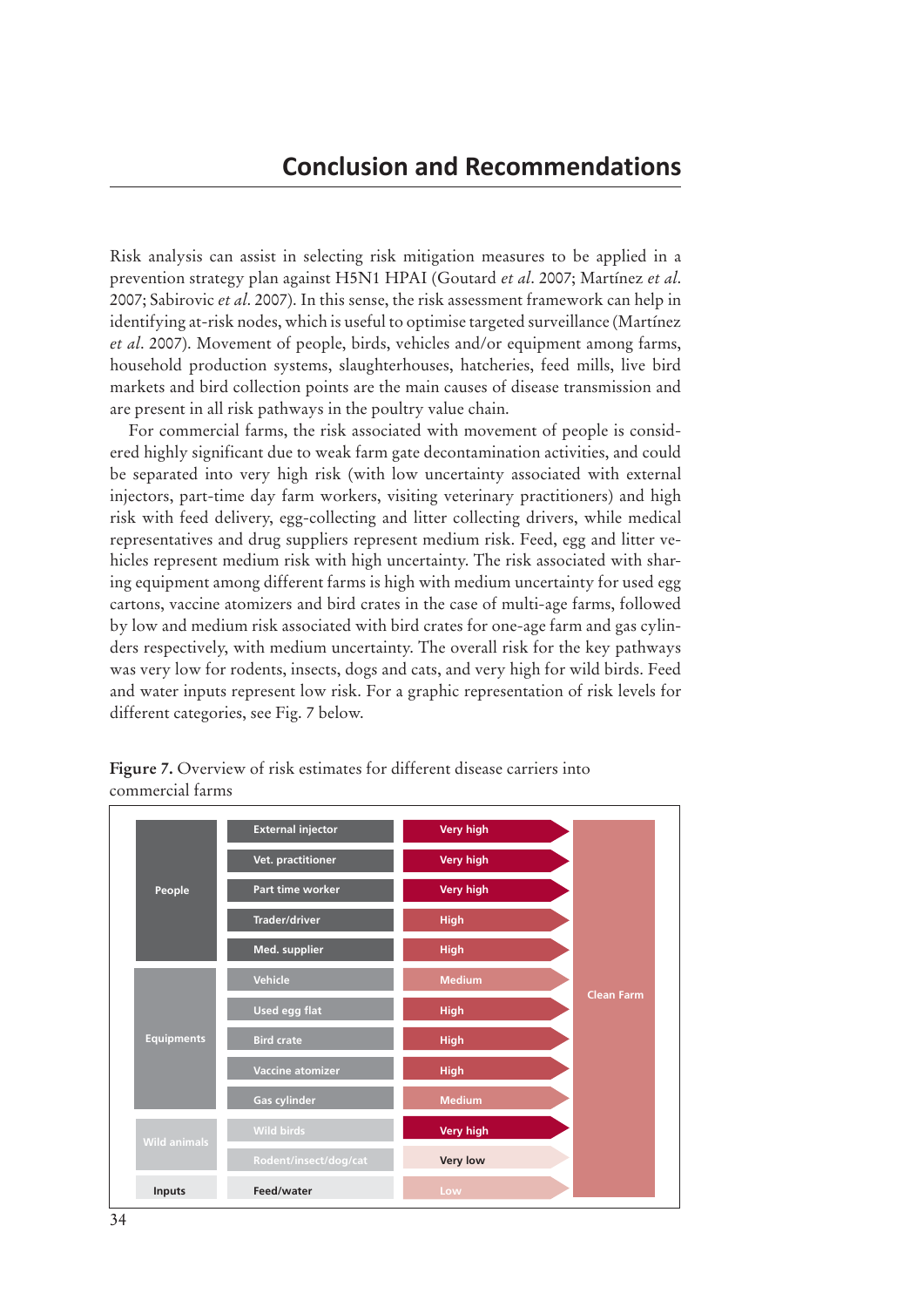# Conclusion and Recommendations

Risk analysis can assist in selecting risk mitigation measures to be applied in a prevention strategy plan against H5N1 HPAI (Goutard *et al.* 2007; Martínez *et al.* 2007; Sabirovic *et al.* 2007). In this sense, the risk assessment framework can help in identifying at-risk nodes, which is useful to optimise targeted surveillance (Martínez *et al.* 2007). Movement of people, birds, vehicles and/or equipment among farms, household production systems, slaughterhouses, hatcheries, feed mills, live bird markets and bird collection points are the main causes of disease transmission and are present in all risk pathways in the poultry value chain.

For commercial farms, the risk associated with movement of people is considered highly significant due to weak farm gate decontamination activities, and could be separated into very high risk (with low uncertainty associated with external injectors, part-time day farm workers, visiting veterinary practitioners) and high risk with feed delivery, egg-collecting and litter collecting drivers, while medical representatives and drug suppliers represent medium risk. Feed, egg and litter vehicles represent medium risk with high uncertainty. The risk associated with sharing equipment among different farms is high with medium uncertainty for used egg cartons, vaccine atomizers and bird crates in the case of multi-age farms, followed by low and medium risk associated with bird crates for one-age farm and gas cylinders respectively, with medium uncertainty. The overall risk for the key pathways was very low for rodents, insects, dogs and cats, and very high for wild birds. Feed and water inputs represent low risk. For a graphic representation of risk levels for different categories, see Fig. 7 below.

**Figure 7.** Overview of risk estimates for different disease carriers into commercial farms

| Category | Carrier | Risk | |
|---|---|---|---|
| People | External injector | Very high | Clean Farm |
| | Vet. practitioner | Very high | |
| | Part time worker | Very high | |
| | Trader/driver | High | |
| | Med. supplier | High | |
| Equipments | Vehicle | Medium | |
| | Used egg flat | High | |
| | Bird crate | High | |
| | Vaccine atomizer | High | |
| | Gas cylinder | Medium | |
| Wild animals | Wild birds | Very high | |
| | Rodent/insect/dog/cat | Very low | |
| Inputs | Feed/water | Low | |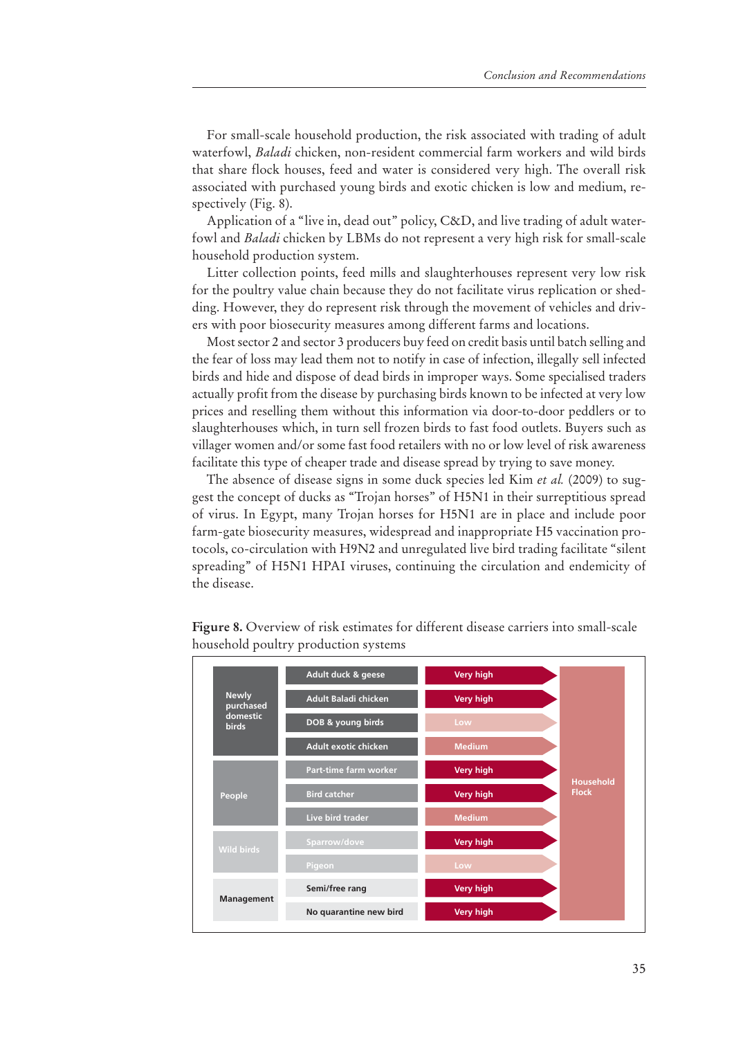For small-scale household production, the risk associated with trading of adult waterfowl, *Baladi* chicken, non-resident commercial farm workers and wild birds that share flock houses, feed and water is considered very high. The overall risk associated with purchased young birds and exotic chicken is low and medium, respectively (Fig. 8).

Application of a "live in, dead out" policy, C&D, and live trading of adult waterfowl and *Baladi* chicken by LBMs do not represent a very high risk for small-scale household production system.

Litter collection points, feed mills and slaughterhouses represent very low risk for the poultry value chain because they do not facilitate virus replication or shedding. However, they do represent risk through the movement of vehicles and drivers with poor biosecurity measures among different farms and locations.

Most sector 2 and sector 3 producers buy feed on credit basis until batch selling and the fear of loss may lead them not to notify in case of infection, illegally sell infected birds and hide and dispose of dead birds in improper ways. Some specialised traders actually profit from the disease by purchasing birds known to be infected at very low prices and reselling them without this information via door-to-door peddlers or to slaughterhouses which, in turn sell frozen birds to fast food outlets. Buyers such as villager women and/or some fast food retailers with no or low level of risk awareness facilitate this type of cheaper trade and disease spread by trying to save money.

The absence of disease signs in some duck species led Kim *et al.* (2009) to suggest the concept of ducks as "Trojan horses" of H5N1 in their surreptitious spread of virus. In Egypt, many Trojan horses for H5N1 are in place and include poor farm-gate biosecurity measures, widespread and inappropriate H5 vaccination protocols, co-circulation with H9N2 and unregulated live bird trading facilitate "silent spreading" of H5N1 HPAI viruses, continuing the circulation and endemicity of the disease.

**Figure 8.** Overview of risk estimates for different disease carriers into small-scale household poultry production systems

| Category | Carrier | Risk | Target |
|---|---|---|---|
| Newly purchased domestic birds | Adult duck & geese | Very high | Household Flock |
| | Adult Baladi chicken | Very high | |
| | DOB & young birds | Low | |
| | Adult exotic chicken | Medium | |
| People | Part-time farm worker | Very high | |
| | Bird catcher | Very high | |
| | Live bird trader | Medium | |
| Wild birds | Sparrow/dove | Very high | |
| | Pigeon | Low | |
| Management | Semi/free rang | Very high | |
| | No quarantine new bird | Very high | |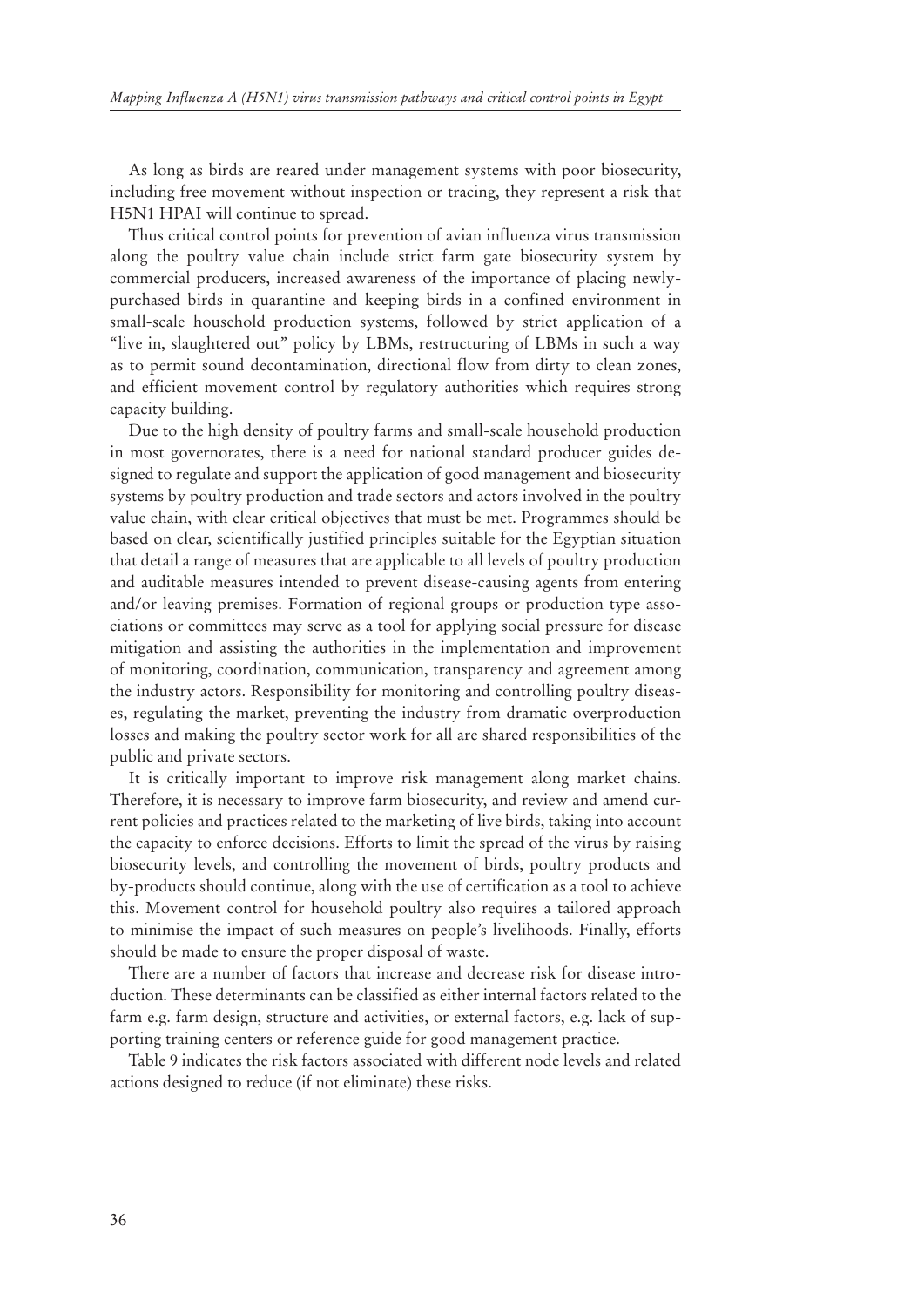As long as birds are reared under management systems with poor biosecurity, including free movement without inspection or tracing, they represent a risk that H5N1 HPAI will continue to spread.

Thus critical control points for prevention of avian influenza virus transmission along the poultry value chain include strict farm gate biosecurity system by commercial producers, increased awareness of the importance of placing newly-purchased birds in quarantine and keeping birds in a confined environment in small-scale household production systems, followed by strict application of a "live in, slaughtered out" policy by LBMs, restructuring of LBMs in such a way as to permit sound decontamination, directional flow from dirty to clean zones, and efficient movement control by regulatory authorities which requires strong capacity building.

Due to the high density of poultry farms and small-scale household production in most governorates, there is a need for national standard producer guides designed to regulate and support the application of good management and biosecurity systems by poultry production and trade sectors and actors involved in the poultry value chain, with clear critical objectives that must be met. Programmes should be based on clear, scientifically justified principles suitable for the Egyptian situation that detail a range of measures that are applicable to all levels of poultry production and auditable measures intended to prevent disease-causing agents from entering and/or leaving premises. Formation of regional groups or production type associations or committees may serve as a tool for applying social pressure for disease mitigation and assisting the authorities in the implementation and improvement of monitoring, coordination, communication, transparency and agreement among the industry actors. Responsibility for monitoring and controlling poultry diseases, regulating the market, preventing the industry from dramatic overproduction losses and making the poultry sector work for all are shared responsibilities of the public and private sectors.

It is critically important to improve risk management along market chains. Therefore, it is necessary to improve farm biosecurity, and review and amend current policies and practices related to the marketing of live birds, taking into account the capacity to enforce decisions. Efforts to limit the spread of the virus by raising biosecurity levels, and controlling the movement of birds, poultry products and by-products should continue, along with the use of certification as a tool to achieve this. Movement control for household poultry also requires a tailored approach to minimise the impact of such measures on people's livelihoods. Finally, efforts should be made to ensure the proper disposal of waste.

There are a number of factors that increase and decrease risk for disease introduction. These determinants can be classified as either internal factors related to the farm e.g. farm design, structure and activities, or external factors, e.g. lack of supporting training centers or reference guide for good management practice.

Table 9 indicates the risk factors associated with different node levels and related actions designed to reduce (if not eliminate) these risks.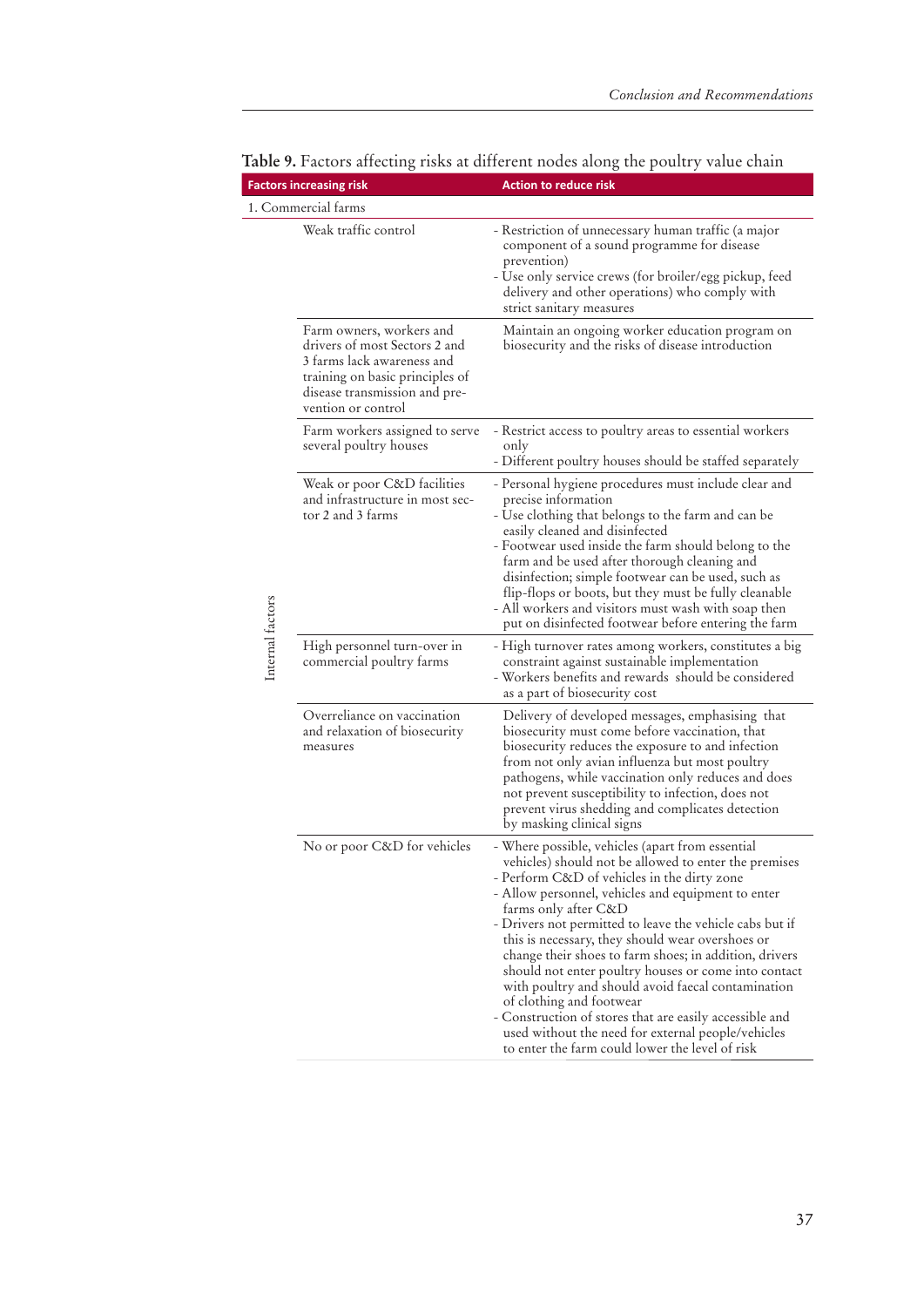**Table 9.** Factors affecting risks at different nodes along the poultry value chain

| | Factors increasing risk | Action to reduce risk |
|---|---|---|
| 1. Commercial farms | | |
| Internal factors | Weak traffic control | - Restriction of unnecessary human traffic (a major component of a sound programme for disease prevention)<br>- Use only service crews (for broiler/egg pickup, feed delivery and other operations) who comply with strict sanitary measures |
| | Farm owners, workers and drivers of most Sectors 2 and 3 farms lack awareness and training on basic principles of disease transmission and prevention or control | Maintain an ongoing worker education program on biosecurity and the risks of disease introduction |
| | Farm workers assigned to serve several poultry houses | - Restrict access to poultry areas to essential workers only<br>- Different poultry houses should be staffed separately |
| | Weak or poor C&D facilities and infrastructure in most sector 2 and 3 farms | - Personal hygiene procedures must include clear and precise information<br>- Use clothing that belongs to the farm and can be easily cleaned and disinfected<br>- Footwear used inside the farm should belong to the farm and be used after thorough cleaning and disinfection; simple footwear can be used, such as flip-flops or boots, but they must be fully cleanable<br>- All workers and visitors must wash with soap then put on disinfected footwear before entering the farm |
| | High personnel turn-over in commercial poultry farms | - High turnover rates among workers, constitutes a big constraint against sustainable implementation<br>- Workers benefits and rewards should be considered as a part of biosecurity cost |
| | Overreliance on vaccination and relaxation of biosecurity measures | Delivery of developed messages, emphasising that biosecurity must come before vaccination, that biosecurity reduces the exposure to and infection from not only avian influenza but most poultry pathogens, while vaccination only reduces and does not prevent susceptibility to infection, does not prevent virus shedding and complicates detection by masking clinical signs |
| | No or poor C&D for vehicles | - Where possible, vehicles (apart from essential vehicles) should not be allowed to enter the premises<br>- Perform C&D of vehicles in the dirty zone<br>- Allow personnel, vehicles and equipment to enter farms only after C&D<br>- Drivers not permitted to leave the vehicle cabs but if this is necessary, they should wear overshoes or change their shoes to farm shoes; in addition, drivers should not enter poultry houses or come into contact with poultry and should avoid faecal contamination of clothing and footwear<br>- Construction of stores that are easily accessible and used without the need for external people/vehicles to enter the farm could lower the level of risk |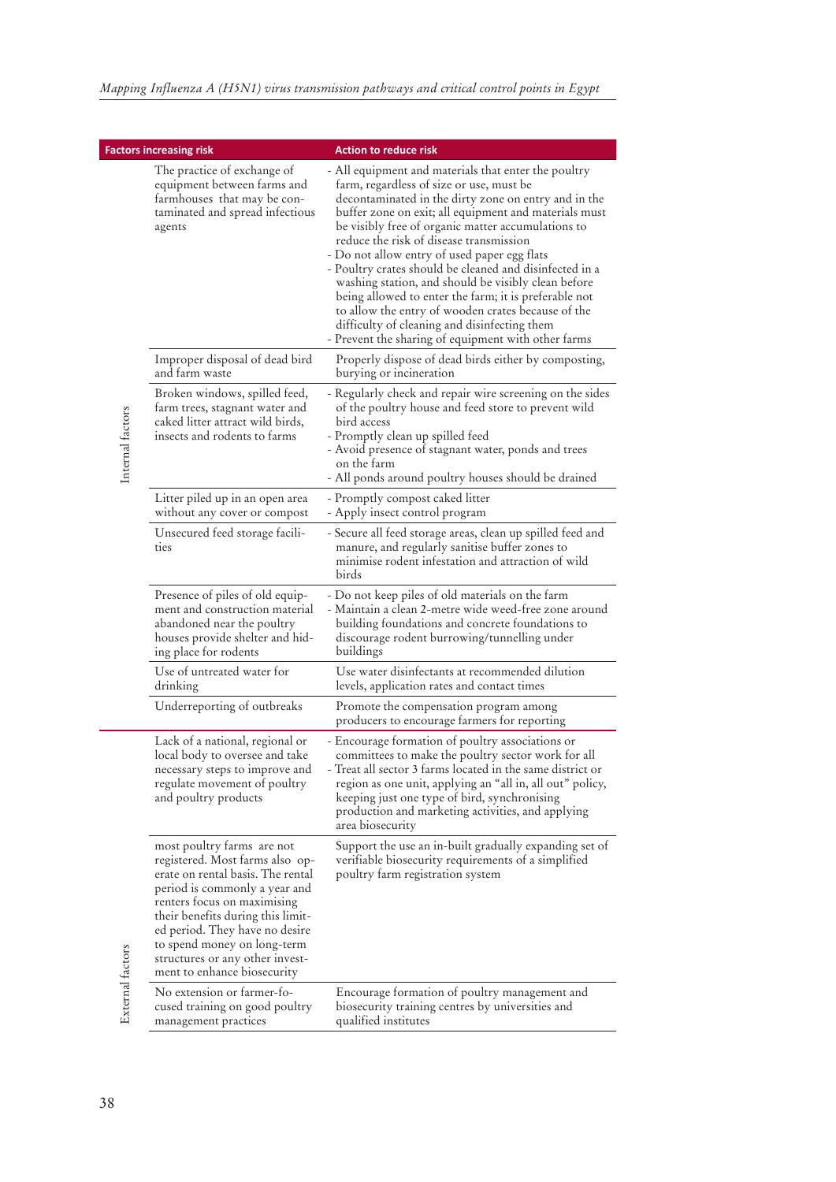| | Factors increasing risk | Action to reduce risk |
|---|---|---|
| Internal factors | The practice of exchange of equipment between farms and farmhouses that may be contaminated and spread infectious agents | - All equipment and materials that enter the poultry farm, regardless of size or use, must be decontaminated in the dirty zone on entry and in the buffer zone on exit; all equipment and materials must be visibly free of organic matter accumulations to reduce the risk of disease transmission<br>- Do not allow entry of used paper egg flats<br>- Poultry crates should be cleaned and disinfected in a washing station, and should be visibly clean before being allowed to enter the farm; it is preferable not to allow the entry of wooden crates because of the difficulty of cleaning and disinfecting them<br>- Prevent the sharing of equipment with other farms |
| | Improper disposal of dead bird and farm waste | Properly dispose of dead birds either by composting, burying or incineration |
| | Broken windows, spilled feed, farm trees, stagnant water and caked litter attract wild birds, insects and rodents to farms | - Regularly check and repair wire screening on the sides of the poultry house and feed store to prevent wild bird access<br>- Promptly clean up spilled feed<br>- Avoid presence of stagnant water, ponds and trees on the farm<br>- All ponds around poultry houses should be drained |
| | Litter piled up in an open area without any cover or compost | - Promptly compost caked litter<br>- Apply insect control program |
| | Unsecured feed storage facilities | - Secure all feed storage areas, clean up spilled feed and manure, and regularly sanitise buffer zones to minimise rodent infestation and attraction of wild birds |
| | Presence of piles of old equipment and construction material abandoned near the poultry houses provide shelter and hiding place for rodents | - Do not keep piles of old materials on the farm<br>- Maintain a clean 2-metre wide weed-free zone around building foundations and concrete foundations to discourage rodent burrowing/tunnelling under buildings |
| | Use of untreated water for drinking | Use water disinfectants at recommended dilution levels, application rates and contact times |
| | Underreporting of outbreaks | Promote the compensation program among producers to encourage farmers for reporting |
| External factors | Lack of a national, regional or local body to oversee and take necessary steps to improve and regulate movement of poultry and poultry products | - Encourage formation of poultry associations or committees to make the poultry sector work for all<br>- Treat all sector 3 farms located in the same district or region as one unit, applying an "all in, all out" policy, keeping just one type of bird, synchronising production and marketing activities, and applying area biosecurity |
| | most poultry farms are not registered. Most farms also operate on rental basis. The rental period is commonly a year and renters focus on maximising their benefits during this limited period. They have no desire to spend money on long-term structures or any other investment to enhance biosecurity | Support the use an in-built gradually expanding set of verifiable biosecurity requirements of a simplified poultry farm registration system |
| | No extension or farmer-focused training on good poultry management practices | Encourage formation of poultry management and biosecurity training centres by universities and qualified institutes |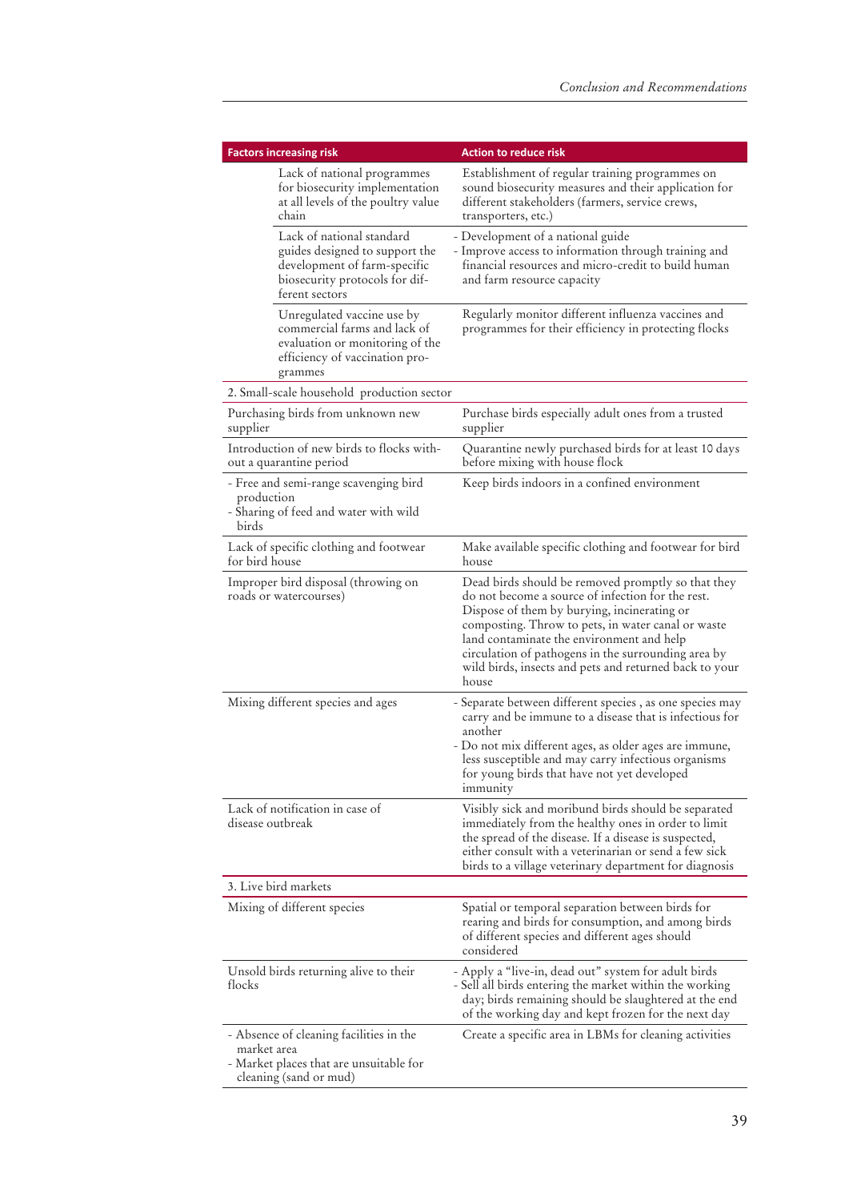| Factors increasing risk | Action to reduce risk |
|---|---|
| Lack of national programmes for biosecurity implementation at all levels of the poultry value chain | Establishment of regular training programmes on sound biosecurity measures and their application for different stakeholders (farmers, service crews, transporters, etc.) |
| Lack of national standard guides designed to support the development of farm-specific biosecurity protocols for different sectors | - Development of a national guide<br>- Improve access to information through training and financial resources and micro-credit to build human and farm resource capacity |
| Unregulated vaccine use by commercial farms and lack of evaluation or monitoring of the efficiency of vaccination programmes | Regularly monitor different influenza vaccines and programmes for their efficiency in protecting flocks |
| 2. Small-scale household production sector | |
| Purchasing birds from unknown new supplier | Purchase birds especially adult ones from a trusted supplier |
| Introduction of new birds to flocks without a quarantine period | Quarantine newly purchased birds for at least 10 days before mixing with house flock |
| - Free and semi-range scavenging bird production<br>- Sharing of feed and water with wild birds | Keep birds indoors in a confined environment |
| Lack of specific clothing and footwear for bird house | Make available specific clothing and footwear for bird house |
| Improper bird disposal (throwing on roads or watercourses) | Dead birds should be removed promptly so that they do not become a source of infection for the rest. Dispose of them by burying, incinerating or composting. Throw to pets, in water canal or waste land contaminate the environment and help circulation of pathogens in the surrounding area by wild birds, insects and pets and returned back to your house |
| Mixing different species and ages | - Separate between different species , as one species may carry and be immune to a disease that is infectious for another<br>- Do not mix different ages, as older ages are immune, less susceptible and may carry infectious organisms for young birds that have not yet developed immunity |
| Lack of notification in case of disease outbreak | Visibly sick and moribund birds should be separated immediately from the healthy ones in order to limit the spread of the disease. If a disease is suspected, either consult with a veterinarian or send a few sick birds to a village veterinary department for diagnosis |
| 3. Live bird markets | |
| Mixing of different species | Spatial or temporal separation between birds for rearing and birds for consumption, and among birds of different species and different ages should considered |
| Unsold birds returning alive to their flocks | - Apply a "live-in, dead out" system for adult birds<br>- Sell all birds entering the market within the working day; birds remaining should be slaughtered at the end of the working day and kept frozen for the next day |
| - Absence of cleaning facilities in the market area<br>- Market places that are unsuitable for cleaning (sand or mud) | Create a specific area in LBMs for cleaning activities |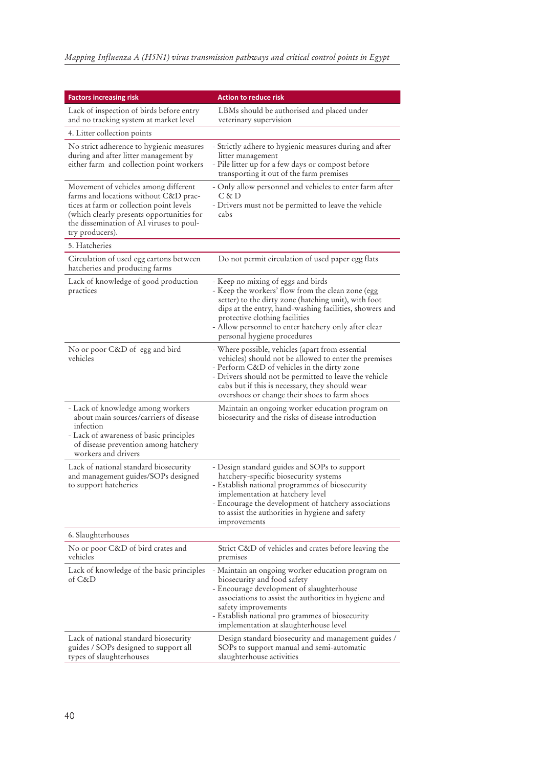| Factors increasing risk | Action to reduce risk |
| --- | --- |
| Lack of inspection of birds before entry and no tracking system at market level | LBMs should be authorised and placed under veterinary supervision |
| 4. Litter collection points | |
| No strict adherence to hygienic measures during and after litter management by either farm and collection point workers | - Strictly adhere to hygienic measures during and after litter management<br>- Pile litter up for a few days or compost before transporting it out of the farm premises |
| Movement of vehicles among different farms and locations without C&D practices at farm or collection point levels (which clearly presents opportunities for the dissemination of AI viruses to poultry producers). | - Only allow personnel and vehicles to enter farm after C & D<br>- Drivers must not be permitted to leave the vehicle cabs |
| 5. Hatcheries | |
| Circulation of used egg cartons between hatcheries and producing farms | Do not permit circulation of used paper egg flats |
| Lack of knowledge of good production practices | - Keep no mixing of eggs and birds<br>- Keep the workers' flow from the clean zone (egg setter) to the dirty zone (hatching unit), with foot dips at the entry, hand-washing facilities, showers and protective clothing facilities<br>- Allow personnel to enter hatchery only after clear personal hygiene procedures |
| No or poor C&D of egg and bird vehicles | - Where possible, vehicles (apart from essential vehicles) should not be allowed to enter the premises<br>- Perform C&D of vehicles in the dirty zone<br>- Drivers should not be permitted to leave the vehicle cabs but if this is necessary, they should wear overshoes or change their shoes to farm shoes |
| - Lack of knowledge among workers about main sources/carriers of disease infection<br>- Lack of awareness of basic principles of disease prevention among hatchery workers and drivers | Maintain an ongoing worker education program on biosecurity and the risks of disease introduction |
| Lack of national standard biosecurity and management guides/SOPs designed to support hatcheries | - Design standard guides and SOPs to support hatchery-specific biosecurity systems<br>- Establish national programmes of biosecurity implementation at hatchery level<br>- Encourage the development of hatchery associations to assist the authorities in hygiene and safety improvements |
| 6. Slaughterhouses | |
| No or poor C&D of bird crates and vehicles | Strict C&D of vehicles and crates before leaving the premises |
| Lack of knowledge of the basic principles of C&D | - Maintain an ongoing worker education program on biosecurity and food safety<br>- Encourage development of slaughterhouse associations to assist the authorities in hygiene and safety improvements<br>- Establish national pro grammes of biosecurity implementation at slaughterhouse level |
| Lack of national standard biosecurity guides / SOPs designed to support all types of slaughterhouses | Design standard biosecurity and management guides / SOPs to support manual and semi-automatic slaughterhouse activities |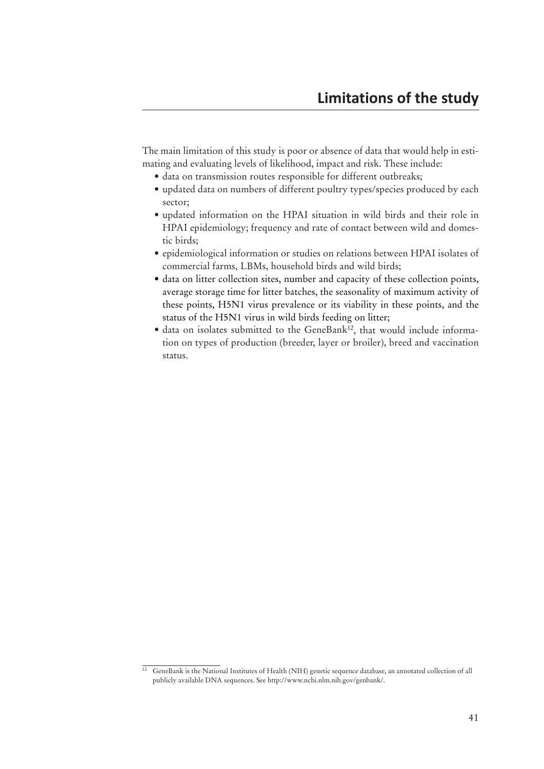# Limitations of the study

The main limitation of this study is poor or absence of data that would help in estimating and evaluating levels of likelihood, impact and risk. These include:

- data on transmission routes responsible for different outbreaks;
- updated data on numbers of different poultry types/species produced by each sector;
- updated information on the HPAI situation in wild birds and their role in HPAI epidemiology; frequency and rate of contact between wild and domestic birds;
- epidemiological information or studies on relations between HPAI isolates of commercial farms, LBMs, household birds and wild birds;
- data on litter collection sites, number and capacity of these collection points, average storage time for litter batches, the seasonality of maximum activity of these points, H5N1 virus prevalence or its viability in these points, and the status of the H5N1 virus in wild birds feeding on litter;
- data on isolates submitted to the GeneBank[12], that would include information on types of production (breeder, layer or broiler), breed and vaccination status.

[12] GeneBank is the National Institutes of Health (NIH) genetic sequence database, an annotated collection of all publicly available DNA sequences. See http://www.ncbi.nlm.nih.gov/genbank/.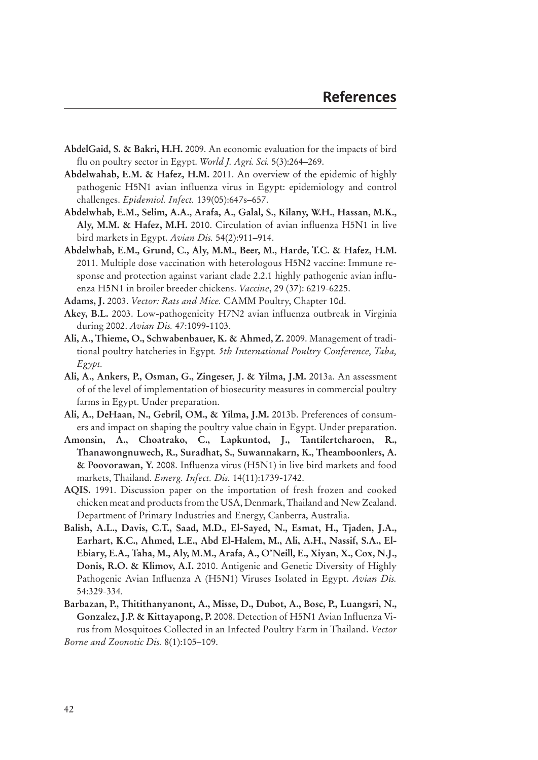# References

**AbdelGaid, S. & Bakri, H.H.** 2009. An economic evaluation for the impacts of bird flu on poultry sector in Egypt. *World J. Agri. Sci.* 5(3):264–269.

**Abdelwahab, E.M. & Hafez, H.M.** 2011. An overview of the epidemic of highly pathogenic H5N1 avian influenza virus in Egypt: epidemiology and control challenges. *Epidemiol. Infect.* 139(05):647s–657.

**Abdelwhab, E.M., Selim, A.A., Arafa, A., Galal, S., Kilany, W.H., Hassan, M.K., Aly, M.M. & Hafez, M.H.** 2010. Circulation of avian influenza H5N1 in live bird markets in Egypt. *Avian Dis.* 54(2):911–914.

**Abdelwhab, E.M., Grund, C., Aly, M.M., Beer, M., Harde, T.C. & Hafez, H.M.** 2011. Multiple dose vaccination with heterologous H5N2 vaccine: Immune response and protection against variant clade 2.2.1 highly pathogenic avian influenza H5N1 in broiler breeder chickens. *Vaccine*, 29 (37): 6219-6225.

**Adams, J.** 2003. *Vector: Rats and Mice.* CAMM Poultry, Chapter 10d.

**Akey, B.L.** 2003. Low-pathogenicity H7N2 avian influenza outbreak in Virginia during 2002. *Avian Dis.* 47:1099-1103.

**Ali, A., Thieme, O., Schwabenbauer, K. & Ahmed, Z.** 2009. Management of traditional poultry hatcheries in Egypt*. 5th International Poultry Conference, Taba, Egypt.*

**Ali, A., Ankers, P., Osman, G., Zingeser, J. & Yilma, J.M.** 2013a. An assessment of of the level of implementation of biosecurity measures in commercial poultry farms in Egypt. Under preparation.

**Ali, A., DeHaan, N., Gebril, OM., & Yilma, J.M.** 2013b. Preferences of consumers and impact on shaping the poultry value chain in Egypt. Under preparation.

**Amonsin, A., Choatrako, C., Lapkuntod, J., Tantilertcharoen, R., Thanawongnuwech, R., Suradhat, S., Suwannakarn, K., Theamboonlers, A. & Poovorawan, Y.** 2008. Influenza virus (H5N1) in live bird markets and food markets, Thailand. *Emerg. Infect. Dis.* 14(11):1739-1742.

**AQIS.** 1991. Discussion paper on the importation of fresh frozen and cooked chicken meat and products from the USA, Denmark, Thailand and New Zealand. Department of Primary Industries and Energy, Canberra, Australia.

**Balish, A.L., Davis, C.T., Saad, M.D., El-Sayed, N., Esmat, H., Tjaden, J.A., Earhart, K.C., Ahmed, L.E., Abd El-Halem, M., Ali, A.H., Nassif, S.A., El-Ebiary, E.A., Taha, M., Aly, M.M., Arafa, A., O'Neill, E., Xiyan, X., Cox, N.J., Donis, R.O. & Klimov, A.I.** 2010. Antigenic and Genetic Diversity of Highly Pathogenic Avian Influenza A (H5N1) Viruses Isolated in Egypt. *Avian Dis.* 54:329-334*.*

**Barbazan, P., Thitithanyanont, A., Misse, D., Dubot, A., Bosc, P., Luangsri, N., Gonzalez, J.P. & Kittayapong, P.** 2008. Detection of H5N1 Avian Influenza Virus from Mosquitoes Collected in an Infected Poultry Farm in Thailand. *Vector Borne and Zoonotic Dis.* 8(1):105–109.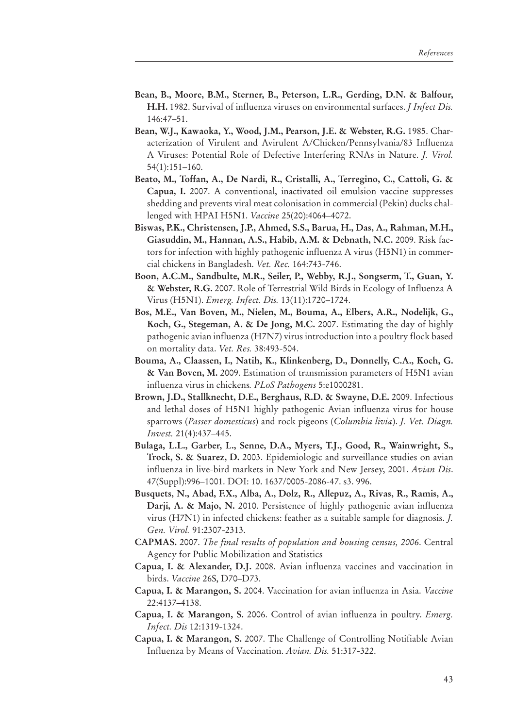**Bean, B., Moore, B.M., Sterner, B., Peterson, L.R., Gerding, D.N. & Balfour, H.H.** 1982. Survival of influenza viruses on environmental surfaces. *J Infect Dis.* 146:47–51.

**Bean, W.J., Kawaoka, Y., Wood, J.M., Pearson, J.E. & Webster, R.G.** 1985. Characterization of Virulent and Avirulent A/Chicken/Pennsylvania/83 Influenza A Viruses: Potential Role of Defective Interfering RNAs in Nature. *J. Virol.* 54(1):151–160.

**Beato, M., Toffan, A., De Nardi, R., Cristalli, A., Terregino, C., Cattoli, G. & Capua, I.** 2007. A conventional, inactivated oil emulsion vaccine suppresses shedding and prevents viral meat colonisation in commercial (Pekin) ducks challenged with HPAI H5N1. *Vaccine* 25(20):4064–4072.

**Biswas, P.K., Christensen, J.P., Ahmed, S.S., Barua, H., Das, A., Rahman, M.H., Giasuddin, M., Hannan, A.S., Habib, A.M. & Debnath, N.C.** 2009. Risk factors for infection with highly pathogenic influenza A virus (H5N1) in commercial chickens in Bangladesh. *Vet. Rec.* 164:743-746.

**Boon, A.C.M., Sandbulte, M.R., Seiler, P., Webby, R.J., Songserm, T., Guan, Y. & Webster, R.G.** 2007. Role of Terrestrial Wild Birds in Ecology of Influenza A Virus (H5N1). *Emerg. Infect. Dis.* 13(11):1720–1724.

**Bos, M.E., Van Boven, M., Nielen, M., Bouma, A., Elbers, A.R., Nodelijk, G., Koch, G., Stegeman, A. & De Jong, M.C.** 2007. Estimating the day of highly pathogenic avian influenza (H7N7) virus introduction into a poultry flock based on mortality data. *Vet. Res.* 38:493-504.

**Bouma, A., Claassen, I., Natih, K., Klinkenberg, D., Donnelly, C.A., Koch, G. & Van Boven, M.** 2009. Estimation of transmission parameters of H5N1 avian influenza virus in chickens*. PLoS Pathogens* 5:e1000281.

**Brown, J.D., Stallknecht, D.E., Berghaus, R.D. & Swayne, D.E.** 2009. Infectious and lethal doses of H5N1 highly pathogenic Avian influenza virus for house sparrows (*Passer domesticus*) and rock pigeons (*Columbia livia*). *J. Vet. Diagn. Invest.* 21(4):437–445.

**Bulaga, L.L., Garber, L., Senne, D.A., Myers, T.J., Good, R., Wainwright, S., Trock, S. & Suarez, D.** 2003. Epidemiologic and surveillance studies on avian influenza in live-bird markets in New York and New Jersey, 2001. *Avian Dis*. 47(Suppl):996–1001. DOI: 10. 1637/0005-2086-47. s3. 996.

**Busquets, N., Abad, F.X., Alba, A., Dolz, R., Allepuz, A., Rivas, R., Ramis, A., Darji, A. & Majo, N.** 2010. Persistence of highly pathogenic avian influenza virus (H7N1) in infected chickens: feather as a suitable sample for diagnosis. *J. Gen. Virol.* 91:2307-2313.

**CAPMAS.** 2007. *The final results of population and housing census, 2006*. Central Agency for Public Mobilization and Statistics

**Capua, I. & Alexander, D.J.** 2008. Avian influenza vaccines and vaccination in birds. *Vaccine* 26S, D70–D73.

**Capua, I. & Marangon, S.** 2004. Vaccination for avian influenza in Asia. *Vaccine* 22:4137–4138.

**Capua, I. & Marangon, S.** 2006. Control of avian influenza in poultry. *Emerg. Infect. Dis* 12:1319-1324.

**Capua, I. & Marangon, S.** 2007. The Challenge of Controlling Notifiable Avian Influenza by Means of Vaccination. *Avian. Dis.* 51:317-322.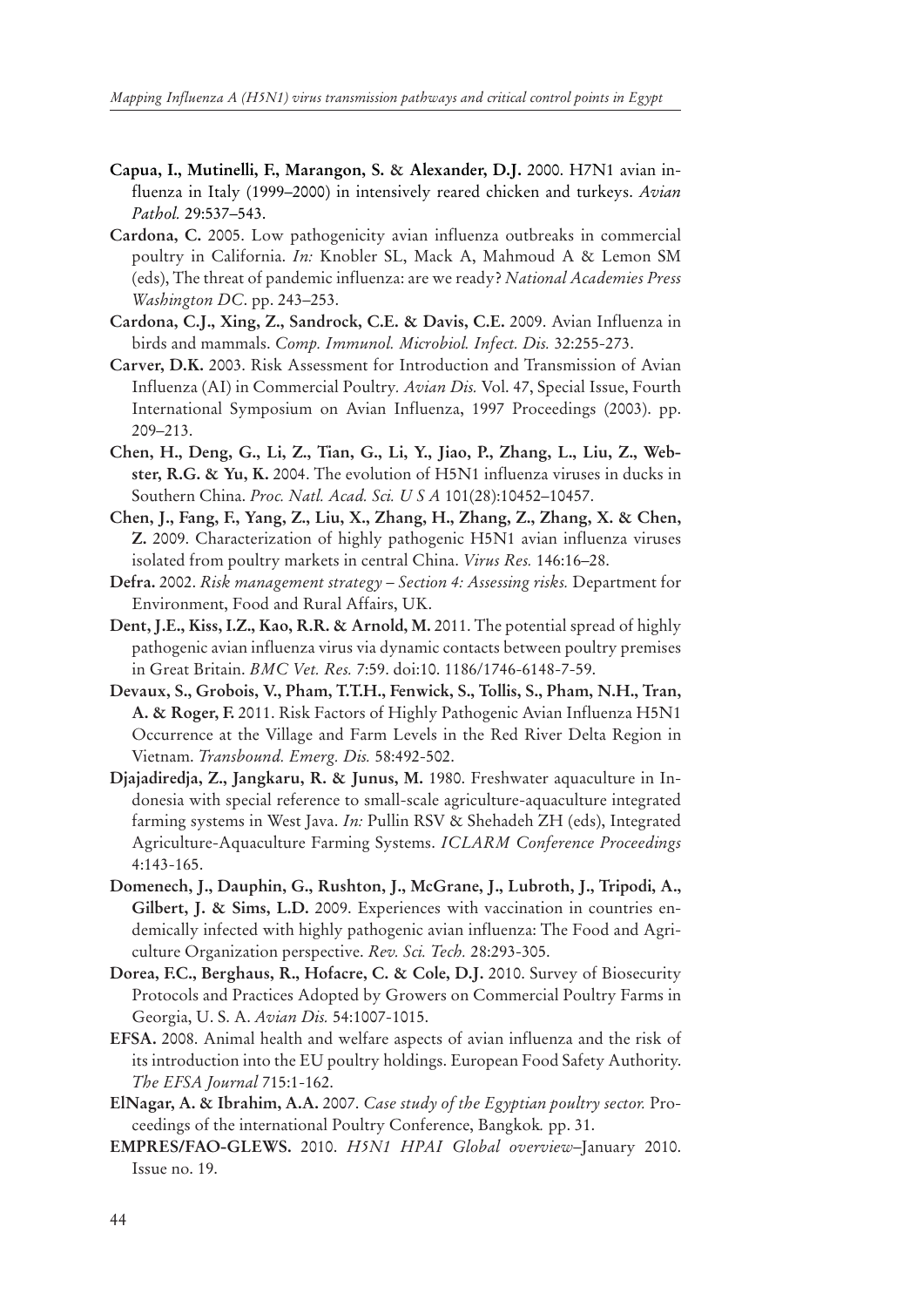**Capua, I., Mutinelli, F., Marangon, S. & Alexander, D.J.** 2000. H7N1 avian influenza in Italy (1999–2000) in intensively reared chicken and turkeys. *Avian Pathol.* 29:537–543.

**Cardona, C.** 2005. Low pathogenicity avian influenza outbreaks in commercial poultry in California. *In:* Knobler SL, Mack A, Mahmoud A & Lemon SM (eds), The threat of pandemic influenza: are we ready? *National Academies Press Washington DC*. pp. 243–253.

**Cardona, C.J., Xing, Z., Sandrock, C.E. & Davis, C.E.** 2009. Avian Influenza in birds and mammals. *Comp. Immunol. Microbiol. Infect. Dis.* 32:255-273.

**Carver, D.K.** 2003. Risk Assessment for Introduction and Transmission of Avian Influenza (AI) in Commercial Poultry. *Avian Dis.* Vol. 47, Special Issue, Fourth International Symposium on Avian Influenza, 1997 Proceedings (2003). pp. 209–213.

**Chen, H., Deng, G., Li, Z., Tian, G., Li, Y., Jiao, P., Zhang, L., Liu, Z., Webster, R.G. & Yu, K.** 2004. The evolution of H5N1 influenza viruses in ducks in Southern China. *Proc. Natl. Acad. Sci. U S A* 101(28):10452–10457.

**Chen, J., Fang, F., Yang, Z., Liu, X., Zhang, H., Zhang, Z., Zhang, X. & Chen, Z.** 2009. Characterization of highly pathogenic H5N1 avian influenza viruses isolated from poultry markets in central China. *Virus Res.* 146:16–28.

**Defra.** 2002. *Risk management strategy – Section 4: Assessing risks.* Department for Environment, Food and Rural Affairs, UK.

**Dent, J.E., Kiss, I.Z., Kao, R.R. & Arnold, M.** 2011. The potential spread of highly pathogenic avian influenza virus via dynamic contacts between poultry premises in Great Britain. *BMC Vet. Res.* 7:59. doi:10. 1186/1746-6148-7-59.

**Devaux, S., Grobois, V., Pham, T.T.H., Fenwick, S., Tollis, S., Pham, N.H., Tran, A. & Roger, F.** 2011. Risk Factors of Highly Pathogenic Avian Influenza H5N1 Occurrence at the Village and Farm Levels in the Red River Delta Region in Vietnam. *Transbound. Emerg. Dis.* 58:492-502.

**Djajadiredja, Z., Jangkaru, R. & Junus, M.** 1980. Freshwater aquaculture in Indonesia with special reference to small-scale agriculture-aquaculture integrated farming systems in West Java. *In:* Pullin RSV & Shehadeh ZH (eds), Integrated Agriculture-Aquaculture Farming Systems. *ICLARM Conference Proceedings* 4:143-165.

**Domenech, J., Dauphin, G., Rushton, J., McGrane, J., Lubroth, J., Tripodi, A., Gilbert, J. & Sims, L.D.** 2009. Experiences with vaccination in countries endemically infected with highly pathogenic avian influenza: The Food and Agriculture Organization perspective. *Rev. Sci. Tech.* 28:293-305.

**Dorea, F.C., Berghaus, R., Hofacre, C. & Cole, D.J.** 2010. Survey of Biosecurity Protocols and Practices Adopted by Growers on Commercial Poultry Farms in Georgia, U. S. A. *Avian Dis.* 54:1007-1015.

**EFSA.** 2008. Animal health and welfare aspects of avian influenza and the risk of its introduction into the EU poultry holdings. European Food Safety Authority. *The EFSA Journal* 715:1-162.

**ElNagar, A. & Ibrahim, A.A.** 2007. *Case study of the Egyptian poultry sector.* Proceedings of the international Poultry Conference, Bangkok*.* pp. 31.

**EMPRES/FAO-GLEWS.** 2010. *H5N1 HPAI Global overview*–January 2010. Issue no. 19.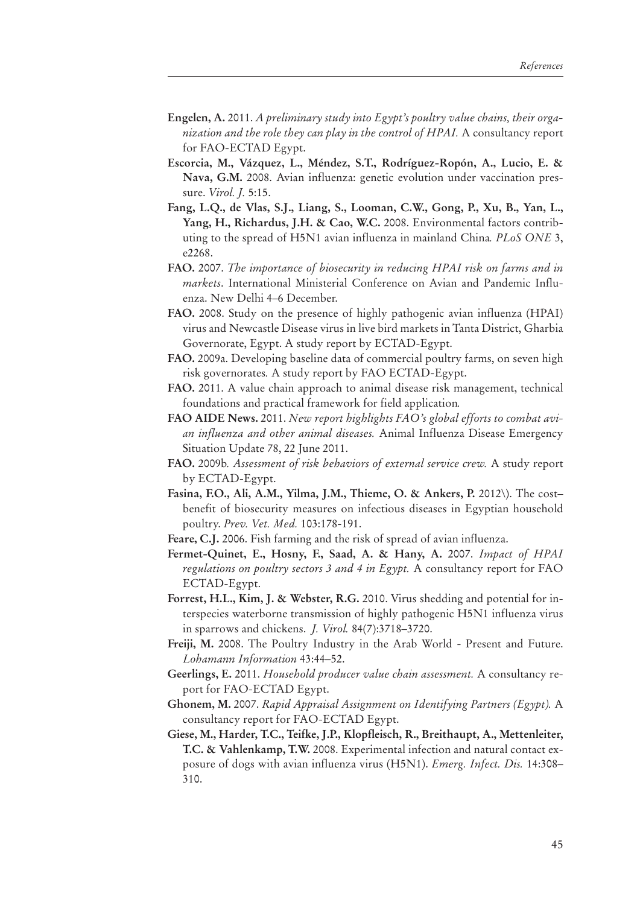**Engelen, A.** 2011. *A preliminary study into Egypt's poultry value chains, their organization and the role they can play in the control of HPAI.* A consultancy report for FAO-ECTAD Egypt.

**Escorcia, M., Vázquez, L., Méndez, S.T., Rodríguez-Ropón, A., Lucio, E. & Nava, G.M.** 2008. Avian influenza: genetic evolution under vaccination pressure. *Virol. J.* 5:15.

**Fang, L.Q., de Vlas, S.J., Liang, S., Looman, C.W., Gong, P., Xu, B., Yan, L., Yang, H., Richardus, J.H. & Cao, W.C.** 2008. Environmental factors contributing to the spread of H5N1 avian influenza in mainland China*. PLoS ONE* 3, e2268.

**FAO.** 2007. *The importance of biosecurity in reducing HPAI risk on farms and in markets*. International Ministerial Conference on Avian and Pandemic Influenza. New Delhi 4–6 December.

**FAO.** 2008. Study on the presence of highly pathogenic avian influenza (HPAI) virus and Newcastle Disease virus in live bird markets in Tanta District, Gharbia Governorate, Egypt. A study report by ECTAD-Egypt.

**FAO.** 2009a. Developing baseline data of commercial poultry farms, on seven high risk governorates*.* A study report by FAO ECTAD-Egypt.

**FAO.** 2011. A value chain approach to animal disease risk management, technical foundations and practical framework for field application*.*

**FAO AIDE News.** 2011. *New report highlights FAO's global efforts to combat avian influenza and other animal diseases.* Animal Influenza Disease Emergency Situation Update 78, 22 June 2011.

**FAO.** 2009b*. Assessment of risk behaviors of external service crew.* A study report by ECTAD-Egypt.

**Fasina, F.O., Ali, A.M., Yilma, J.M., Thieme, O. & Ankers, P.** 2012\). The cost–benefit of biosecurity measures on infectious diseases in Egyptian household poultry. *Prev. Vet. Med.* 103:178-191.

**Feare, C.J.** 2006. Fish farming and the risk of spread of avian influenza.

**Fermet-Quinet, E., Hosny, F., Saad, A. & Hany, A.** 2007. *Impact of HPAI regulations on poultry sectors 3 and 4 in Egypt.* A consultancy report for FAO ECTAD-Egypt.

**Forrest, H.L., Kim, J. & Webster, R.G.** 2010. Virus shedding and potential for interspecies waterborne transmission of highly pathogenic H5N1 influenza virus in sparrows and chickens. *J. Virol.* 84(7):3718–3720.

**Freiji, M.** 2008. The Poultry Industry in the Arab World - Present and Future. *Lohamann Information* 43:44–52.

**Geerlings, E.** 2011. *Household producer value chain assessment.* A consultancy report for FAO-ECTAD Egypt.

**Ghonem, M.** 2007. *Rapid Appraisal Assignment on Identifying Partners (Egypt).* A consultancy report for FAO-ECTAD Egypt.

**Giese, M., Harder, T.C., Teifke, J.P., Klopfleisch, R., Breithaupt, A., Mettenleiter, T.C. & Vahlenkamp, T.W.** 2008. Experimental infection and natural contact exposure of dogs with avian influenza virus (H5N1). *Emerg. Infect. Dis.* 14:308–310.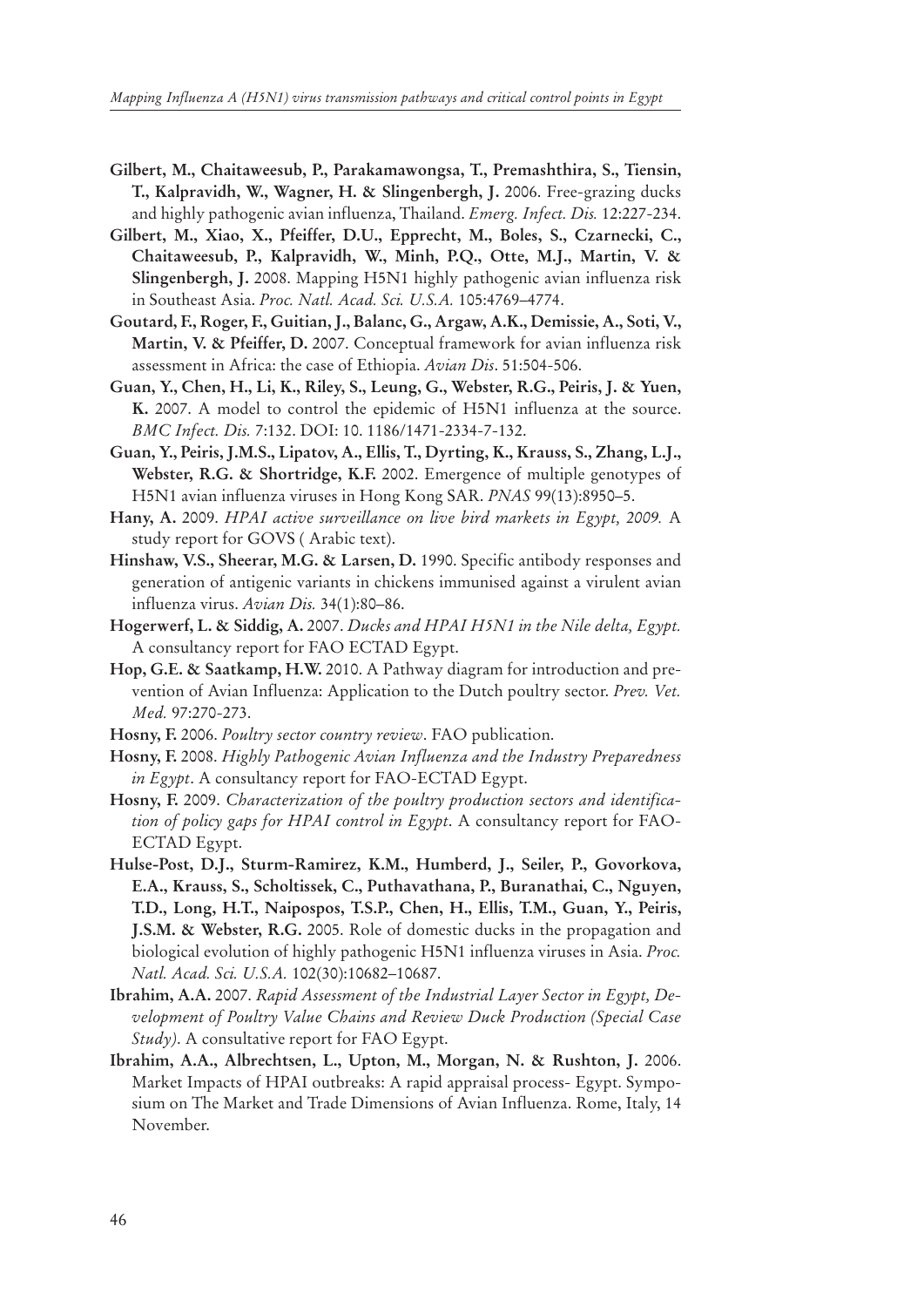**Gilbert, M., Chaitaweesub, P., Parakamawongsa, T., Premashthira, S., Tiensin, T., Kalpravidh, W., Wagner, H. & Slingenbergh, J.** 2006. Free-grazing ducks and highly pathogenic avian influenza, Thailand. *Emerg. Infect. Dis.* 12:227-234.

**Gilbert, M., Xiao, X., Pfeiffer, D.U., Epprecht, M., Boles, S., Czarnecki, C., Chaitaweesub, P., Kalpravidh, W., Minh, P.Q., Otte, M.J., Martin, V. & Slingenbergh, J.** 2008. Mapping H5N1 highly pathogenic avian influenza risk in Southeast Asia. *Proc. Natl. Acad. Sci. U.S.A.* 105:4769–4774.

**Goutard, F., Roger, F., Guitian, J., Balanc, G., Argaw, A.K., Demissie, A., Soti, V., Martin, V. & Pfeiffer, D.** 2007. Conceptual framework for avian influenza risk assessment in Africa: the case of Ethiopia. *Avian Dis*. 51:504-506.

**Guan, Y., Chen, H., Li, K., Riley, S., Leung, G., Webster, R.G., Peiris, J. & Yuen, K.** 2007. A model to control the epidemic of H5N1 influenza at the source. *BMC Infect. Dis.* 7:132. DOI: 10. 1186/1471-2334-7-132.

**Guan, Y., Peiris, J.M.S., Lipatov, A., Ellis, T., Dyrting, K., Krauss, S., Zhang, L.J., Webster, R.G. & Shortridge, K.F.** 2002. Emergence of multiple genotypes of H5N1 avian influenza viruses in Hong Kong SAR. *PNAS* 99(13):8950–5.

**Hany, A.** 2009. *HPAI active surveillance on live bird markets in Egypt, 2009.* A study report for GOVS ( Arabic text).

**Hinshaw, V.S., Sheerar, M.G. & Larsen, D.** 1990. Specific antibody responses and generation of antigenic variants in chickens immunised against a virulent avian influenza virus. *Avian Dis.* 34(1):80–86.

**Hogerwerf, L. & Siddig, A.** 2007. *Ducks and HPAI H5N1 in the Nile delta, Egypt.* A consultancy report for FAO ECTAD Egypt.

**Hop, G.E. & Saatkamp, H.W.** 2010. A Pathway diagram for introduction and prevention of Avian Influenza: Application to the Dutch poultry sector. *Prev. Vet. Med.* 97:270-273.

**Hosny, F.** 2006. *Poultry sector country review*. FAO publication.

**Hosny, F.** 2008. *Highly Pathogenic Avian Influenza and the Industry Preparedness in Egypt*. A consultancy report for FAO-ECTAD Egypt.

**Hosny, F.** 2009. *Characterization of the poultry production sectors and identification of policy gaps for HPAI control in Egypt*. A consultancy report for FAO-ECTAD Egypt.

**Hulse-Post, D.J., Sturm-Ramirez, K.M., Humberd, J., Seiler, P., Govorkova, E.A., Krauss, S., Scholtissek, C., Puthavathana, P., Buranathai, C., Nguyen, T.D., Long, H.T., Naipospos, T.S.P., Chen, H., Ellis, T.M., Guan, Y., Peiris, J.S.M. & Webster, R.G.** 2005. Role of domestic ducks in the propagation and biological evolution of highly pathogenic H5N1 influenza viruses in Asia. *Proc. Natl. Acad. Sci. U.S.A.* 102(30):10682–10687.

**Ibrahim, A.A.** 2007. *Rapid Assessment of the Industrial Layer Sector in Egypt, Development of Poultry Value Chains and Review Duck Production (Special Case Study)*. A consultative report for FAO Egypt.

**Ibrahim, A.A., Albrechtsen, L., Upton, M., Morgan, N. & Rushton, J.** 2006. Market Impacts of HPAI outbreaks: A rapid appraisal process- Egypt. Symposium on The Market and Trade Dimensions of Avian Influenza. Rome, Italy, 14 November.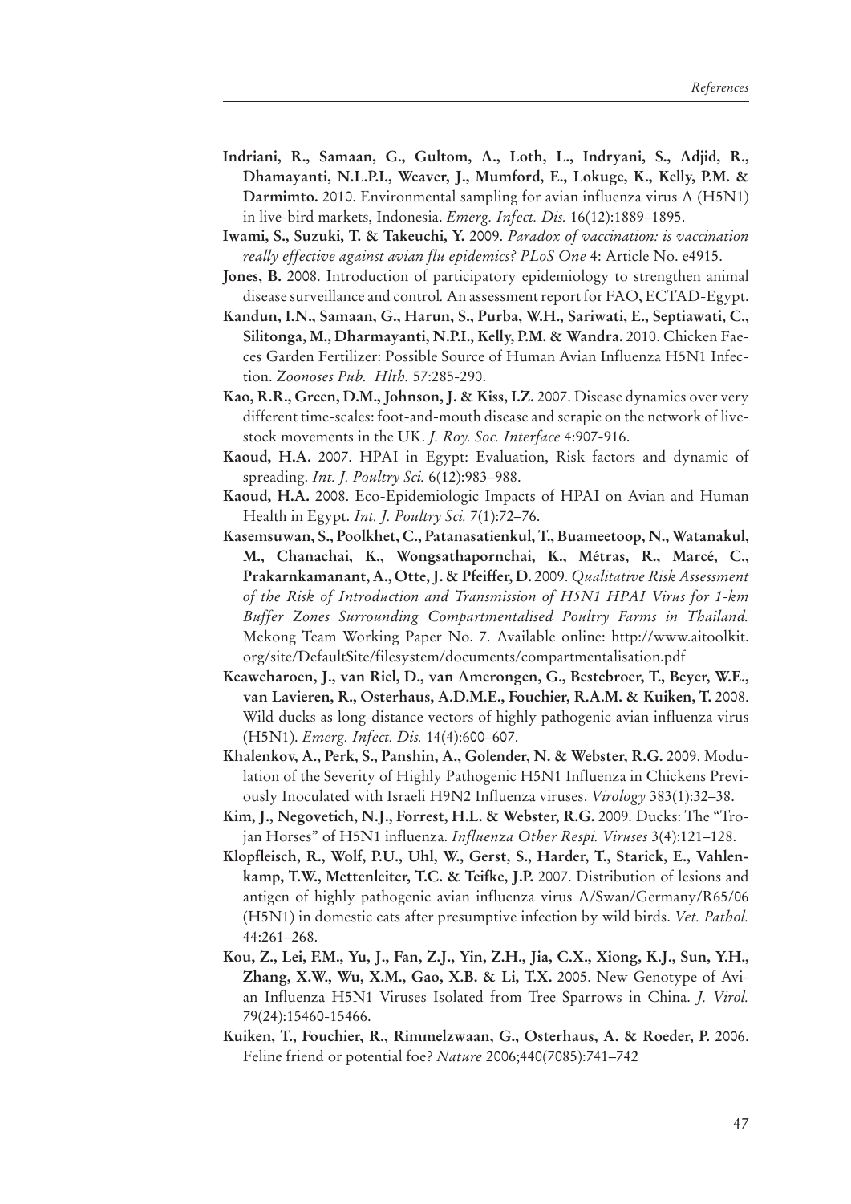**Indriani, R., Samaan, G., Gultom, A., Loth, L., Indryani, S., Adjid, R., Dhamayanti, N.L.P.I., Weaver, J., Mumford, E., Lokuge, K., Kelly, P.M. & Darmimto.** 2010. Environmental sampling for avian influenza virus A (H5N1) in live-bird markets, Indonesia. *Emerg. Infect. Dis.* 16(12):1889–1895.

**Iwami, S., Suzuki, T. & Takeuchi, Y.** 2009. *Paradox of vaccination: is vaccination really effective against avian flu epidemics? PLoS One* 4: Article No. e4915.

**Jones, B.** 2008. Introduction of participatory epidemiology to strengthen animal disease surveillance and control*.* An assessment report for FAO, ECTAD-Egypt.

**Kandun, I.N., Samaan, G., Harun, S., Purba, W.H., Sariwati, E., Septiawati, C., Silitonga, M., Dharmayanti, N.P.I., Kelly, P.M. & Wandra.** 2010. Chicken Faeces Garden Fertilizer: Possible Source of Human Avian Influenza H5N1 Infection. *Zoonoses Pub. Hlth.* 57:285-290.

**Kao, R.R., Green, D.M., Johnson, J. & Kiss, I.Z.** 2007. Disease dynamics over very different time-scales: foot-and-mouth disease and scrapie on the network of livestock movements in the UK. *J. Roy. Soc. Interface* 4:907-916.

**Kaoud, H.A.** 2007. HPAI in Egypt: Evaluation, Risk factors and dynamic of spreading. *Int. J. Poultry Sci.* 6(12):983–988.

**Kaoud, H.A.** 2008. Eco-Epidemiologic Impacts of HPAI on Avian and Human Health in Egypt. *Int. J. Poultry Sci.* 7(1):72–76.

**Kasemsuwan, S., Poolkhet, C., Patanasatienkul, T., Buameetoop, N., Watanakul, M., Chanachai, K., Wongsathapornchai, K., Métras, R., Marcé, C., Prakarnkamanant, A., Otte, J. & Pfeiffer, D.** 2009. *Qualitative Risk Assessment of the Risk of Introduction and Transmission of H5N1 HPAI Virus for 1-km Buffer Zones Surrounding Compartmentalised Poultry Farms in Thailand.* Mekong Team Working Paper No. 7. Available online: http://www.aitoolkit.org/site/DefaultSite/filesystem/documents/compartmentalisation.pdf

**Keawcharoen, J., van Riel, D., van Amerongen, G., Bestebroer, T., Beyer, W.E., van Lavieren, R., Osterhaus, A.D.M.E., Fouchier, R.A.M. & Kuiken, T.** 2008. Wild ducks as long-distance vectors of highly pathogenic avian influenza virus (H5N1). *Emerg. Infect. Dis.* 14(4):600–607.

**Khalenkov, A., Perk, S., Panshin, A., Golender, N. & Webster, R.G.** 2009. Modulation of the Severity of Highly Pathogenic H5N1 Influenza in Chickens Previously Inoculated with Israeli H9N2 Influenza viruses. *Virology* 383(1):32–38.

**Kim, J., Negovetich, N.J., Forrest, H.L. & Webster, R.G.** 2009. Ducks: The "Trojan Horses" of H5N1 influenza. *Influenza Other Respi. Viruses* 3(4):121–128.

**Klopfleisch, R., Wolf, P.U., Uhl, W., Gerst, S., Harder, T., Starick, E., Vahlenkamp, T.W., Mettenleiter, T.C. & Teifke, J.P.** 2007. Distribution of lesions and antigen of highly pathogenic avian influenza virus A/Swan/Germany/R65/06 (H5N1) in domestic cats after presumptive infection by wild birds. *Vet. Pathol.* 44:261–268.

**Kou, Z., Lei, F.M., Yu, J., Fan, Z.J., Yin, Z.H., Jia, C.X., Xiong, K.J., Sun, Y.H., Zhang, X.W., Wu, X.M., Gao, X.B. & Li, T.X.** 2005. New Genotype of Avian Influenza H5N1 Viruses Isolated from Tree Sparrows in China. *J. Virol.* 79(24):15460-15466.

**Kuiken, T., Fouchier, R., Rimmelzwaan, G., Osterhaus, A. & Roeder, P.** 2006. Feline friend or potential foe? *Nature* 2006;440(7085):741–742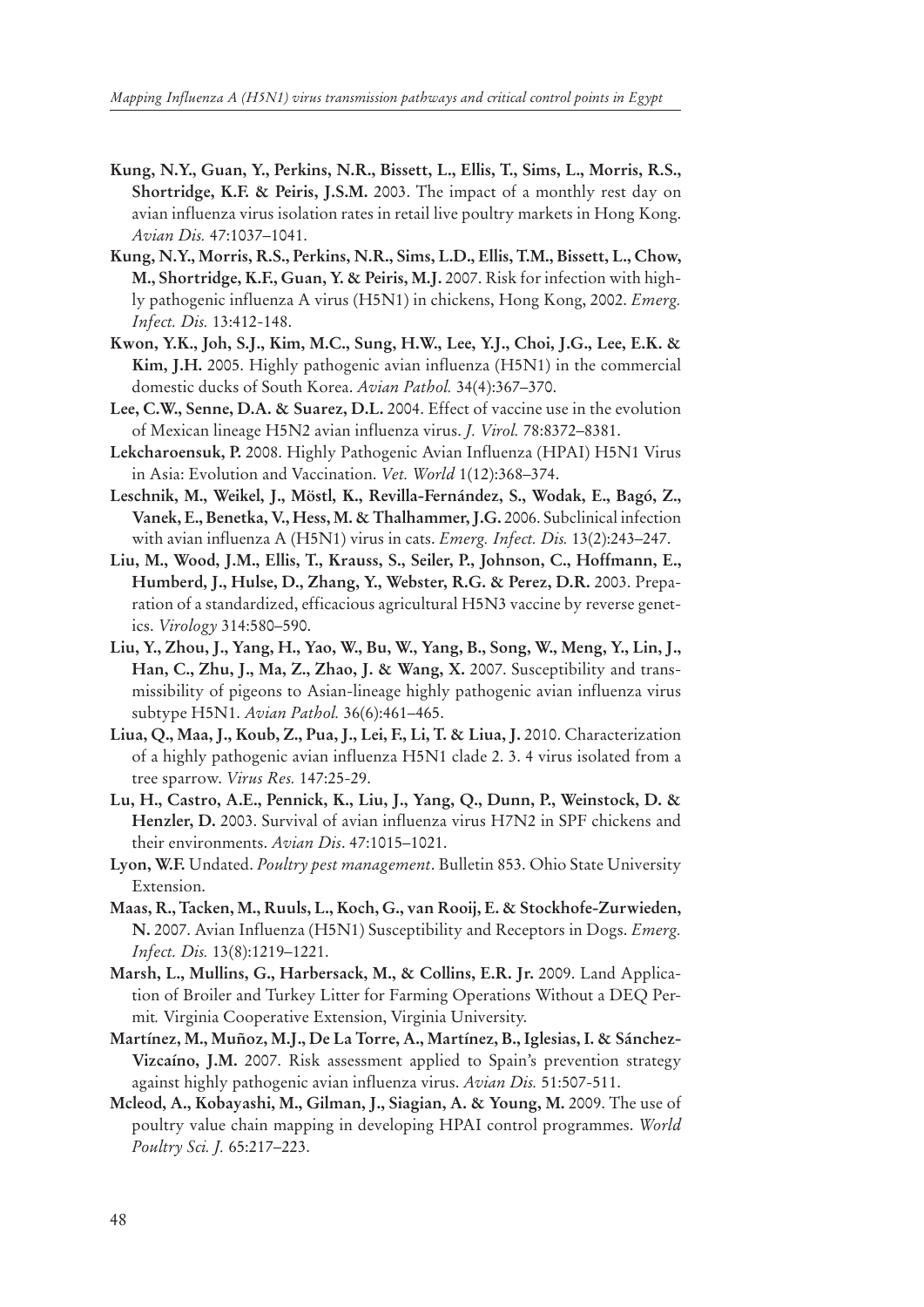**Kung, N.Y., Guan, Y., Perkins, N.R., Bissett, L., Ellis, T., Sims, L., Morris, R.S., Shortridge, K.F. & Peiris, J.S.M.** 2003. The impact of a monthly rest day on avian influenza virus isolation rates in retail live poultry markets in Hong Kong. *Avian Dis.* 47:1037–1041.

**Kung, N.Y., Morris, R.S., Perkins, N.R., Sims, L.D., Ellis, T.M., Bissett, L., Chow, M., Shortridge, K.F., Guan, Y. & Peiris, M.J.** 2007. Risk for infection with highly pathogenic influenza A virus (H5N1) in chickens, Hong Kong, 2002. *Emerg. Infect. Dis.* 13:412-148.

**Kwon, Y.K., Joh, S.J., Kim, M.C., Sung, H.W., Lee, Y.J., Choi, J.G., Lee, E.K. & Kim, J.H.** 2005. Highly pathogenic avian influenza (H5N1) in the commercial domestic ducks of South Korea. *Avian Pathol.* 34(4):367–370.

**Lee, C.W., Senne, D.A. & Suarez, D.L.** 2004. Effect of vaccine use in the evolution of Mexican lineage H5N2 avian influenza virus. *J. Virol.* 78:8372–8381.

**Lekcharoensuk, P.** 2008. Highly Pathogenic Avian Influenza (HPAI) H5N1 Virus in Asia: Evolution and Vaccination. *Vet. World* 1(12):368–374.

**Leschnik, M., Weikel, J., Möstl, K., Revilla-Fernández, S., Wodak, E., Bagó, Z., Vanek, E., Benetka, V., Hess, M. & Thalhammer, J.G.** 2006. Subclinical infection with avian influenza A (H5N1) virus in cats. *Emerg. Infect. Dis.* 13(2):243–247.

**Liu, M., Wood, J.M., Ellis, T., Krauss, S., Seiler, P., Johnson, C., Hoffmann, E., Humberd, J., Hulse, D., Zhang, Y., Webster, R.G. & Perez, D.R.** 2003. Preparation of a standardized, efficacious agricultural H5N3 vaccine by reverse genetics. *Virology* 314:580–590.

**Liu, Y., Zhou, J., Yang, H., Yao, W., Bu, W., Yang, B., Song, W., Meng, Y., Lin, J., Han, C., Zhu, J., Ma, Z., Zhao, J. & Wang, X.** 2007. Susceptibility and transmissibility of pigeons to Asian-lineage highly pathogenic avian influenza virus subtype H5N1. *Avian Pathol.* 36(6):461–465.

**Liua, Q., Maa, J., Koub, Z., Pua, J., Lei, F., Li, T. & Liua, J.** 2010. Characterization of a highly pathogenic avian influenza H5N1 clade 2. 3. 4 virus isolated from a tree sparrow. *Virus Res.* 147:25-29.

**Lu, H., Castro, A.E., Pennick, K., Liu, J., Yang, Q., Dunn, P., Weinstock, D. & Henzler, D.** 2003. Survival of avian influenza virus H7N2 in SPF chickens and their environments. *Avian Dis*. 47:1015–1021.

**Lyon, W.F.** Undated. *Poultry pest management*. Bulletin 853. Ohio State University Extension.

**Maas, R., Tacken, M., Ruuls, L., Koch, G., van Rooij, E. & Stockhofe-Zurwieden, N.** 2007. Avian Influenza (H5N1) Susceptibility and Receptors in Dogs. *Emerg. Infect. Dis.* 13(8):1219–1221.

**Marsh, L., Mullins, G., Harbersack, M., & Collins, E.R. Jr.** 2009. Land Application of Broiler and Turkey Litter for Farming Operations Without a DEQ Permit*.* Virginia Cooperative Extension, Virginia University.

**Martínez, M., Muñoz, M.J., De La Torre, A., Martínez, B., Iglesias, I. & Sánchez-Vizcaíno, J.M.** 2007. Risk assessment applied to Spain's prevention strategy against highly pathogenic avian influenza virus. *Avian Dis.* 51:507-511.

**Mcleod, A., Kobayashi, M., Gilman, J., Siagian, A. & Young, M.** 2009. The use of poultry value chain mapping in developing HPAI control programmes. *World Poultry Sci. J.* 65:217–223.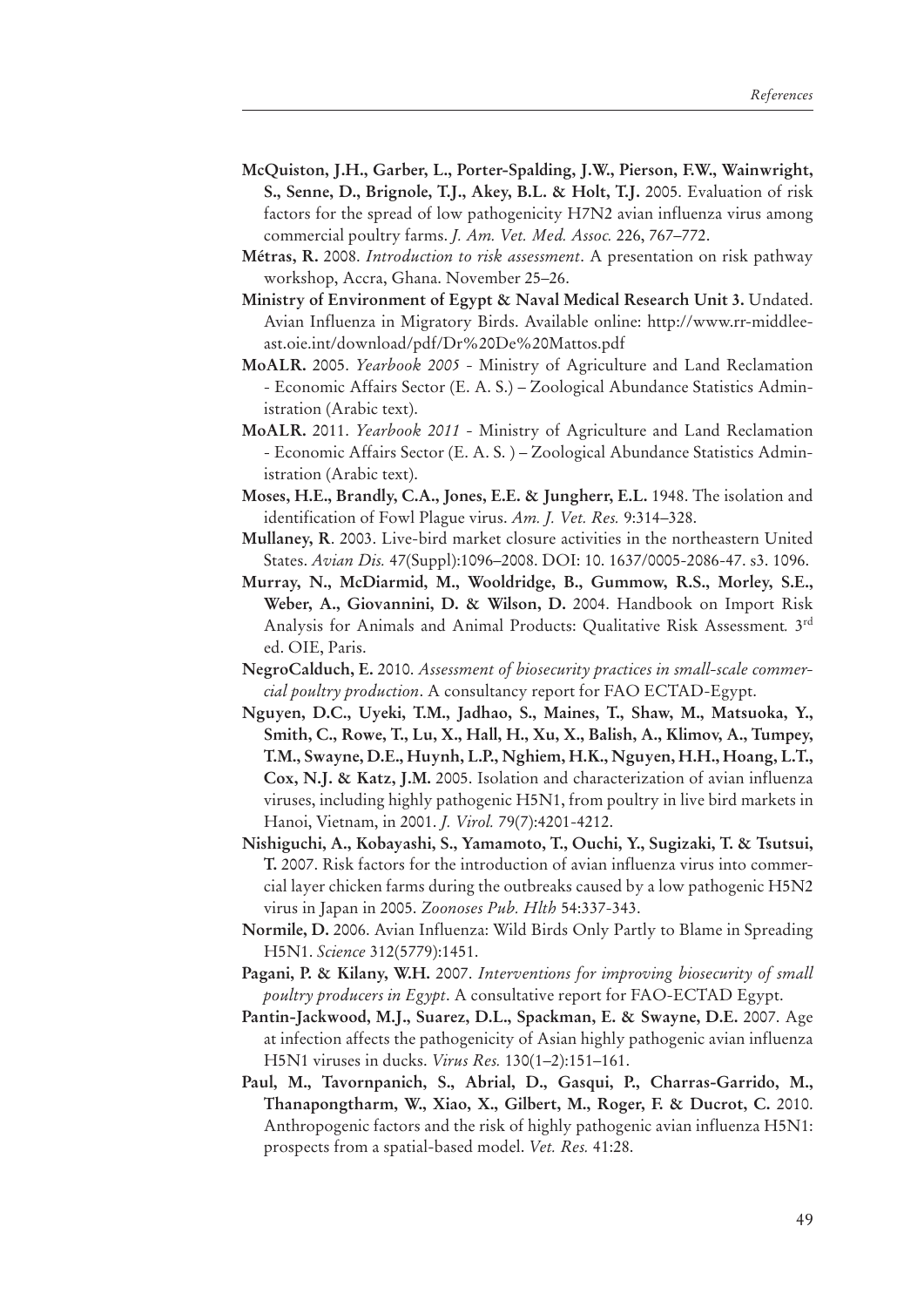**McQuiston, J.H., Garber, L., Porter-Spalding, J.W., Pierson, F.W., Wainwright, S., Senne, D., Brignole, T.J., Akey, B.L. & Holt, T.J.** 2005. Evaluation of risk factors for the spread of low pathogenicity H7N2 avian influenza virus among commercial poultry farms. *J. Am. Vet. Med. Assoc.* 226, 767–772.

**Métras, R.** 2008. *Introduction to risk assessment*. A presentation on risk pathway workshop, Accra, Ghana. November 25–26.

**Ministry of Environment of Egypt & Naval Medical Research Unit 3.** Undated. Avian Influenza in Migratory Birds. Available online: http://www.rr-middleeast.oie.int/download/pdf/Dr%20De%20Mattos.pdf

**MoALR.** 2005. *Yearbook 2005* - Ministry of Agriculture and Land Reclamation - Economic Affairs Sector (E. A. S.) – Zoological Abundance Statistics Administration (Arabic text).

**MoALR.** 2011. *Yearbook 2011* - Ministry of Agriculture and Land Reclamation - Economic Affairs Sector (E. A. S. ) – Zoological Abundance Statistics Administration (Arabic text).

**Moses, H.E., Brandly, C.A., Jones, E.E. & Jungherr, E.L.** 1948. The isolation and identification of Fowl Plague virus. *Am. J. Vet. Res.* 9:314–328.

**Mullaney, R**. 2003. Live-bird market closure activities in the northeastern United States. *Avian Dis.* 47(Suppl):1096–2008. DOI: 10. 1637/0005-2086-47. s3. 1096.

**Murray, N., McDiarmid, M., Wooldridge, B., Gummow, R.S., Morley, S.E., Weber, A., Giovannini, D. & Wilson, D.** 2004. Handbook on Import Risk Analysis for Animals and Animal Products: Qualitative Risk Assessment*.* 3rd ed. OIE, Paris.

**NegroCalduch, E.** 2010. *Assessment of biosecurity practices in small-scale commercial poultry production*. A consultancy report for FAO ECTAD-Egypt.

**Nguyen, D.C., Uyeki, T.M., Jadhao, S., Maines, T., Shaw, M., Matsuoka, Y., Smith, C., Rowe, T., Lu, X., Hall, H., Xu, X., Balish, A., Klimov, A., Tumpey, T.M., Swayne, D.E., Huynh, L.P., Nghiem, H.K., Nguyen, H.H., Hoang, L.T., Cox, N.J. & Katz, J.M.** 2005. Isolation and characterization of avian influenza viruses, including highly pathogenic H5N1, from poultry in live bird markets in Hanoi, Vietnam, in 2001. *J. Virol.* 79(7):4201-4212.

**Nishiguchi, A., Kobayashi, S., Yamamoto, T., Ouchi, Y., Sugizaki, T. & Tsutsui, T.** 2007. Risk factors for the introduction of avian influenza virus into commercial layer chicken farms during the outbreaks caused by a low pathogenic H5N2 virus in Japan in 2005. *Zoonoses Pub. Hlth* 54:337-343.

**Normile, D.** 2006. Avian Influenza: Wild Birds Only Partly to Blame in Spreading H5N1. *Science* 312(5779):1451.

**Pagani, P. & Kilany, W.H.** 2007. *Interventions for improving biosecurity of small poultry producers in Egypt*. A consultative report for FAO-ECTAD Egypt.

**Pantin-Jackwood, M.J., Suarez, D.L., Spackman, E. & Swayne, D.E.** 2007. Age at infection affects the pathogenicity of Asian highly pathogenic avian influenza H5N1 viruses in ducks. *Virus Res.* 130(1–2):151–161.

**Paul, M., Tavornpanich, S., Abrial, D., Gasqui, P., Charras-Garrido, M., Thanapongtharm, W., Xiao, X., Gilbert, M., Roger, F. & Ducrot, C.** 2010. Anthropogenic factors and the risk of highly pathogenic avian influenza H5N1: prospects from a spatial-based model. *Vet. Res.* 41:28.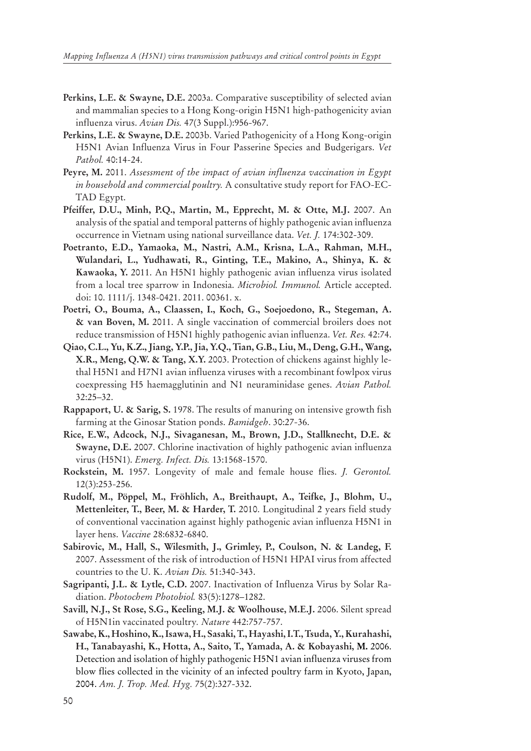**Perkins, L.E. & Swayne, D.E.** 2003a. Comparative susceptibility of selected avian and mammalian species to a Hong Kong-origin H5N1 high-pathogenicity avian influenza virus. *Avian Dis.* 47(3 Suppl.):956-967.

**Perkins, L.E. & Swayne, D.E.** 2003b. Varied Pathogenicity of a Hong Kong-origin H5N1 Avian Influenza Virus in Four Passerine Species and Budgerigars. *Vet Pathol.* 40:14-24.

**Peyre, M.** 2011. *Assessment of the impact of avian influenza vaccination in Egypt in household and commercial poultry.* A consultative study report for FAO-EC-TAD Egypt.

**Pfeiffer, D.U., Minh, P.Q., Martin, M., Epprecht, M. & Otte, M.J.** 2007. An analysis of the spatial and temporal patterns of highly pathogenic avian influenza occurrence in Vietnam using national surveillance data. *Vet. J.* 174:302-309.

**Poetranto, E.D., Yamaoka, M., Nastri, A.M., Krisna, L.A., Rahman, M.H., Wulandari, L., Yudhawati, R., Ginting, T.E., Makino, A., Shinya, K. & Kawaoka, Y.** 2011. An H5N1 highly pathogenic avian influenza virus isolated from a local tree sparrow in Indonesia. *Microbiol. Immunol.* Article accepted. doi: 10. 1111/j. 1348-0421. 2011. 00361. x.

**Poetri, O., Bouma, A., Claassen, I., Koch, G., Soejoedono, R., Stegeman, A. & van Boven, M.** 2011. A single vaccination of commercial broilers does not reduce transmission of H5N1 highly pathogenic avian influenza. *Vet. Res.* 42:74.

**Qiao, C.L., Yu, K.Z., Jiang, Y.P., Jia, Y.Q., Tian, G.B., Liu, M., Deng, G.H., Wang, X.R., Meng, Q.W. & Tang, X.Y.** 2003. Protection of chickens against highly lethal H5N1 and H7N1 avian influenza viruses with a recombinant fowlpox virus coexpressing H5 haemagglutinin and N1 neuraminidase genes. *Avian Pathol.* 32:25–32.

**Rappaport, U. & Sarig, S.** 1978. The results of manuring on intensive growth fish farming at the Ginosar Station ponds. *Bamidgeh*. 30:27-36.

**Rice, E.W., Adcock, N.J., Sivaganesan, M., Brown, J.D., Stallknecht, D.E. & Swayne, D.E.** 2007. Chlorine inactivation of highly pathogenic avian influenza virus (H5N1). *Emerg. Infect. Dis.* 13:1568-1570.

**Rockstein, M.** 1957. Longevity of male and female house flies. *J. Gerontol.* 12(3):253-256.

**Rudolf, M., Pöppel, M., Fröhlich, A., Breithaupt, A., Teifke, J., Blohm, U., Mettenleiter, T., Beer, M. & Harder, T.** 2010. Longitudinal 2 years field study of conventional vaccination against highly pathogenic avian influenza H5N1 in layer hens. *Vaccine* 28:6832-6840.

**Sabirovic, M., Hall, S., Wilesmith, J., Grimley, P., Coulson, N. & Landeg, F.** 2007. Assessment of the risk of introduction of H5N1 HPAI virus from affected countries to the U. K. *Avian Dis.* 51:340-343.

**Sagripanti, J.L. & Lytle, C.D.** 2007. Inactivation of Influenza Virus by Solar Radiation. *Photochem Photobiol.* 83(5):1278–1282.

**Savill, N.J., St Rose, S.G., Keeling, M.J. & Woolhouse, M.E.J.** 2006. Silent spread of H5N1in vaccinated poultry. *Nature* 442:757-757.

**Sawabe, K., Hoshino, K., Isawa, H., Sasaki, T., Hayashi, I.T., Tsuda, Y., Kurahashi, H., Tanabayashi, K., Hotta, A., Saito, T., Yamada, A. & Kobayashi, M.** 2006. Detection and isolation of highly pathogenic H5N1 avian influenza viruses from blow flies collected in the vicinity of an infected poultry farm in Kyoto, Japan, 2004. *Am. J. Trop. Med. Hyg.* 75(2):327-332.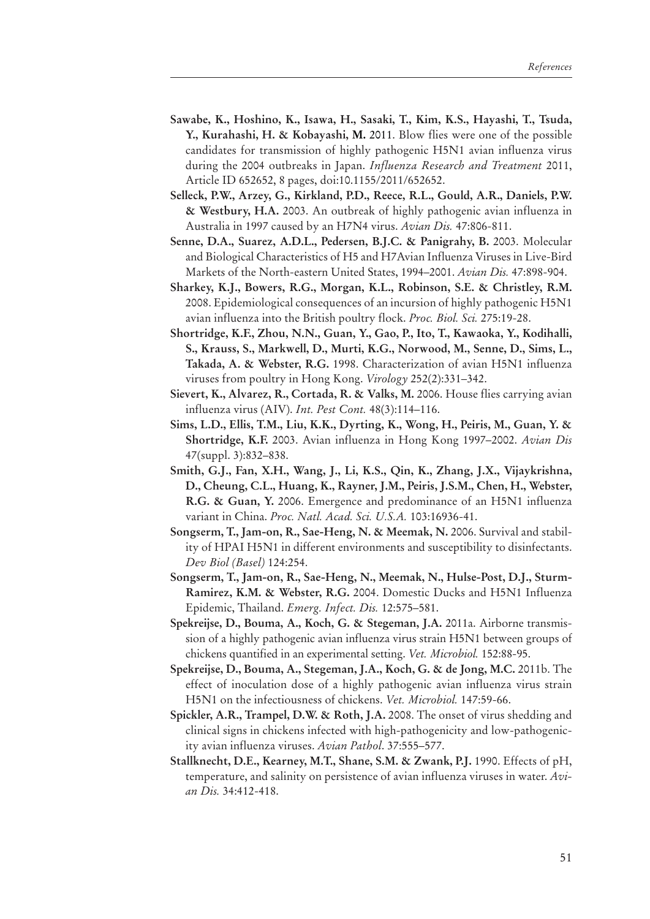**Sawabe, K., Hoshino, K., Isawa, H., Sasaki, T., Kim, K.S., Hayashi, T., Tsuda, Y., Kurahashi, H. & Kobayashi, M.** 2011. Blow flies were one of the possible candidates for transmission of highly pathogenic H5N1 avian influenza virus during the 2004 outbreaks in Japan. *Influenza Research and Treatment* 2011, Article ID 652652, 8 pages, doi:10.1155/2011/652652.

**Selleck, P.W., Arzey, G., Kirkland, P.D., Reece, R.L., Gould, A.R., Daniels, P.W. & Westbury, H.A.** 2003. An outbreak of highly pathogenic avian influenza in Australia in 1997 caused by an H7N4 virus. *Avian Dis.* 47:806-811.

**Senne, D.A., Suarez, A.D.L., Pedersen, B.J.C. & Panigrahy, B.** 2003. Molecular and Biological Characteristics of H5 and H7Avian Influenza Viruses in Live-Bird Markets of the North-eastern United States, 1994–2001. *Avian Dis.* 47:898-904.

**Sharkey, K.J., Bowers, R.G., Morgan, K.L., Robinson, S.E. & Christley, R.M.** 2008. Epidemiological consequences of an incursion of highly pathogenic H5N1 avian influenza into the British poultry flock. *Proc. Biol. Sci.* 275:19-28.

**Shortridge, K.F., Zhou, N.N., Guan, Y., Gao, P., Ito, T., Kawaoka, Y., Kodihalli, S., Krauss, S., Markwell, D., Murti, K.G., Norwood, M., Senne, D., Sims, L., Takada, A. & Webster, R.G.** 1998. Characterization of avian H5N1 influenza viruses from poultry in Hong Kong. *Virology* 252(2):331–342.

**Sievert, K., Alvarez, R., Cortada, R. & Valks, M.** 2006. House flies carrying avian influenza virus (AIV). *Int. Pest Cont.* 48(3):114–116.

**Sims, L.D., Ellis, T.M., Liu, K.K., Dyrting, K., Wong, H., Peiris, M., Guan, Y. & Shortridge, K.F.** 2003. Avian influenza in Hong Kong 1997–2002. *Avian Dis* 47(suppl. 3):832–838.

**Smith, G.J., Fan, X.H., Wang, J., Li, K.S., Qin, K., Zhang, J.X., Vijaykrishna, D., Cheung, C.L., Huang, K., Rayner, J.M., Peiris, J.S.M., Chen, H., Webster, R.G. & Guan, Y.** 2006. Emergence and predominance of an H5N1 influenza variant in China. *Proc. Natl. Acad. Sci. U.S.A.* 103:16936-41.

**Songserm, T., Jam-on, R., Sae-Heng, N. & Meemak, N.** 2006. Survival and stability of HPAI H5N1 in different environments and susceptibility to disinfectants. *Dev Biol (Basel)* 124:254.

**Songserm, T., Jam-on, R., Sae-Heng, N., Meemak, N., Hulse-Post, D.J., Sturm-Ramirez, K.M. & Webster, R.G.** 2004. Domestic Ducks and H5N1 Influenza Epidemic, Thailand. *Emerg. Infect. Dis.* 12:575–581.

**Spekreijse, D., Bouma, A., Koch, G. & Stegeman, J.A.** 2011a. Airborne transmission of a highly pathogenic avian influenza virus strain H5N1 between groups of chickens quantified in an experimental setting. *Vet. Microbiol.* 152:88-95.

**Spekreijse, D., Bouma, A., Stegeman, J.A., Koch, G. & de Jong, M.C.** 2011b. The effect of inoculation dose of a highly pathogenic avian influenza virus strain H5N1 on the infectiousness of chickens. *Vet. Microbiol.* 147:59-66.

**Spickler, A.R., Trampel, D.W. & Roth, J.A.** 2008. The onset of virus shedding and clinical signs in chickens infected with high-pathogenicity and low-pathogenicity avian influenza viruses. *Avian Pathol*. 37:555–577.

**Stallknecht, D.E., Kearney, M.T., Shane, S.M. & Zwank, P.J.** 1990. Effects of pH, temperature, and salinity on persistence of avian influenza viruses in water. *Avian Dis.* 34:412-418.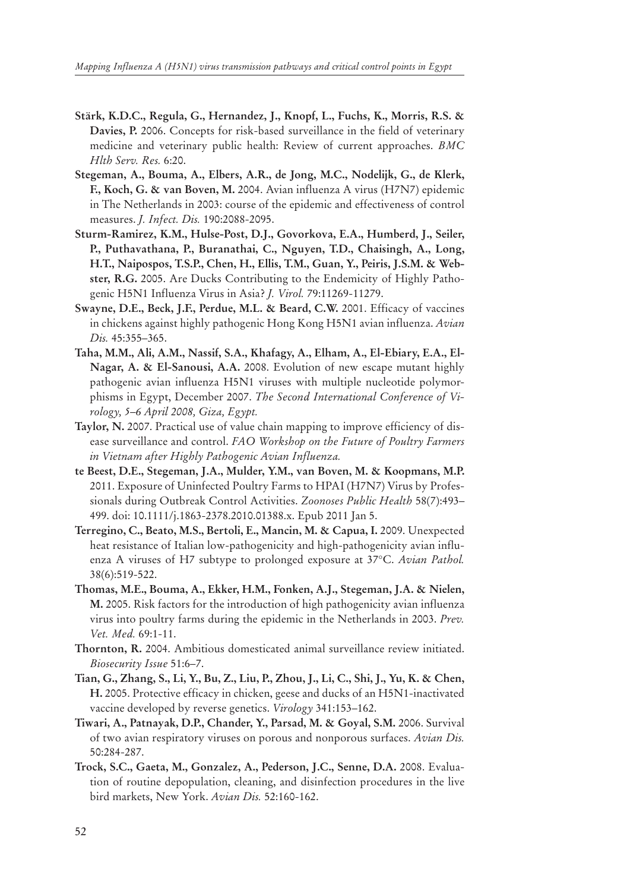**Stärk, K.D.C., Regula, G., Hernandez, J., Knopf, L., Fuchs, K., Morris, R.S. & Davies, P.** 2006. Concepts for risk-based surveillance in the field of veterinary medicine and veterinary public health: Review of current approaches. *BMC Hlth Serv. Res.* 6:20.

**Stegeman, A., Bouma, A., Elbers, A.R., de Jong, M.C., Nodelijk, G., de Klerk, F., Koch, G. & van Boven, M.** 2004. Avian influenza A virus (H7N7) epidemic in The Netherlands in 2003: course of the epidemic and effectiveness of control measures. *J. Infect. Dis.* 190:2088-2095.

**Sturm-Ramirez, K.M., Hulse-Post, D.J., Govorkova, E.A., Humberd, J., Seiler, P., Puthavathana, P., Buranathai, C., Nguyen, T.D., Chaisingh, A., Long, H.T., Naipospos, T.S.P., Chen, H., Ellis, T.M., Guan, Y., Peiris, J.S.M. & Webster, R.G.** 2005. Are Ducks Contributing to the Endemicity of Highly Pathogenic H5N1 Influenza Virus in Asia? *J. Virol.* 79:11269-11279.

**Swayne, D.E., Beck, J.F., Perdue, M.L. & Beard, C.W.** 2001. Efficacy of vaccines in chickens against highly pathogenic Hong Kong H5N1 avian influenza. *Avian Dis.* 45:355–365.

**Taha, M.M., Ali, A.M., Nassif, S.A., Khafagy, A., Elham, A., El-Ebiary, E.A., El-Nagar, A. & El-Sanousi, A.A.** 2008. Evolution of new escape mutant highly pathogenic avian influenza H5N1 viruses with multiple nucleotide polymorphisms in Egypt, December 2007. *The Second International Conference of Virology, 5–6 April 2008, Giza, Egypt.*

**Taylor, N.** 2007. Practical use of value chain mapping to improve efficiency of disease surveillance and control. *FAO Workshop on the Future of Poultry Farmers in Vietnam after Highly Pathogenic Avian Influenza.*

**te Beest, D.E., Stegeman, J.A., Mulder, Y.M., van Boven, M. & Koopmans, M.P.** 2011. Exposure of Uninfected Poultry Farms to HPAI (H7N7) Virus by Professionals during Outbreak Control Activities. *Zoonoses Public Health* 58(7):493–499. doi: 10.1111/j.1863-2378.2010.01388.x. Epub 2011 Jan 5.

**Terregino, C., Beato, M.S., Bertoli, E., Mancin, M. & Capua, I.** 2009. Unexpected heat resistance of Italian low-pathogenicity and high-pathogenicity avian influenza A viruses of H7 subtype to prolonged exposure at 37°C. *Avian Pathol.* 38(6):519-522.

**Thomas, M.E., Bouma, A., Ekker, H.M., Fonken, A.J., Stegeman, J.A. & Nielen, M.** 2005. Risk factors for the introduction of high pathogenicity avian influenza virus into poultry farms during the epidemic in the Netherlands in 2003. *Prev. Vet. Med.* 69:1-11.

**Thornton, R.** 2004. Ambitious domesticated animal surveillance review initiated. *Biosecurity Issue* 51:6–7.

**Tian, G., Zhang, S., Li, Y., Bu, Z., Liu, P., Zhou, J., Li, C., Shi, J., Yu, K. & Chen, H.** 2005. Protective efficacy in chicken, geese and ducks of an H5N1-inactivated vaccine developed by reverse genetics. *Virology* 341:153–162.

**Tiwari, A., Patnayak, D.P., Chander, Y., Parsad, M. & Goyal, S.M.** 2006. Survival of two avian respiratory viruses on porous and nonporous surfaces. *Avian Dis.* 50:284-287.

**Trock, S.C., Gaeta, M., Gonzalez, A., Pederson, J.C., Senne, D.A.** 2008. Evaluation of routine depopulation, cleaning, and disinfection procedures in the live bird markets, New York. *Avian Dis.* 52:160-162.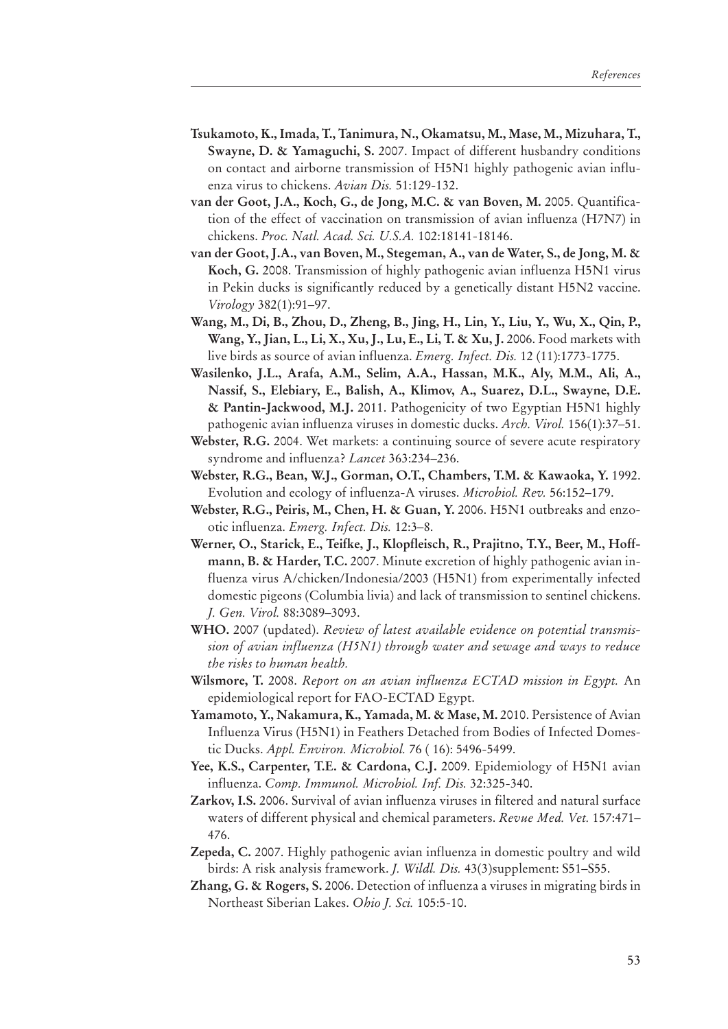**Tsukamoto, K., Imada, T., Tanimura, N., Okamatsu, M., Mase, M., Mizuhara, T., Swayne, D. & Yamaguchi, S.** 2007. Impact of different husbandry conditions on contact and airborne transmission of H5N1 highly pathogenic avian influenza virus to chickens. *Avian Dis.* 51:129-132.

**van der Goot, J.A., Koch, G., de Jong, M.C. & van Boven, M.** 2005. Quantification of the effect of vaccination on transmission of avian influenza (H7N7) in chickens. *Proc. Natl. Acad. Sci. U.S.A.* 102:18141-18146.

**van der Goot, J.A., van Boven, M., Stegeman, A., van de Water, S., de Jong, M. & Koch, G.** 2008. Transmission of highly pathogenic avian influenza H5N1 virus in Pekin ducks is significantly reduced by a genetically distant H5N2 vaccine. *Virology* 382(1):91–97.

**Wang, M., Di, B., Zhou, D., Zheng, B., Jing, H., Lin, Y., Liu, Y., Wu, X., Qin, P., Wang, Y., Jian, L., Li, X., Xu, J., Lu, E., Li, T. & Xu, J.** 2006. Food markets with live birds as source of avian influenza. *Emerg. Infect. Dis.* 12 (11):1773-1775.

**Wasilenko, J.L., Arafa, A.M., Selim, A.A., Hassan, M.K., Aly, M.M., Ali, A., Nassif, S., Elebiary, E., Balish, A., Klimov, A., Suarez, D.L., Swayne, D.E. & Pantin-Jackwood, M.J.** 2011. Pathogenicity of two Egyptian H5N1 highly pathogenic avian influenza viruses in domestic ducks. *Arch. Virol.* 156(1):37–51.

**Webster, R.G.** 2004. Wet markets: a continuing source of severe acute respiratory syndrome and influenza? *Lancet* 363:234–236.

**Webster, R.G., Bean, W.J., Gorman, O.T., Chambers, T.M. & Kawaoka, Y.** 1992. Evolution and ecology of influenza-A viruses. *Microbiol. Rev.* 56:152–179.

**Webster, R.G., Peiris, M., Chen, H. & Guan, Y.** 2006. H5N1 outbreaks and enzootic influenza. *Emerg. Infect. Dis.* 12:3–8.

**Werner, O., Starick, E., Teifke, J., Klopfleisch, R., Prajitno, T.Y., Beer, M., Hoffmann, B. & Harder, T.C.** 2007. Minute excretion of highly pathogenic avian influenza virus A/chicken/Indonesia/2003 (H5N1) from experimentally infected domestic pigeons (Columbia livia) and lack of transmission to sentinel chickens. *J. Gen. Virol.* 88:3089–3093.

**WHO.** 2007 (updated). *Review of latest available evidence on potential transmission of avian influenza (H5N1) through water and sewage and ways to reduce the risks to human health.*

**Wilsmore, T.** 2008. *Report on an avian influenza ECTAD mission in Egypt.* An epidemiological report for FAO-ECTAD Egypt.

**Yamamoto, Y., Nakamura, K., Yamada, M. & Mase, M.** 2010. Persistence of Avian Influenza Virus (H5N1) in Feathers Detached from Bodies of Infected Domestic Ducks. *Appl. Environ. Microbiol.* 76 ( 16): 5496-5499.

**Yee, K.S., Carpenter, T.E. & Cardona, C.J.** 2009. Epidemiology of H5N1 avian influenza. *Comp. Immunol. Microbiol. Inf. Dis.* 32:325-340.

**Zarkov, I.S.** 2006. Survival of avian influenza viruses in filtered and natural surface waters of different physical and chemical parameters. *Revue Med. Vet.* 157:471–476.

**Zepeda, C.** 2007. Highly pathogenic avian influenza in domestic poultry and wild birds: A risk analysis framework. *J. Wildl. Dis.* 43(3)supplement: S51–S55.

**Zhang, G. & Rogers, S.** 2006. Detection of influenza a viruses in migrating birds in Northeast Siberian Lakes. *Ohio J. Sci.* 105:5-10.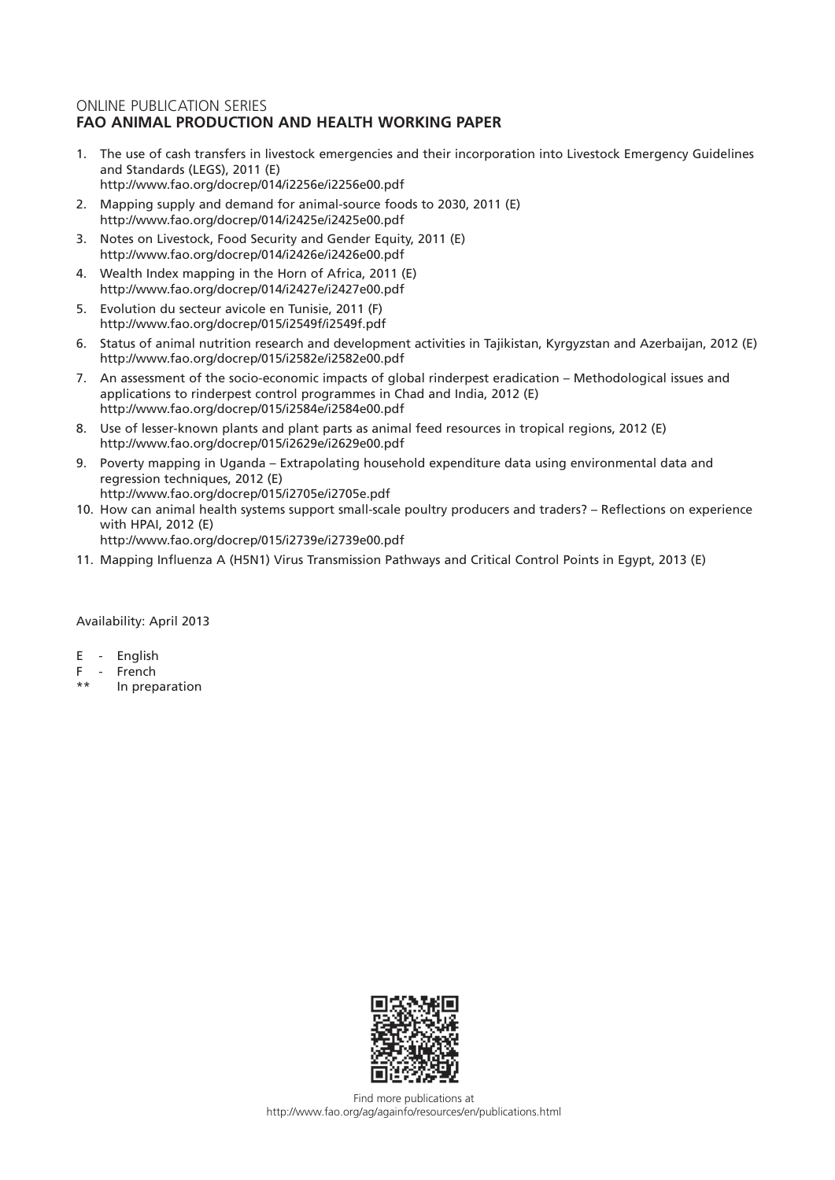ONLINE PUBLICATION SERIES

**FAO ANIMAL PRODUCTION AND HEALTH WORKING PAPER**

1. The use of cash transfers in livestock emergencies and their incorporation into Livestock Emergency Guidelines and Standards (LEGS), 2011 (E)
   http://www.fao.org/docrep/014/i2256e/i2256e00.pdf
2. Mapping supply and demand for animal-source foods to 2030, 2011 (E)
   http://www.fao.org/docrep/014/i2425e/i2425e00.pdf
3. Notes on Livestock, Food Security and Gender Equity, 2011 (E)
   http://www.fao.org/docrep/014/i2426e/i2426e00.pdf
4. Wealth Index mapping in the Horn of Africa, 2011 (E)
   http://www.fao.org/docrep/014/i2427e/i2427e00.pdf
5. Evolution du secteur avicole en Tunisie, 2011 (F)
   http://www.fao.org/docrep/015/i2549f/i2549f.pdf
6. Status of animal nutrition research and development activities in Tajikistan, Kyrgyzstan and Azerbaijan, 2012 (E)
   http://www.fao.org/docrep/015/i2582e/i2582e00.pdf
7. An assessment of the socio-economic impacts of global rinderpest eradication – Methodological issues and applications to rinderpest control programmes in Chad and India, 2012 (E)
   http://www.fao.org/docrep/015/i2584e/i2584e00.pdf
8. Use of lesser-known plants and plant parts as animal feed resources in tropical regions, 2012 (E)
   http://www.fao.org/docrep/015/i2629e/i2629e00.pdf
9. Poverty mapping in Uganda – Extrapolating household expenditure data using environmental data and regression techniques, 2012 (E)
   http://www.fao.org/docrep/015/i2705e/i2705e.pdf
10. How can animal health systems support small-scale poultry producers and traders? – Reflections on experience with HPAI, 2012 (E)
    http://www.fao.org/docrep/015/i2739e/i2739e00.pdf
11. Mapping Influenza A (H5N1) Virus Transmission Pathways and Critical Control Points in Egypt, 2013 (E)

Availability: April 2013

E - English
F - French
** In preparation

Find more publications at
http://www.fao.org/ag/againfo/resources/en/publications.html